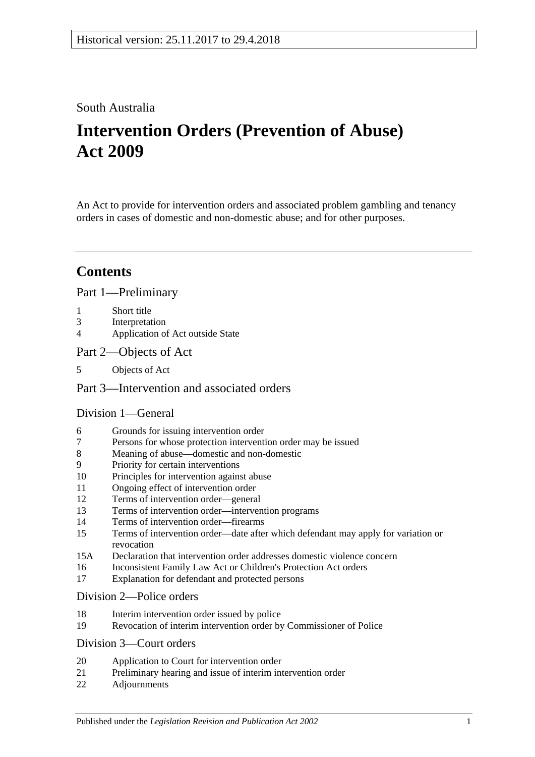Historical version: 25.11.2017 to 29.4.2018

South Australia

# Intervention Orders (Prevention of Abuse) Act 2009

An Act to provide for intervention orders and associated problem gambling and tenancy orders in cases of domestic and non-domestic abuse; and for other purposes.

## Contents

### Part 1—Preliminary

1 Short title
3 Interpretation
4 Application of Act outside State

### Part 2—Objects of Act

5 Objects of Act

### Part 3—Intervention and associated orders

#### Division 1—General

6 Grounds for issuing intervention order
7 Persons for whose protection intervention order may be issued
8 Meaning of abuse—domestic and non-domestic
9 Priority for certain interventions
10 Principles for intervention against abuse
11 Ongoing effect of intervention order
12 Terms of intervention order—general
13 Terms of intervention order—intervention programs
14 Terms of intervention order—firearms
15 Terms of intervention order—date after which defendant may apply for variation or revocation
15A Declaration that intervention order addresses domestic violence concern
16 Inconsistent Family Law Act or Children's Protection Act orders
17 Explanation for defendant and protected persons

#### Division 2—Police orders

18 Interim intervention order issued by police
19 Revocation of interim intervention order by Commissioner of Police

#### Division 3—Court orders

20 Application to Court for intervention order
21 Preliminary hearing and issue of interim intervention order
22 Adjournments

Published under the *Legislation Revision and Publication Act 2002*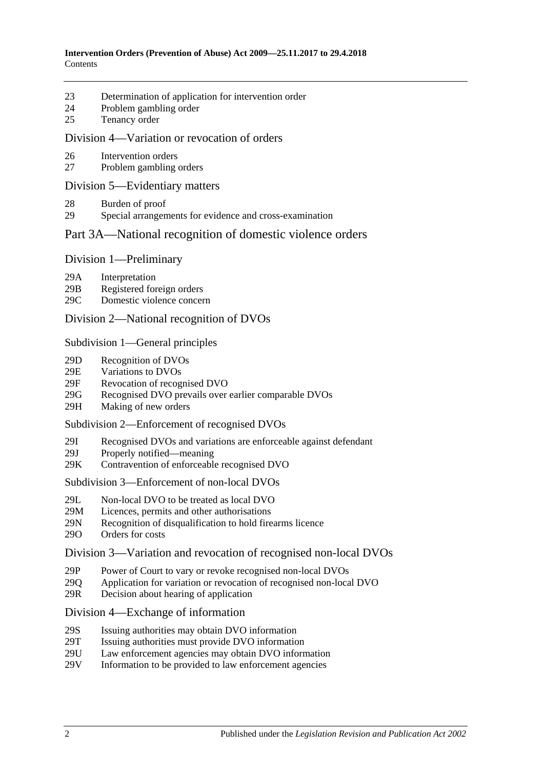23 Determination of application for intervention order
24 Problem gambling order
25 Tenancy order

## Division 4—Variation or revocation of orders

26 Intervention orders
27 Problem gambling orders

## Division 5—Evidentiary matters

28 Burden of proof
29 Special arrangements for evidence and cross-examination

# Part 3A—National recognition of domestic violence orders

## Division 1—Preliminary

29A Interpretation
29B Registered foreign orders
29C Domestic violence concern

## Division 2—National recognition of DVOs

### Subdivision 1—General principles

29D Recognition of DVOs
29E Variations to DVOs
29F Revocation of recognised DVO
29G Recognised DVO prevails over earlier comparable DVOs
29H Making of new orders

### Subdivision 2—Enforcement of recognised DVOs

29I Recognised DVOs and variations are enforceable against defendant
29J Properly notified—meaning
29K Contravention of enforceable recognised DVO

### Subdivision 3—Enforcement of non-local DVOs

29L Non-local DVO to be treated as local DVO
29M Licences, permits and other authorisations
29N Recognition of disqualification to hold firearms licence
29O Orders for costs

## Division 3—Variation and revocation of recognised non-local DVOs

29P Power of Court to vary or revoke recognised non-local DVOs
29Q Application for variation or revocation of recognised non-local DVO
29R Decision about hearing of application

## Division 4—Exchange of information

29S Issuing authorities may obtain DVO information
29T Issuing authorities must provide DVO information
29U Law enforcement agencies may obtain DVO information
29V Information to be provided to law enforcement agencies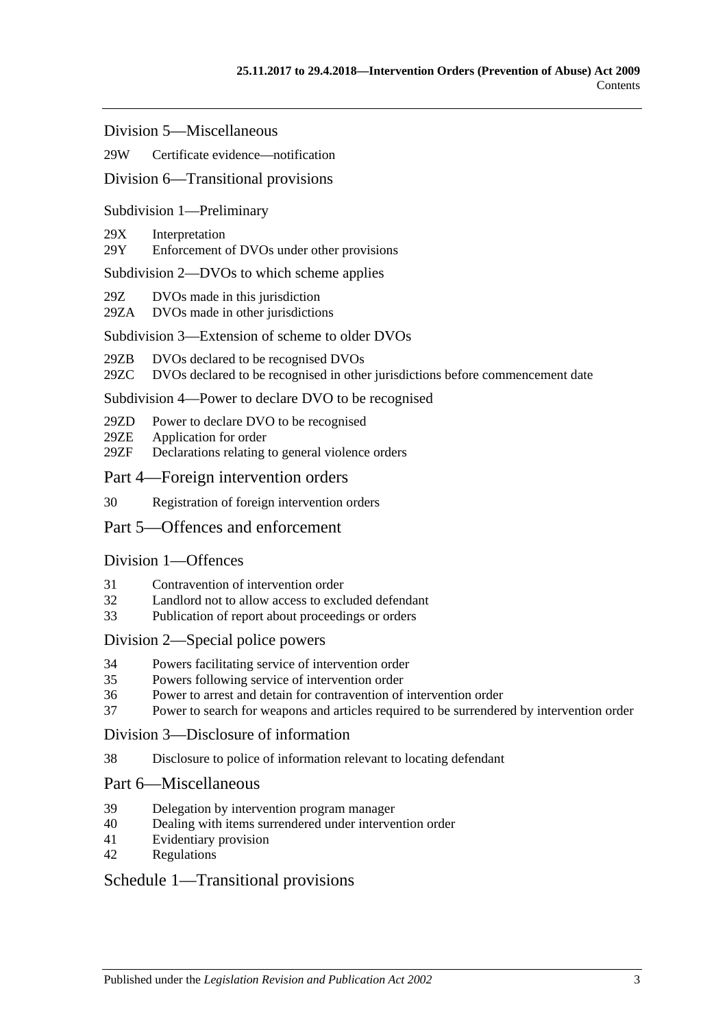Division 5—Miscellaneous

29W Certificate evidence—notification

Division 6—Transitional provisions

Subdivision 1—Preliminary

29X Interpretation
29Y Enforcement of DVOs under other provisions

Subdivision 2—DVOs to which scheme applies

29Z DVOs made in this jurisdiction
29ZA DVOs made in other jurisdictions

Subdivision 3—Extension of scheme to older DVOs

29ZB DVOs declared to be recognised DVOs
29ZC DVOs declared to be recognised in other jurisdictions before commencement date

Subdivision 4—Power to declare DVO to be recognised

29ZD Power to declare DVO to be recognised
29ZE Application for order
29ZF Declarations relating to general violence orders

Part 4—Foreign intervention orders

30 Registration of foreign intervention orders

Part 5—Offences and enforcement

Division 1—Offences

31 Contravention of intervention order
32 Landlord not to allow access to excluded defendant
33 Publication of report about proceedings or orders

Division 2—Special police powers

34 Powers facilitating service of intervention order
35 Powers following service of intervention order
36 Power to arrest and detain for contravention of intervention order
37 Power to search for weapons and articles required to be surrendered by intervention order

Division 3—Disclosure of information

38 Disclosure to police of information relevant to locating defendant

Part 6—Miscellaneous

39 Delegation by intervention program manager
40 Dealing with items surrendered under intervention order
41 Evidentiary provision
42 Regulations

Schedule 1—Transitional provisions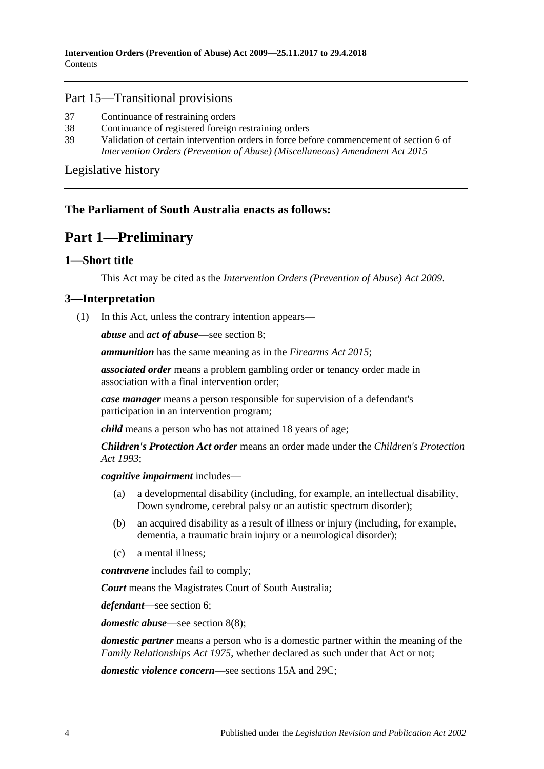## Part 15—Transitional provisions

37 Continuance of restraining orders
38 Continuance of registered foreign restraining orders
39 Validation of certain intervention orders in force before commencement of section 6 of *Intervention Orders (Prevention of Abuse) (Miscellaneous) Amendment Act 2015*

## Legislative history

**The Parliament of South Australia enacts as follows:**

# Part 1—Preliminary

## 1—Short title

This Act may be cited as the *Intervention Orders (Prevention of Abuse) Act 2009*.

## 3—Interpretation

(1) In this Act, unless the contrary intention appears—

***abuse*** and ***act of abuse***—see section 8;

***ammunition*** has the same meaning as in the *Firearms Act 2015*;

***associated order*** means a problem gambling order or tenancy order made in association with a final intervention order;

***case manager*** means a person responsible for supervision of a defendant's participation in an intervention program;

***child*** means a person who has not attained 18 years of age;

***Children's Protection Act order*** means an order made under the *Children's Protection Act 1993*;

***cognitive impairment*** includes—

(a) a developmental disability (including, for example, an intellectual disability, Down syndrome, cerebral palsy or an autistic spectrum disorder);

(b) an acquired disability as a result of illness or injury (including, for example, dementia, a traumatic brain injury or a neurological disorder);

(c) a mental illness;

***contravene*** includes fail to comply;

***Court*** means the Magistrates Court of South Australia;

***defendant***—see section 6;

***domestic abuse***—see section 8(8);

***domestic partner*** means a person who is a domestic partner within the meaning of the *Family Relationships Act 1975*, whether declared as such under that Act or not;

***domestic violence concern***—see sections 15A and 29C;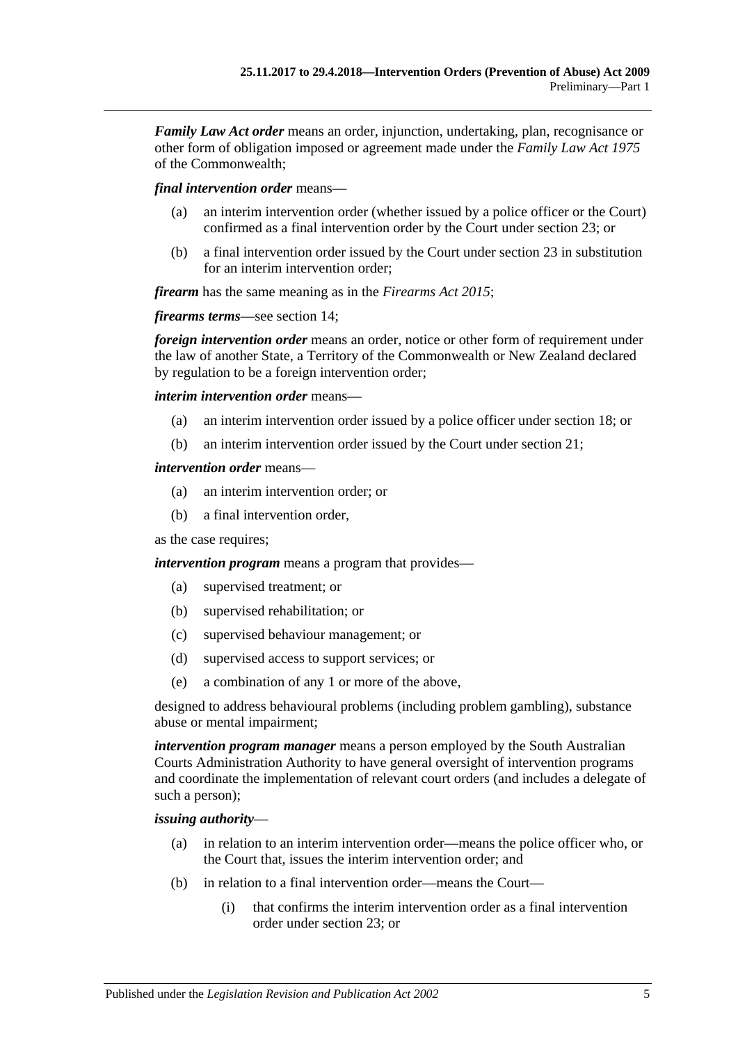***Family Law Act order*** means an order, injunction, undertaking, plan, recognisance or other form of obligation imposed or agreement made under the *Family Law Act 1975* of the Commonwealth;

***final intervention order*** means—

- (a) an interim intervention order (whether issued by a police officer or the Court) confirmed as a final intervention order by the Court under section 23; or
- (b) a final intervention order issued by the Court under section 23 in substitution for an interim intervention order;

***firearm*** has the same meaning as in the *Firearms Act 2015*;

***firearms terms***—see section 14;

***foreign intervention order*** means an order, notice or other form of requirement under the law of another State, a Territory of the Commonwealth or New Zealand declared by regulation to be a foreign intervention order;

***interim intervention order*** means—

- (a) an interim intervention order issued by a police officer under section 18; or
- (b) an interim intervention order issued by the Court under section 21;

***intervention order*** means—

- (a) an interim intervention order; or
- (b) a final intervention order,

as the case requires;

***intervention program*** means a program that provides—

- (a) supervised treatment; or
- (b) supervised rehabilitation; or
- (c) supervised behaviour management; or
- (d) supervised access to support services; or
- (e) a combination of any 1 or more of the above,

designed to address behavioural problems (including problem gambling), substance abuse or mental impairment;

***intervention program manager*** means a person employed by the South Australian Courts Administration Authority to have general oversight of intervention programs and coordinate the implementation of relevant court orders (and includes a delegate of such a person);

***issuing authority***—

- (a) in relation to an interim intervention order—means the police officer who, or the Court that, issues the interim intervention order; and
- (b) in relation to a final intervention order—means the Court—
  - (i) that confirms the interim intervention order as a final intervention order under section 23; or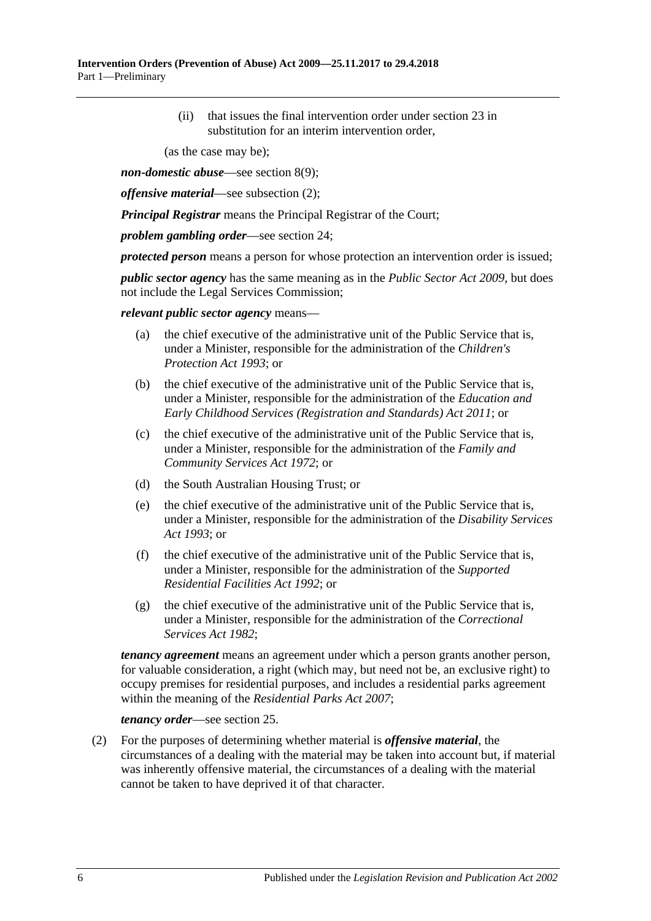(ii) that issues the final intervention order under section 23 in substitution for an interim intervention order,

(as the case may be);

***non-domestic abuse***—see section 8(9);

***offensive material***—see subsection (2);

***Principal Registrar*** means the Principal Registrar of the Court;

***problem gambling order***—see section 24;

***protected person*** means a person for whose protection an intervention order is issued;

***public sector agency*** has the same meaning as in the *Public Sector Act 2009*, but does not include the Legal Services Commission;

***relevant public sector agency*** means—

(a) the chief executive of the administrative unit of the Public Service that is, under a Minister, responsible for the administration of the *Children's Protection Act 1993*; or

(b) the chief executive of the administrative unit of the Public Service that is, under a Minister, responsible for the administration of the *Education and Early Childhood Services (Registration and Standards) Act 2011*; or

(c) the chief executive of the administrative unit of the Public Service that is, under a Minister, responsible for the administration of the *Family and Community Services Act 1972*; or

(d) the South Australian Housing Trust; or

(e) the chief executive of the administrative unit of the Public Service that is, under a Minister, responsible for the administration of the *Disability Services Act 1993*; or

(f) the chief executive of the administrative unit of the Public Service that is, under a Minister, responsible for the administration of the *Supported Residential Facilities Act 1992*; or

(g) the chief executive of the administrative unit of the Public Service that is, under a Minister, responsible for the administration of the *Correctional Services Act 1982*;

***tenancy agreement*** means an agreement under which a person grants another person, for valuable consideration, a right (which may, but need not be, an exclusive right) to occupy premises for residential purposes, and includes a residential parks agreement within the meaning of the *Residential Parks Act 2007*;

***tenancy order***—see section 25.

(2) For the purposes of determining whether material is ***offensive material***, the circumstances of a dealing with the material may be taken into account but, if material was inherently offensive material, the circumstances of a dealing with the material cannot be taken to have deprived it of that character.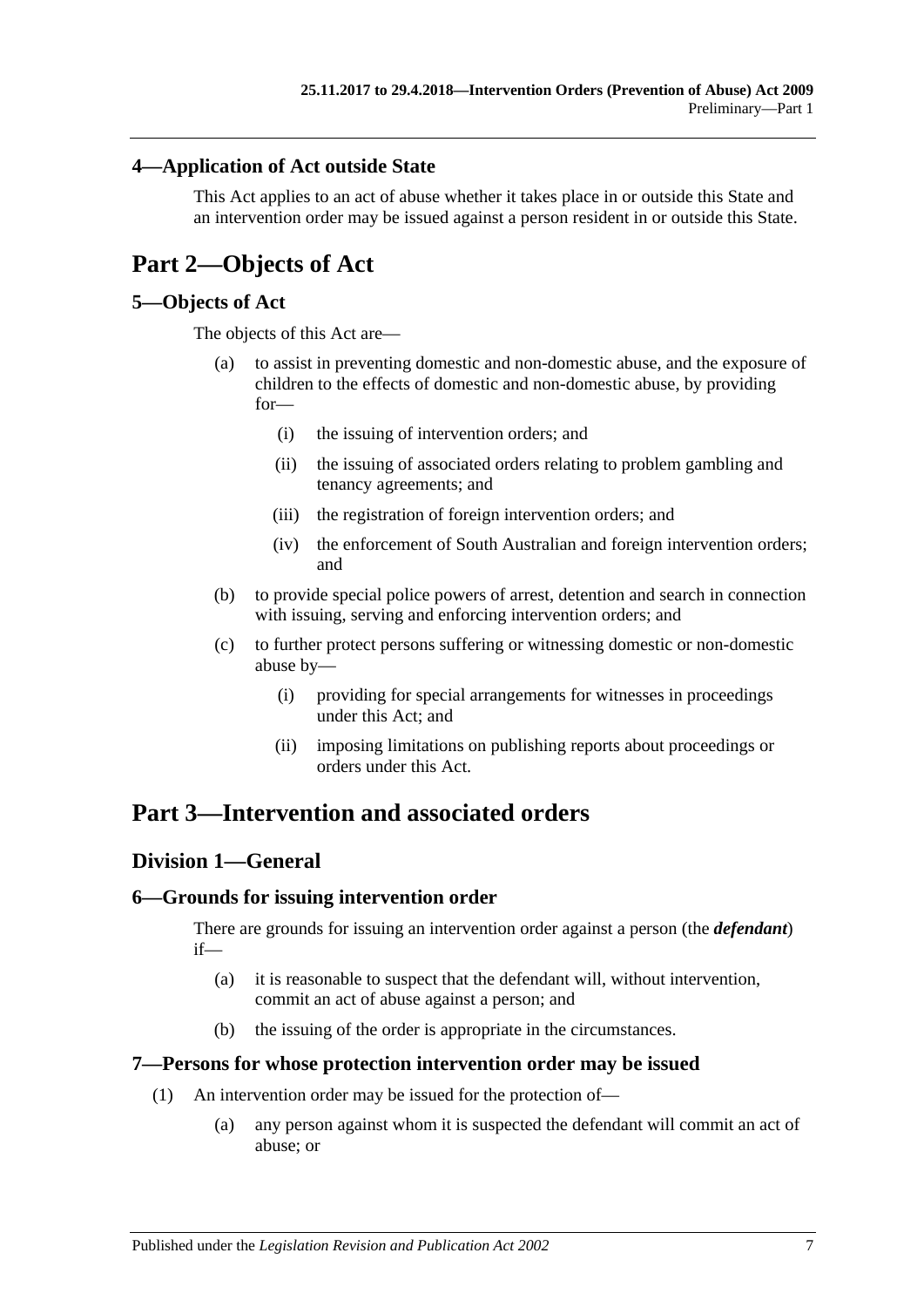### 4—Application of Act outside State

This Act applies to an act of abuse whether it takes place in or outside this State and an intervention order may be issued against a person resident in or outside this State.

## Part 2—Objects of Act

### 5—Objects of Act

The objects of this Act are—

- (a) to assist in preventing domestic and non-domestic abuse, and the exposure of children to the effects of domestic and non-domestic abuse, by providing for—
  - (i) the issuing of intervention orders; and
  - (ii) the issuing of associated orders relating to problem gambling and tenancy agreements; and
  - (iii) the registration of foreign intervention orders; and
  - (iv) the enforcement of South Australian and foreign intervention orders; and
- (b) to provide special police powers of arrest, detention and search in connection with issuing, serving and enforcing intervention orders; and
- (c) to further protect persons suffering or witnessing domestic or non-domestic abuse by—
  - (i) providing for special arrangements for witnesses in proceedings under this Act; and
  - (ii) imposing limitations on publishing reports about proceedings or orders under this Act.

## Part 3—Intervention and associated orders

### Division 1—General

### 6—Grounds for issuing intervention order

There are grounds for issuing an intervention order against a person (the ***defendant***) if—

- (a) it is reasonable to suspect that the defendant will, without intervention, commit an act of abuse against a person; and
- (b) the issuing of the order is appropriate in the circumstances.

### 7—Persons for whose protection intervention order may be issued

(1) An intervention order may be issued for the protection of—

- (a) any person against whom it is suspected the defendant will commit an act of abuse; or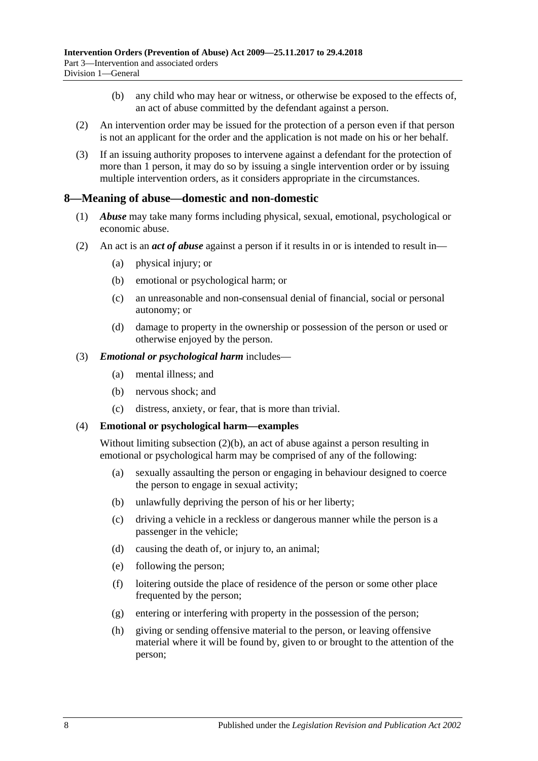(b) any child who may hear or witness, or otherwise be exposed to the effects of, an act of abuse committed by the defendant against a person.

(2) An intervention order may be issued for the protection of a person even if that person is not an applicant for the order and the application is not made on his or her behalf.

(3) If an issuing authority proposes to intervene against a defendant for the protection of more than 1 person, it may do so by issuing a single intervention order or by issuing multiple intervention orders, as it considers appropriate in the circumstances.

## 8—Meaning of abuse—domestic and non-domestic

(1) ***Abuse*** may take many forms including physical, sexual, emotional, psychological or economic abuse.

(2) An act is an ***act of abuse*** against a person if it results in or is intended to result in—

(a) physical injury; or

(b) emotional or psychological harm; or

(c) an unreasonable and non-consensual denial of financial, social or personal autonomy; or

(d) damage to property in the ownership or possession of the person or used or otherwise enjoyed by the person.

(3) ***Emotional or psychological harm*** includes—

(a) mental illness; and

(b) nervous shock; and

(c) distress, anxiety, or fear, that is more than trivial.

(4) **Emotional or psychological harm—examples**

Without limiting subsection (2)(b), an act of abuse against a person resulting in emotional or psychological harm may be comprised of any of the following:

(a) sexually assaulting the person or engaging in behaviour designed to coerce the person to engage in sexual activity;

(b) unlawfully depriving the person of his or her liberty;

(c) driving a vehicle in a reckless or dangerous manner while the person is a passenger in the vehicle;

(d) causing the death of, or injury to, an animal;

(e) following the person;

(f) loitering outside the place of residence of the person or some other place frequented by the person;

(g) entering or interfering with property in the possession of the person;

(h) giving or sending offensive material to the person, or leaving offensive material where it will be found by, given to or brought to the attention of the person;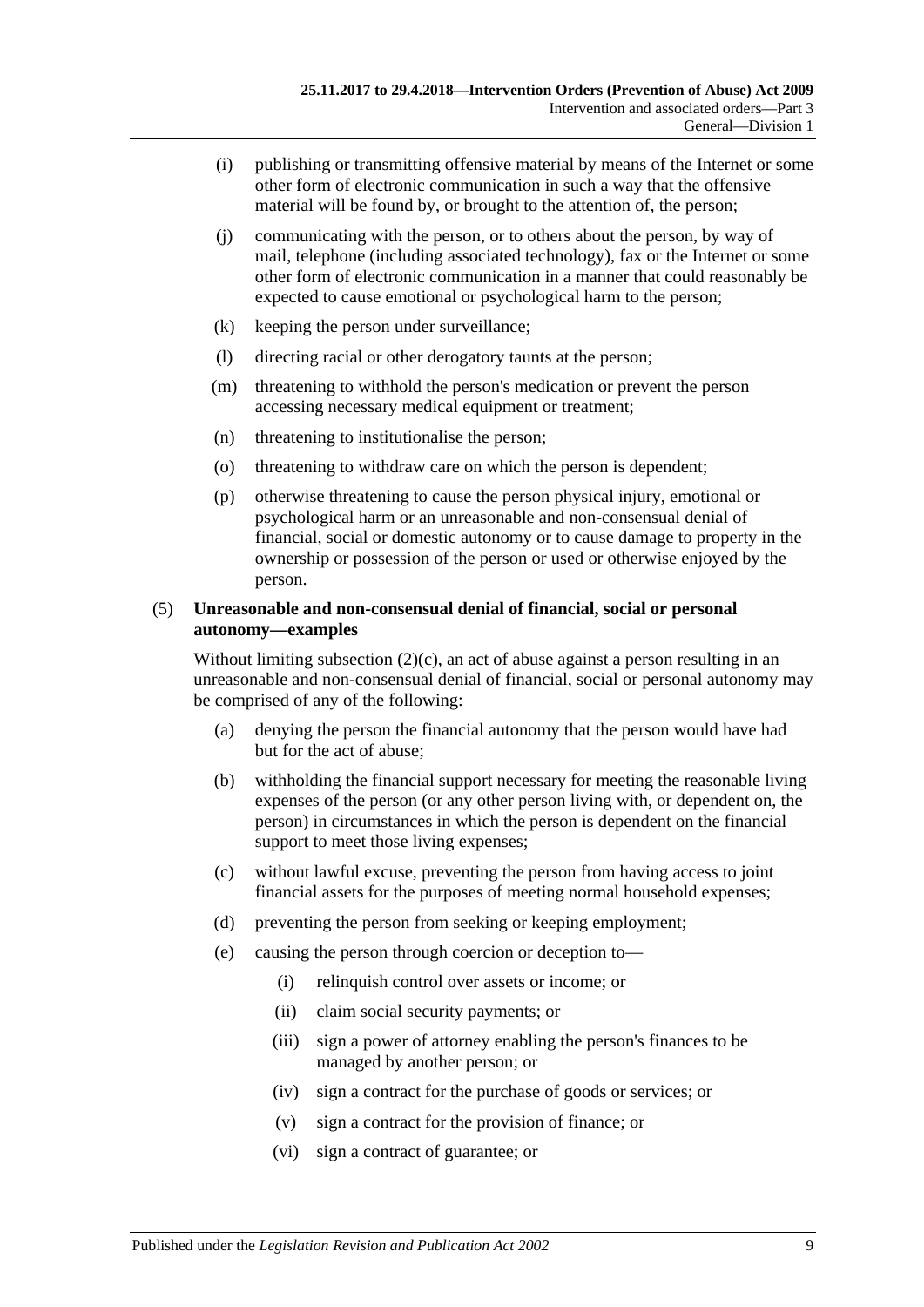(i) publishing or transmitting offensive material by means of the Internet or some other form of electronic communication in such a way that the offensive material will be found by, or brought to the attention of, the person;

(j) communicating with the person, or to others about the person, by way of mail, telephone (including associated technology), fax or the Internet or some other form of electronic communication in a manner that could reasonably be expected to cause emotional or psychological harm to the person;

(k) keeping the person under surveillance;

(l) directing racial or other derogatory taunts at the person;

(m) threatening to withhold the person's medication or prevent the person accessing necessary medical equipment or treatment;

(n) threatening to institutionalise the person;

(o) threatening to withdraw care on which the person is dependent;

(p) otherwise threatening to cause the person physical injury, emotional or psychological harm or an unreasonable and non-consensual denial of financial, social or domestic autonomy or to cause damage to property in the ownership or possession of the person or used or otherwise enjoyed by the person.

(5) **Unreasonable and non-consensual denial of financial, social or personal autonomy—examples**

Without limiting subsection (2)(c), an act of abuse against a person resulting in an unreasonable and non-consensual denial of financial, social or personal autonomy may be comprised of any of the following:

(a) denying the person the financial autonomy that the person would have had but for the act of abuse;

(b) withholding the financial support necessary for meeting the reasonable living expenses of the person (or any other person living with, or dependent on, the person) in circumstances in which the person is dependent on the financial support to meet those living expenses;

(c) without lawful excuse, preventing the person from having access to joint financial assets for the purposes of meeting normal household expenses;

(d) preventing the person from seeking or keeping employment;

(e) causing the person through coercion or deception to—

(i) relinquish control over assets or income; or

(ii) claim social security payments; or

(iii) sign a power of attorney enabling the person's finances to be managed by another person; or

(iv) sign a contract for the purchase of goods or services; or

(v) sign a contract for the provision of finance; or

(vi) sign a contract of guarantee; or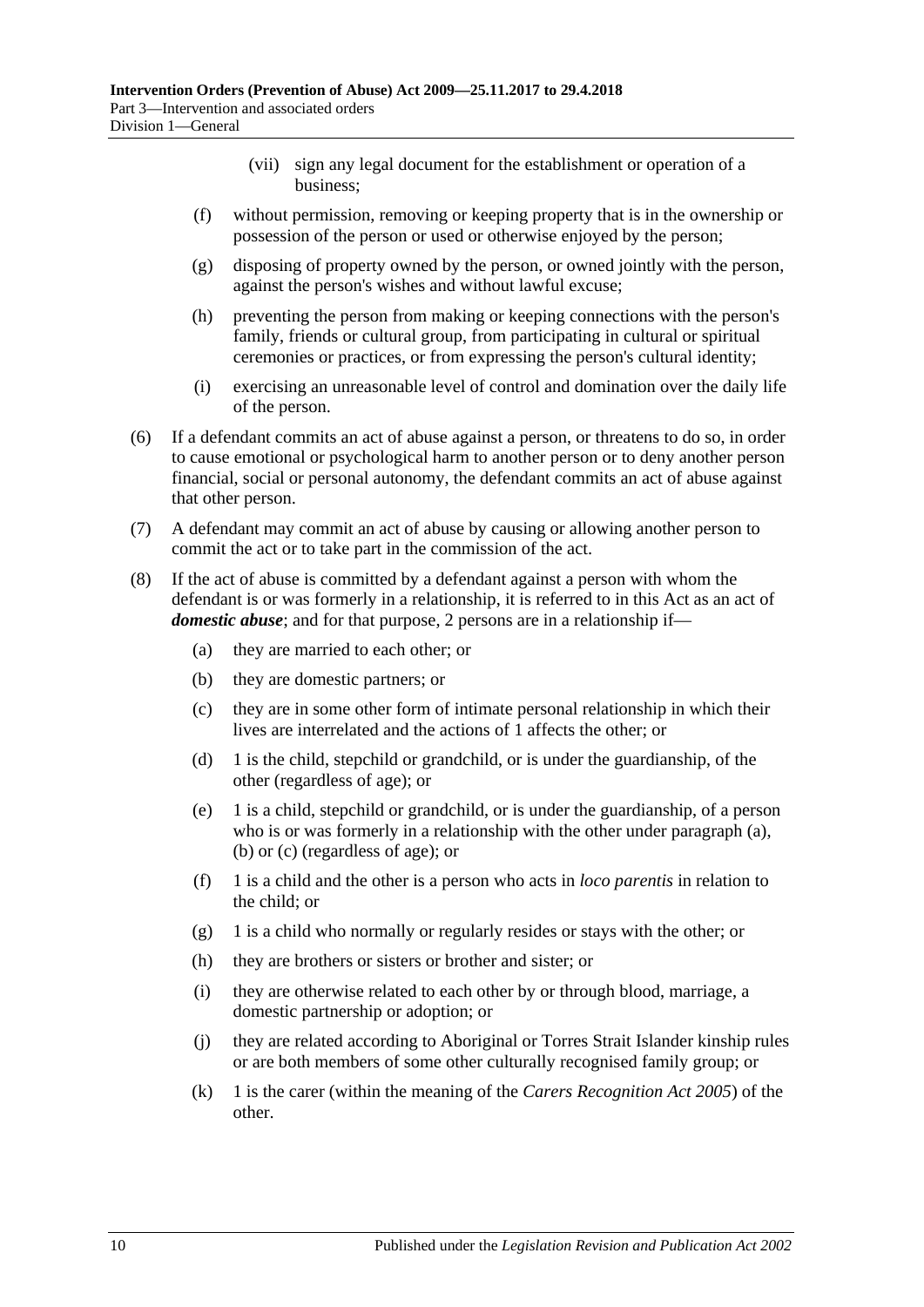(vii) sign any legal document for the establishment or operation of a business;

(f) without permission, removing or keeping property that is in the ownership or possession of the person or used or otherwise enjoyed by the person;

(g) disposing of property owned by the person, or owned jointly with the person, against the person's wishes and without lawful excuse;

(h) preventing the person from making or keeping connections with the person's family, friends or cultural group, from participating in cultural or spiritual ceremonies or practices, or from expressing the person's cultural identity;

(i) exercising an unreasonable level of control and domination over the daily life of the person.

(6) If a defendant commits an act of abuse against a person, or threatens to do so, in order to cause emotional or psychological harm to another person or to deny another person financial, social or personal autonomy, the defendant commits an act of abuse against that other person.

(7) A defendant may commit an act of abuse by causing or allowing another person to commit the act or to take part in the commission of the act.

(8) If the act of abuse is committed by a defendant against a person with whom the defendant is or was formerly in a relationship, it is referred to in this Act as an act of ***domestic abuse***; and for that purpose, 2 persons are in a relationship if—

(a) they are married to each other; or

(b) they are domestic partners; or

(c) they are in some other form of intimate personal relationship in which their lives are interrelated and the actions of 1 affects the other; or

(d) 1 is the child, stepchild or grandchild, or is under the guardianship, of the other (regardless of age); or

(e) 1 is a child, stepchild or grandchild, or is under the guardianship, of a person who is or was formerly in a relationship with the other under paragraph (a), (b) or (c) (regardless of age); or

(f) 1 is a child and the other is a person who acts in *loco parentis* in relation to the child; or

(g) 1 is a child who normally or regularly resides or stays with the other; or

(h) they are brothers or sisters or brother and sister; or

(i) they are otherwise related to each other by or through blood, marriage, a domestic partnership or adoption; or

(j) they are related according to Aboriginal or Torres Strait Islander kinship rules or are both members of some other culturally recognised family group; or

(k) 1 is the carer (within the meaning of the *Carers Recognition Act 2005*) of the other.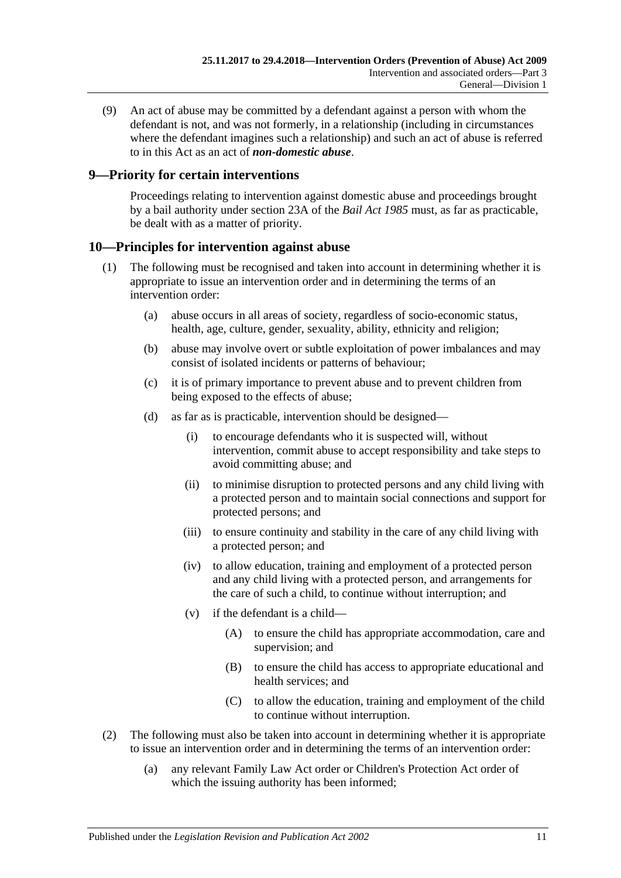(9) An act of abuse may be committed by a defendant against a person with whom the defendant is not, and was not formerly, in a relationship (including in circumstances where the defendant imagines such a relationship) and such an act of abuse is referred to in this Act as an act of ***non-domestic abuse***.

## 9—Priority for certain interventions

Proceedings relating to intervention against domestic abuse and proceedings brought by a bail authority under section 23A of the *Bail Act 1985* must, as far as practicable, be dealt with as a matter of priority.

## 10—Principles for intervention against abuse

(1) The following must be recognised and taken into account in determining whether it is appropriate to issue an intervention order and in determining the terms of an intervention order:

- (a) abuse occurs in all areas of society, regardless of socio-economic status, health, age, culture, gender, sexuality, ability, ethnicity and religion;
- (b) abuse may involve overt or subtle exploitation of power imbalances and may consist of isolated incidents or patterns of behaviour;
- (c) it is of primary importance to prevent abuse and to prevent children from being exposed to the effects of abuse;
- (d) as far as is practicable, intervention should be designed—
  - (i) to encourage defendants who it is suspected will, without intervention, commit abuse to accept responsibility and take steps to avoid committing abuse; and
  - (ii) to minimise disruption to protected persons and any child living with a protected person and to maintain social connections and support for protected persons; and
  - (iii) to ensure continuity and stability in the care of any child living with a protected person; and
  - (iv) to allow education, training and employment of a protected person and any child living with a protected person, and arrangements for the care of such a child, to continue without interruption; and
  - (v) if the defendant is a child—
    - (A) to ensure the child has appropriate accommodation, care and supervision; and
    - (B) to ensure the child has access to appropriate educational and health services; and
    - (C) to allow the education, training and employment of the child to continue without interruption.

(2) The following must also be taken into account in determining whether it is appropriate to issue an intervention order and in determining the terms of an intervention order:

- (a) any relevant Family Law Act order or Children's Protection Act order of which the issuing authority has been informed;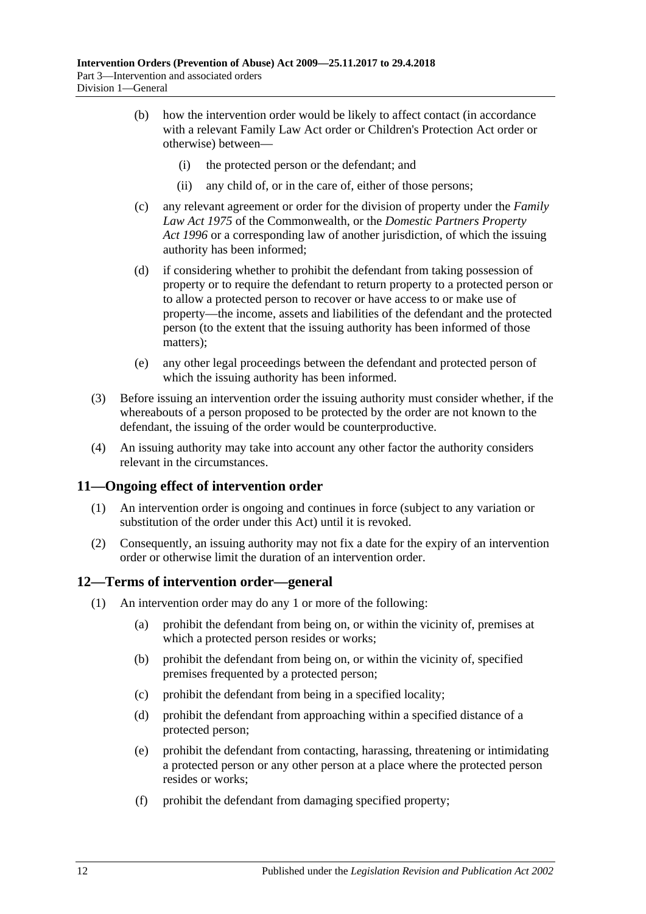(b) how the intervention order would be likely to affect contact (in accordance with a relevant Family Law Act order or Children's Protection Act order or otherwise) between—

(i) the protected person or the defendant; and

(ii) any child of, or in the care of, either of those persons;

(c) any relevant agreement or order for the division of property under the *Family Law Act 1975* of the Commonwealth, or the *Domestic Partners Property Act 1996* or a corresponding law of another jurisdiction, of which the issuing authority has been informed;

(d) if considering whether to prohibit the defendant from taking possession of property or to require the defendant to return property to a protected person or to allow a protected person to recover or have access to or make use of property—the income, assets and liabilities of the defendant and the protected person (to the extent that the issuing authority has been informed of those matters);

(e) any other legal proceedings between the defendant and protected person of which the issuing authority has been informed.

(3) Before issuing an intervention order the issuing authority must consider whether, if the whereabouts of a person proposed to be protected by the order are not known to the defendant, the issuing of the order would be counterproductive.

(4) An issuing authority may take into account any other factor the authority considers relevant in the circumstances.

## 11—Ongoing effect of intervention order

(1) An intervention order is ongoing and continues in force (subject to any variation or substitution of the order under this Act) until it is revoked.

(2) Consequently, an issuing authority may not fix a date for the expiry of an intervention order or otherwise limit the duration of an intervention order.

## 12—Terms of intervention order—general

(1) An intervention order may do any 1 or more of the following:

(a) prohibit the defendant from being on, or within the vicinity of, premises at which a protected person resides or works;

(b) prohibit the defendant from being on, or within the vicinity of, specified premises frequented by a protected person;

(c) prohibit the defendant from being in a specified locality;

(d) prohibit the defendant from approaching within a specified distance of a protected person;

(e) prohibit the defendant from contacting, harassing, threatening or intimidating a protected person or any other person at a place where the protected person resides or works;

(f) prohibit the defendant from damaging specified property;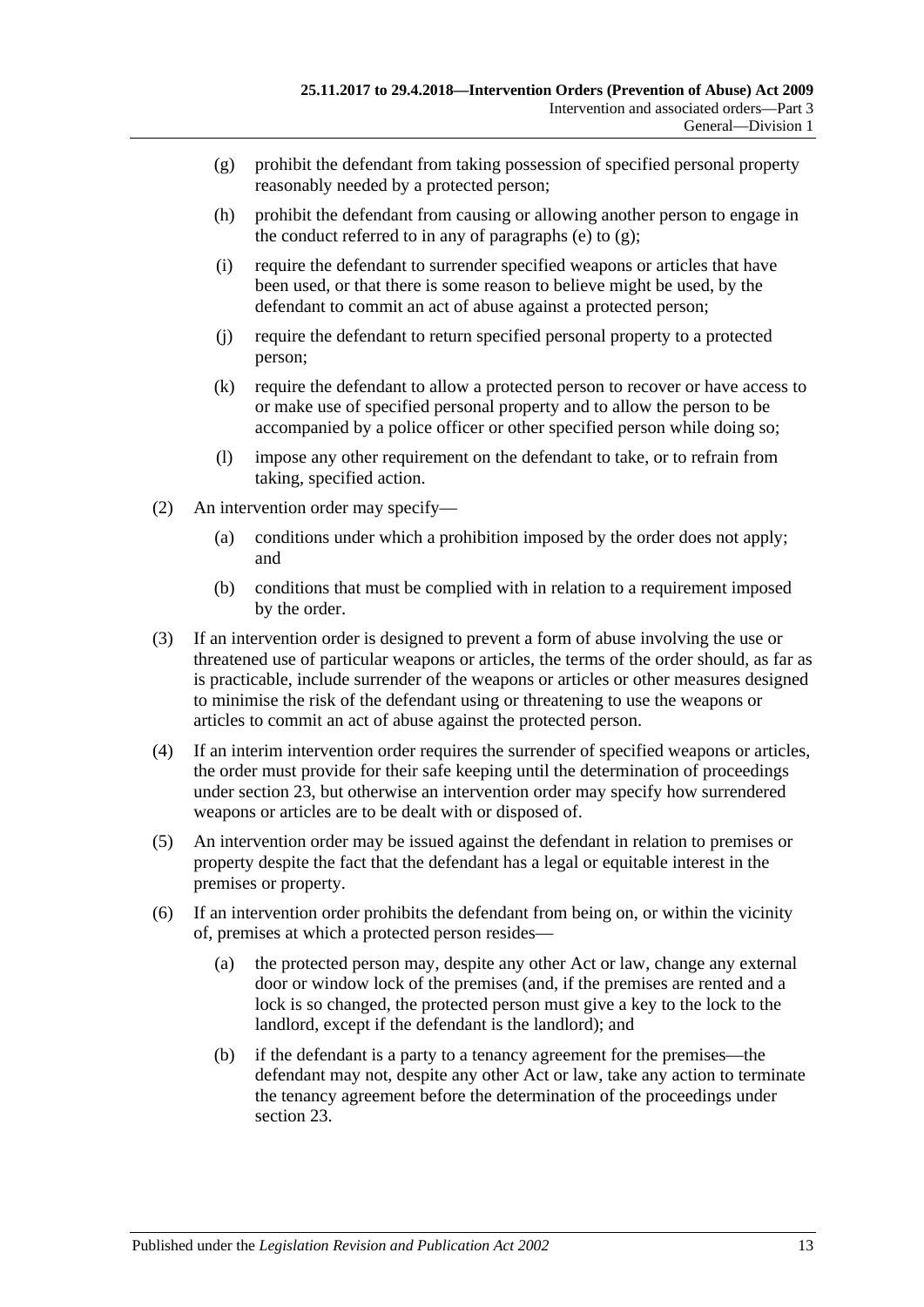- (g) prohibit the defendant from taking possession of specified personal property reasonably needed by a protected person;
- (h) prohibit the defendant from causing or allowing another person to engage in the conduct referred to in any of paragraphs (e) to (g);
- (i) require the defendant to surrender specified weapons or articles that have been used, or that there is some reason to believe might be used, by the defendant to commit an act of abuse against a protected person;
- (j) require the defendant to return specified personal property to a protected person;
- (k) require the defendant to allow a protected person to recover or have access to or make use of specified personal property and to allow the person to be accompanied by a police officer or other specified person while doing so;
- (l) impose any other requirement on the defendant to take, or to refrain from taking, specified action.

(2) An intervention order may specify—

- (a) conditions under which a prohibition imposed by the order does not apply; and
- (b) conditions that must be complied with in relation to a requirement imposed by the order.

(3) If an intervention order is designed to prevent a form of abuse involving the use or threatened use of particular weapons or articles, the terms of the order should, as far as is practicable, include surrender of the weapons or articles or other measures designed to minimise the risk of the defendant using or threatening to use the weapons or articles to commit an act of abuse against the protected person.

(4) If an interim intervention order requires the surrender of specified weapons or articles, the order must provide for their safe keeping until the determination of proceedings under section 23, but otherwise an intervention order may specify how surrendered weapons or articles are to be dealt with or disposed of.

(5) An intervention order may be issued against the defendant in relation to premises or property despite the fact that the defendant has a legal or equitable interest in the premises or property.

(6) If an intervention order prohibits the defendant from being on, or within the vicinity of, premises at which a protected person resides—

- (a) the protected person may, despite any other Act or law, change any external door or window lock of the premises (and, if the premises are rented and a lock is so changed, the protected person must give a key to the lock to the landlord, except if the defendant is the landlord); and
- (b) if the defendant is a party to a tenancy agreement for the premises—the defendant may not, despite any other Act or law, take any action to terminate the tenancy agreement before the determination of the proceedings under section 23.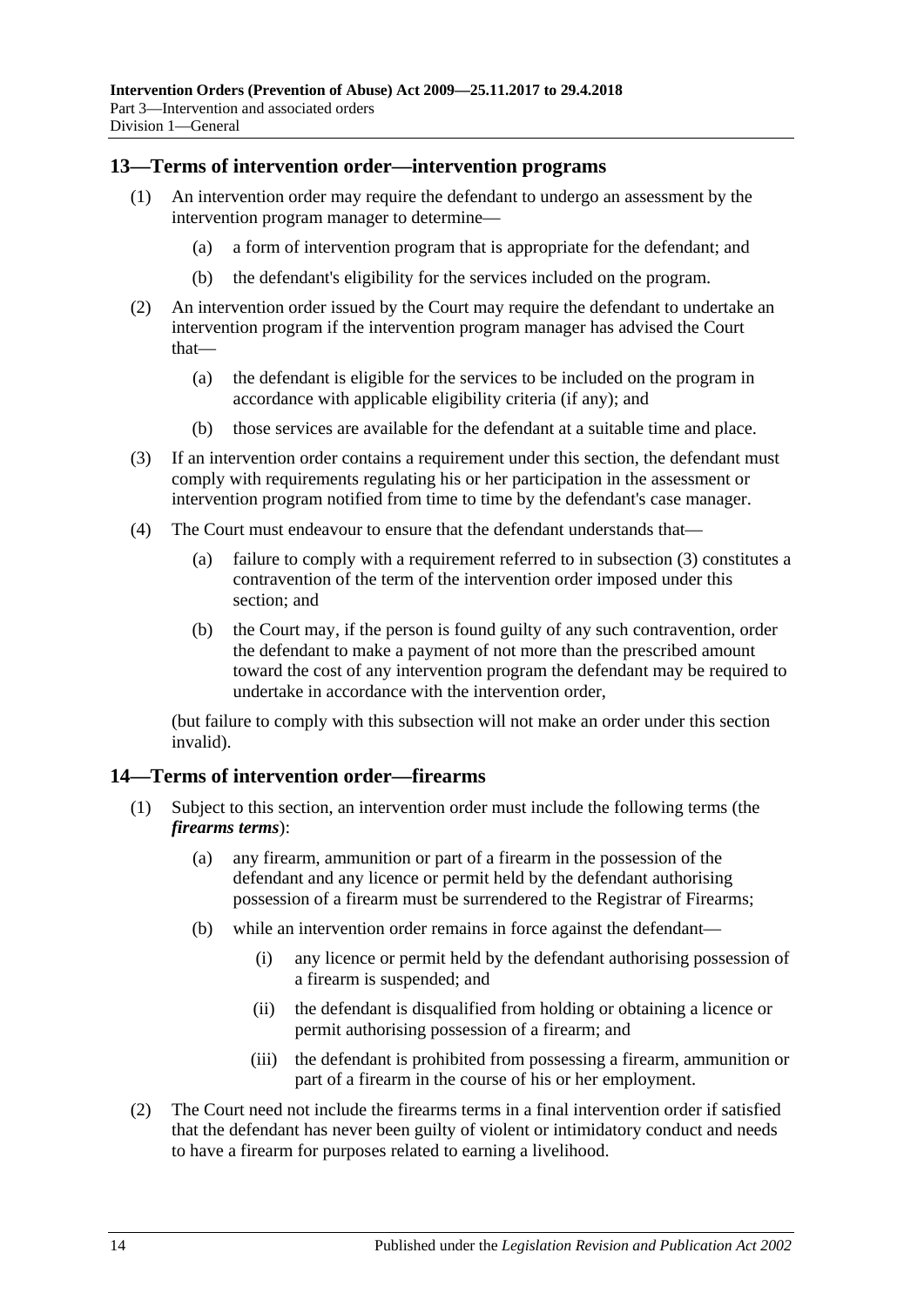## 13—Terms of intervention order—intervention programs

(1) An intervention order may require the defendant to undergo an assessment by the intervention program manager to determine—

(a) a form of intervention program that is appropriate for the defendant; and

(b) the defendant's eligibility for the services included on the program.

(2) An intervention order issued by the Court may require the defendant to undertake an intervention program if the intervention program manager has advised the Court that—

(a) the defendant is eligible for the services to be included on the program in accordance with applicable eligibility criteria (if any); and

(b) those services are available for the defendant at a suitable time and place.

(3) If an intervention order contains a requirement under this section, the defendant must comply with requirements regulating his or her participation in the assessment or intervention program notified from time to time by the defendant's case manager.

(4) The Court must endeavour to ensure that the defendant understands that—

(a) failure to comply with a requirement referred to in subsection (3) constitutes a contravention of the term of the intervention order imposed under this section; and

(b) the Court may, if the person is found guilty of any such contravention, order the defendant to make a payment of not more than the prescribed amount toward the cost of any intervention program the defendant may be required to undertake in accordance with the intervention order,

(but failure to comply with this subsection will not make an order under this section invalid).

## 14—Terms of intervention order—firearms

(1) Subject to this section, an intervention order must include the following terms (the ***firearms terms***):

(a) any firearm, ammunition or part of a firearm in the possession of the defendant and any licence or permit held by the defendant authorising possession of a firearm must be surrendered to the Registrar of Firearms;

(b) while an intervention order remains in force against the defendant—

(i) any licence or permit held by the defendant authorising possession of a firearm is suspended; and

(ii) the defendant is disqualified from holding or obtaining a licence or permit authorising possession of a firearm; and

(iii) the defendant is prohibited from possessing a firearm, ammunition or part of a firearm in the course of his or her employment.

(2) The Court need not include the firearms terms in a final intervention order if satisfied that the defendant has never been guilty of violent or intimidatory conduct and needs to have a firearm for purposes related to earning a livelihood.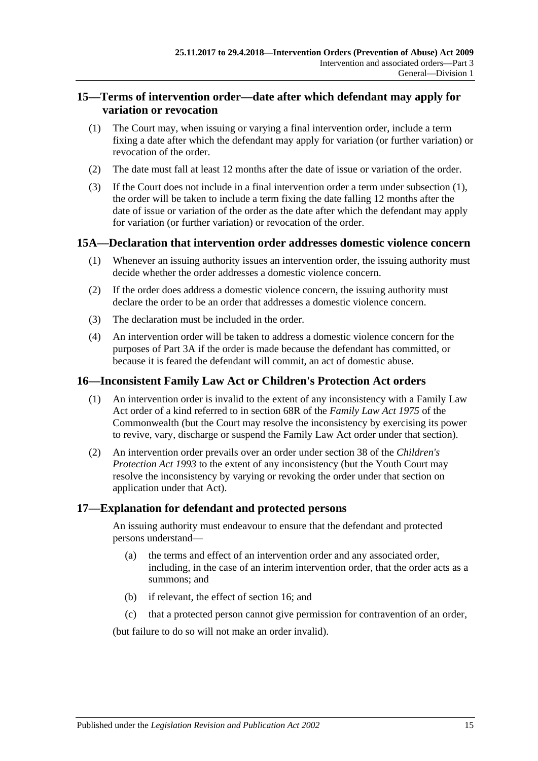## 15—Terms of intervention order—date after which defendant may apply for variation or revocation

(1) The Court may, when issuing or varying a final intervention order, include a term fixing a date after which the defendant may apply for variation (or further variation) or revocation of the order.

(2) The date must fall at least 12 months after the date of issue or variation of the order.

(3) If the Court does not include in a final intervention order a term under subsection (1), the order will be taken to include a term fixing the date falling 12 months after the date of issue or variation of the order as the date after which the defendant may apply for variation (or further variation) or revocation of the order.

## 15A—Declaration that intervention order addresses domestic violence concern

(1) Whenever an issuing authority issues an intervention order, the issuing authority must decide whether the order addresses a domestic violence concern.

(2) If the order does address a domestic violence concern, the issuing authority must declare the order to be an order that addresses a domestic violence concern.

(3) The declaration must be included in the order.

(4) An intervention order will be taken to address a domestic violence concern for the purposes of Part 3A if the order is made because the defendant has committed, or because it is feared the defendant will commit, an act of domestic abuse.

## 16—Inconsistent Family Law Act or Children's Protection Act orders

(1) An intervention order is invalid to the extent of any inconsistency with a Family Law Act order of a kind referred to in section 68R of the *Family Law Act 1975* of the Commonwealth (but the Court may resolve the inconsistency by exercising its power to revive, vary, discharge or suspend the Family Law Act order under that section).

(2) An intervention order prevails over an order under section 38 of the *Children's Protection Act 1993* to the extent of any inconsistency (but the Youth Court may resolve the inconsistency by varying or revoking the order under that section on application under that Act).

## 17—Explanation for defendant and protected persons

An issuing authority must endeavour to ensure that the defendant and protected persons understand—

(a) the terms and effect of an intervention order and any associated order, including, in the case of an interim intervention order, that the order acts as a summons; and

(b) if relevant, the effect of section 16; and

(c) that a protected person cannot give permission for contravention of an order,

(but failure to do so will not make an order invalid).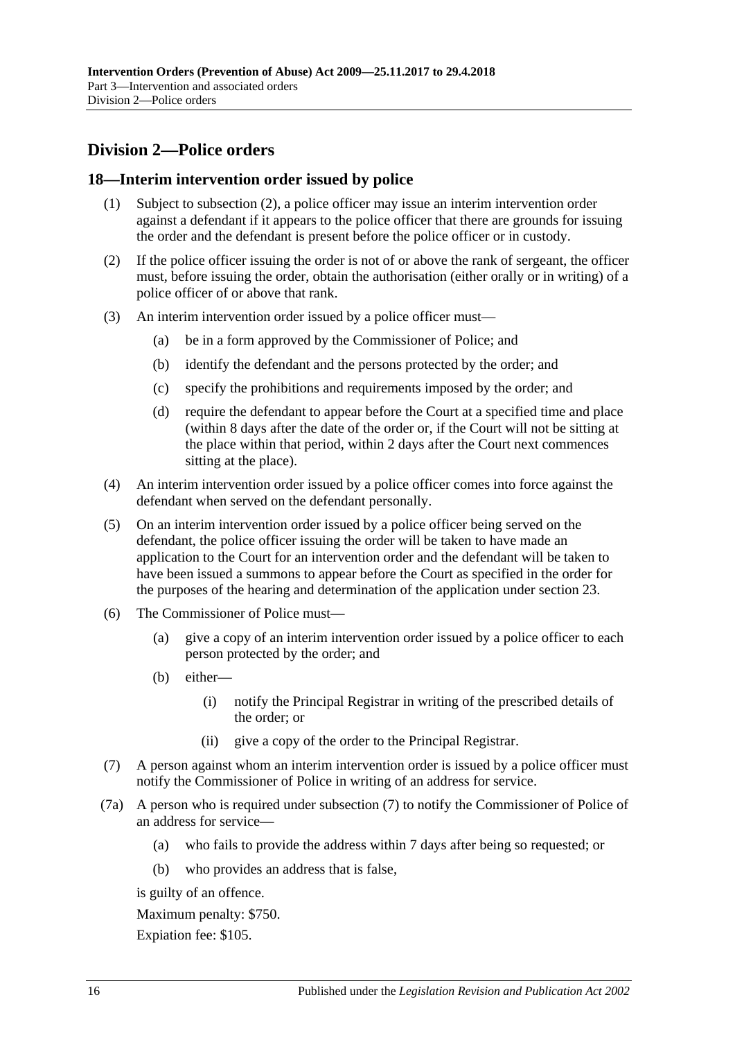## Division 2—Police orders

### 18—Interim intervention order issued by police

(1) Subject to subsection (2), a police officer may issue an interim intervention order against a defendant if it appears to the police officer that there are grounds for issuing the order and the defendant is present before the police officer or in custody.

(2) If the police officer issuing the order is not of or above the rank of sergeant, the officer must, before issuing the order, obtain the authorisation (either orally or in writing) of a police officer of or above that rank.

(3) An interim intervention order issued by a police officer must—

(a) be in a form approved by the Commissioner of Police; and

(b) identify the defendant and the persons protected by the order; and

(c) specify the prohibitions and requirements imposed by the order; and

(d) require the defendant to appear before the Court at a specified time and place (within 8 days after the date of the order or, if the Court will not be sitting at the place within that period, within 2 days after the Court next commences sitting at the place).

(4) An interim intervention order issued by a police officer comes into force against the defendant when served on the defendant personally.

(5) On an interim intervention order issued by a police officer being served on the defendant, the police officer issuing the order will be taken to have made an application to the Court for an intervention order and the defendant will be taken to have been issued a summons to appear before the Court as specified in the order for the purposes of the hearing and determination of the application under section 23.

(6) The Commissioner of Police must—

(a) give a copy of an interim intervention order issued by a police officer to each person protected by the order; and

(b) either—

(i) notify the Principal Registrar in writing of the prescribed details of the order; or

(ii) give a copy of the order to the Principal Registrar.

(7) A person against whom an interim intervention order is issued by a police officer must notify the Commissioner of Police in writing of an address for service.

(7a) A person who is required under subsection (7) to notify the Commissioner of Police of an address for service—

(a) who fails to provide the address within 7 days after being so requested; or

(b) who provides an address that is false,

is guilty of an offence.

Maximum penalty: $750.

Expiation fee: $105.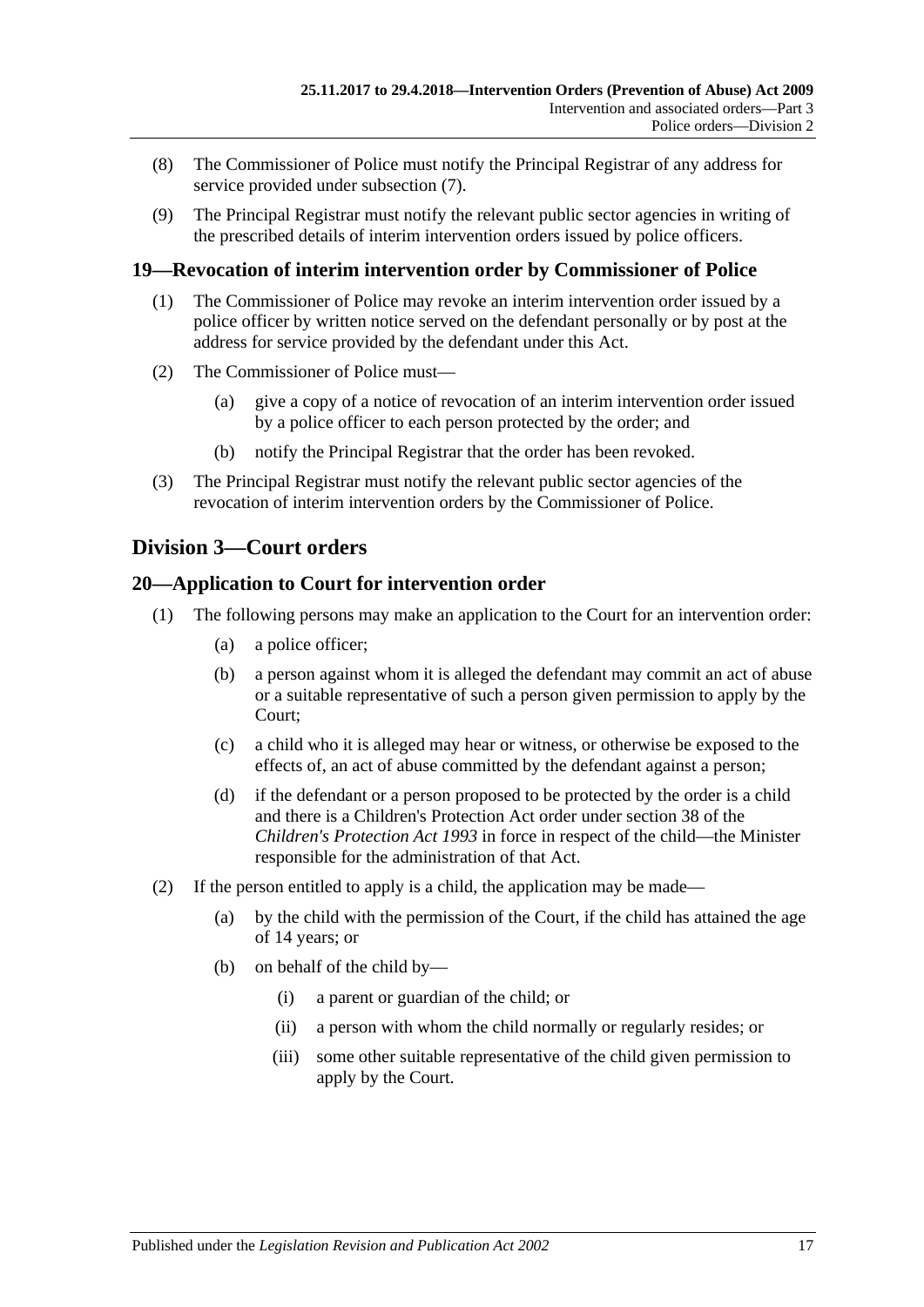(8) The Commissioner of Police must notify the Principal Registrar of any address for service provided under subsection (7).

(9) The Principal Registrar must notify the relevant public sector agencies in writing of the prescribed details of interim intervention orders issued by police officers.

## 19—Revocation of interim intervention order by Commissioner of Police

(1) The Commissioner of Police may revoke an interim intervention order issued by a police officer by written notice served on the defendant personally or by post at the address for service provided by the defendant under this Act.

(2) The Commissioner of Police must—

- (a) give a copy of a notice of revocation of an interim intervention order issued by a police officer to each person protected by the order; and
- (b) notify the Principal Registrar that the order has been revoked.

(3) The Principal Registrar must notify the relevant public sector agencies of the revocation of interim intervention orders by the Commissioner of Police.

# Division 3—Court orders

## 20—Application to Court for intervention order

(1) The following persons may make an application to the Court for an intervention order:

- (a) a police officer;
- (b) a person against whom it is alleged the defendant may commit an act of abuse or a suitable representative of such a person given permission to apply by the Court;
- (c) a child who it is alleged may hear or witness, or otherwise be exposed to the effects of, an act of abuse committed by the defendant against a person;
- (d) if the defendant or a person proposed to be protected by the order is a child and there is a Children's Protection Act order under section 38 of the *Children's Protection Act 1993* in force in respect of the child—the Minister responsible for the administration of that Act.

(2) If the person entitled to apply is a child, the application may be made—

- (a) by the child with the permission of the Court, if the child has attained the age of 14 years; or
- (b) on behalf of the child by—
  - (i) a parent or guardian of the child; or
  - (ii) a person with whom the child normally or regularly resides; or
  - (iii) some other suitable representative of the child given permission to apply by the Court.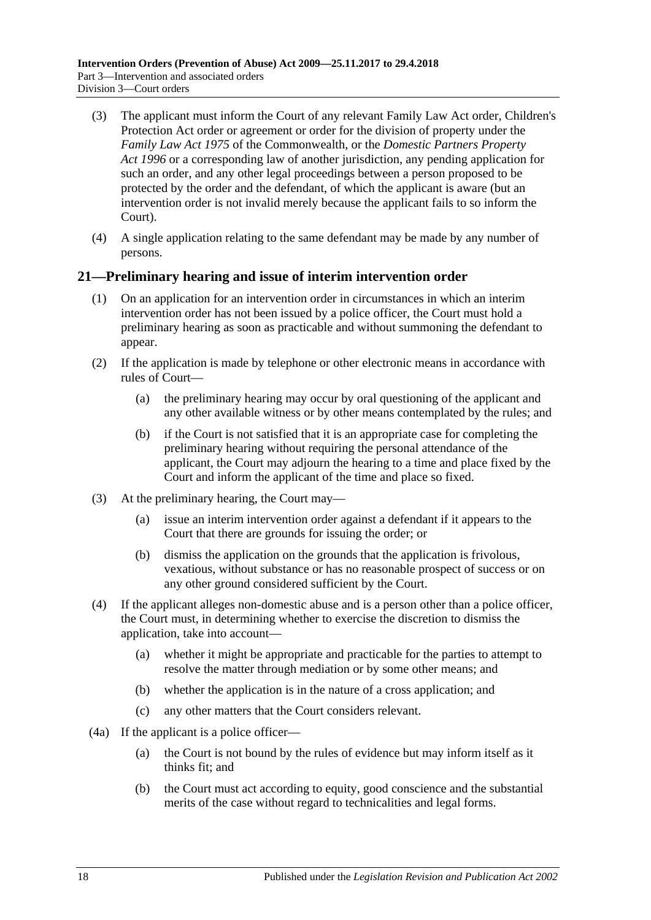(3) The applicant must inform the Court of any relevant Family Law Act order, Children's Protection Act order or agreement or order for the division of property under the *Family Law Act 1975* of the Commonwealth, or the *Domestic Partners Property Act 1996* or a corresponding law of another jurisdiction, any pending application for such an order, and any other legal proceedings between a person proposed to be protected by the order and the defendant, of which the applicant is aware (but an intervention order is not invalid merely because the applicant fails to so inform the Court).

(4) A single application relating to the same defendant may be made by any number of persons.

## 21—Preliminary hearing and issue of interim intervention order

(1) On an application for an intervention order in circumstances in which an interim intervention order has not been issued by a police officer, the Court must hold a preliminary hearing as soon as practicable and without summoning the defendant to appear.

(2) If the application is made by telephone or other electronic means in accordance with rules of Court—

(a) the preliminary hearing may occur by oral questioning of the applicant and any other available witness or by other means contemplated by the rules; and

(b) if the Court is not satisfied that it is an appropriate case for completing the preliminary hearing without requiring the personal attendance of the applicant, the Court may adjourn the hearing to a time and place fixed by the Court and inform the applicant of the time and place so fixed.

(3) At the preliminary hearing, the Court may—

(a) issue an interim intervention order against a defendant if it appears to the Court that there are grounds for issuing the order; or

(b) dismiss the application on the grounds that the application is frivolous, vexatious, without substance or has no reasonable prospect of success or on any other ground considered sufficient by the Court.

(4) If the applicant alleges non-domestic abuse and is a person other than a police officer, the Court must, in determining whether to exercise the discretion to dismiss the application, take into account—

(a) whether it might be appropriate and practicable for the parties to attempt to resolve the matter through mediation or by some other means; and

(b) whether the application is in the nature of a cross application; and

(c) any other matters that the Court considers relevant.

(4a) If the applicant is a police officer—

(a) the Court is not bound by the rules of evidence but may inform itself as it thinks fit; and

(b) the Court must act according to equity, good conscience and the substantial merits of the case without regard to technicalities and legal forms.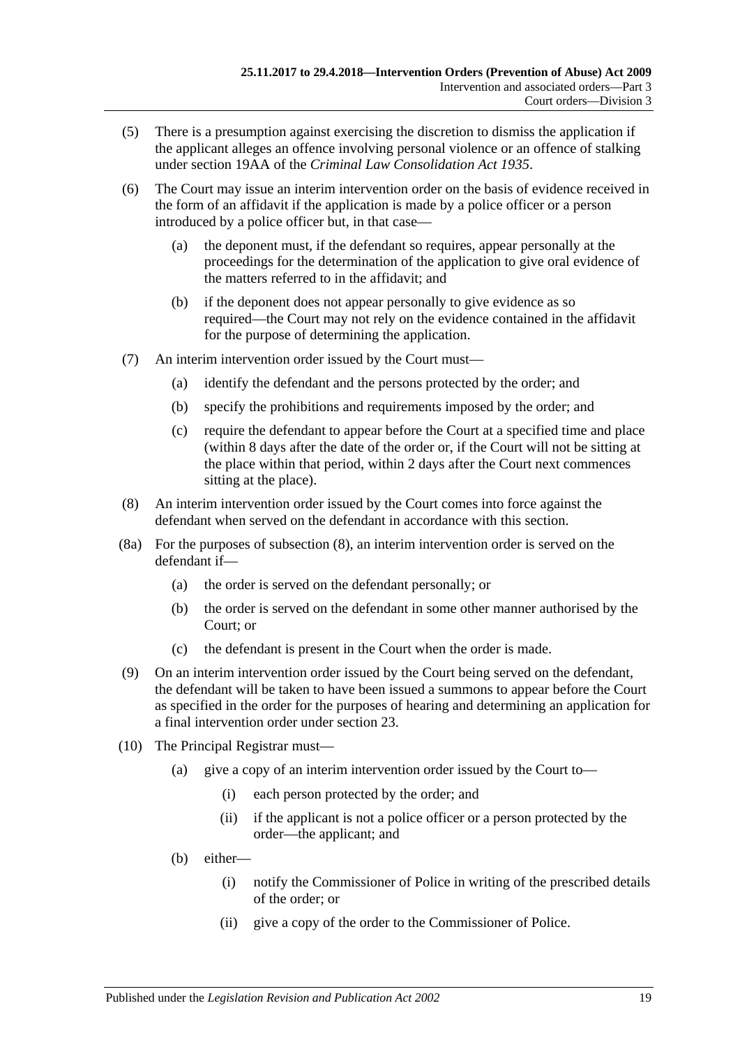(5) There is a presumption against exercising the discretion to dismiss the application if the applicant alleges an offence involving personal violence or an offence of stalking under section 19AA of the *Criminal Law Consolidation Act 1935*.

(6) The Court may issue an interim intervention order on the basis of evidence received in the form of an affidavit if the application is made by a police officer or a person introduced by a police officer but, in that case—

- (a) the deponent must, if the defendant so requires, appear personally at the proceedings for the determination of the application to give oral evidence of the matters referred to in the affidavit; and
- (b) if the deponent does not appear personally to give evidence as so required—the Court may not rely on the evidence contained in the affidavit for the purpose of determining the application.

(7) An interim intervention order issued by the Court must—

- (a) identify the defendant and the persons protected by the order; and
- (b) specify the prohibitions and requirements imposed by the order; and
- (c) require the defendant to appear before the Court at a specified time and place (within 8 days after the date of the order or, if the Court will not be sitting at the place within that period, within 2 days after the Court next commences sitting at the place).

(8) An interim intervention order issued by the Court comes into force against the defendant when served on the defendant in accordance with this section.

(8a) For the purposes of subsection (8), an interim intervention order is served on the defendant if—

- (a) the order is served on the defendant personally; or
- (b) the order is served on the defendant in some other manner authorised by the Court; or
- (c) the defendant is present in the Court when the order is made.

(9) On an interim intervention order issued by the Court being served on the defendant, the defendant will be taken to have been issued a summons to appear before the Court as specified in the order for the purposes of hearing and determining an application for a final intervention order under section 23.

(10) The Principal Registrar must—

- (a) give a copy of an interim intervention order issued by the Court to—
  - (i) each person protected by the order; and
  - (ii) if the applicant is not a police officer or a person protected by the order—the applicant; and
- (b) either—
  - (i) notify the Commissioner of Police in writing of the prescribed details of the order; or
  - (ii) give a copy of the order to the Commissioner of Police.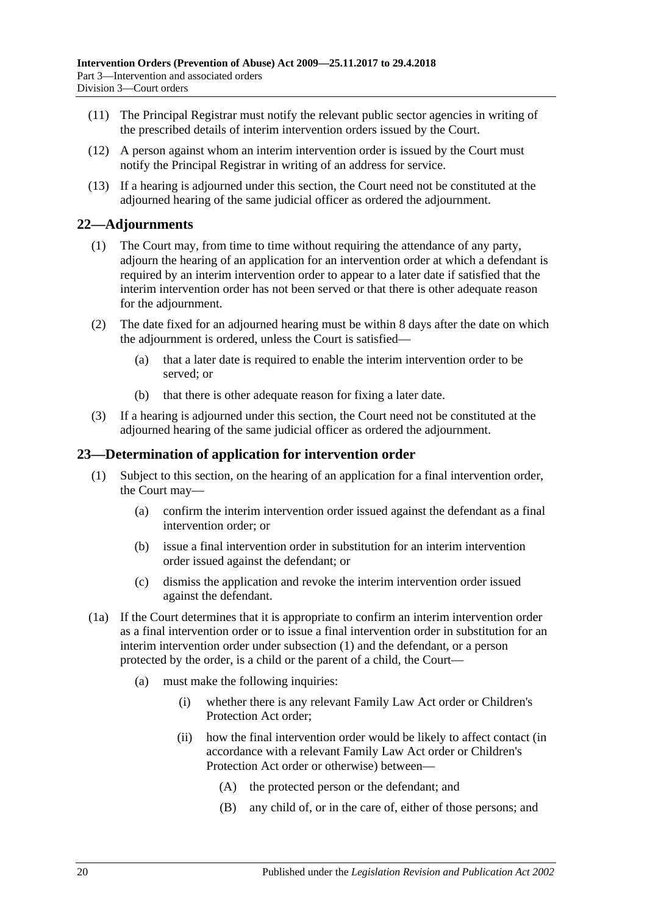(11) The Principal Registrar must notify the relevant public sector agencies in writing of the prescribed details of interim intervention orders issued by the Court.

(12) A person against whom an interim intervention order is issued by the Court must notify the Principal Registrar in writing of an address for service.

(13) If a hearing is adjourned under this section, the Court need not be constituted at the adjourned hearing of the same judicial officer as ordered the adjournment.

## 22—Adjournments

(1) The Court may, from time to time without requiring the attendance of any party, adjourn the hearing of an application for an intervention order at which a defendant is required by an interim intervention order to appear to a later date if satisfied that the interim intervention order has not been served or that there is other adequate reason for the adjournment.

(2) The date fixed for an adjourned hearing must be within 8 days after the date on which the adjournment is ordered, unless the Court is satisfied—

- (a) that a later date is required to enable the interim intervention order to be served; or
- (b) that there is other adequate reason for fixing a later date.

(3) If a hearing is adjourned under this section, the Court need not be constituted at the adjourned hearing of the same judicial officer as ordered the adjournment.

## 23—Determination of application for intervention order

(1) Subject to this section, on the hearing of an application for a final intervention order, the Court may—

- (a) confirm the interim intervention order issued against the defendant as a final intervention order; or
- (b) issue a final intervention order in substitution for an interim intervention order issued against the defendant; or
- (c) dismiss the application and revoke the interim intervention order issued against the defendant.

(1a) If the Court determines that it is appropriate to confirm an interim intervention order as a final intervention order or to issue a final intervention order in substitution for an interim intervention order under subsection (1) and the defendant, or a person protected by the order, is a child or the parent of a child, the Court—

- (a) must make the following inquiries:
  - (i) whether there is any relevant Family Law Act order or Children's Protection Act order;
  - (ii) how the final intervention order would be likely to affect contact (in accordance with a relevant Family Law Act order or Children's Protection Act order or otherwise) between—
    - (A) the protected person or the defendant; and
    - (B) any child of, or in the care of, either of those persons; and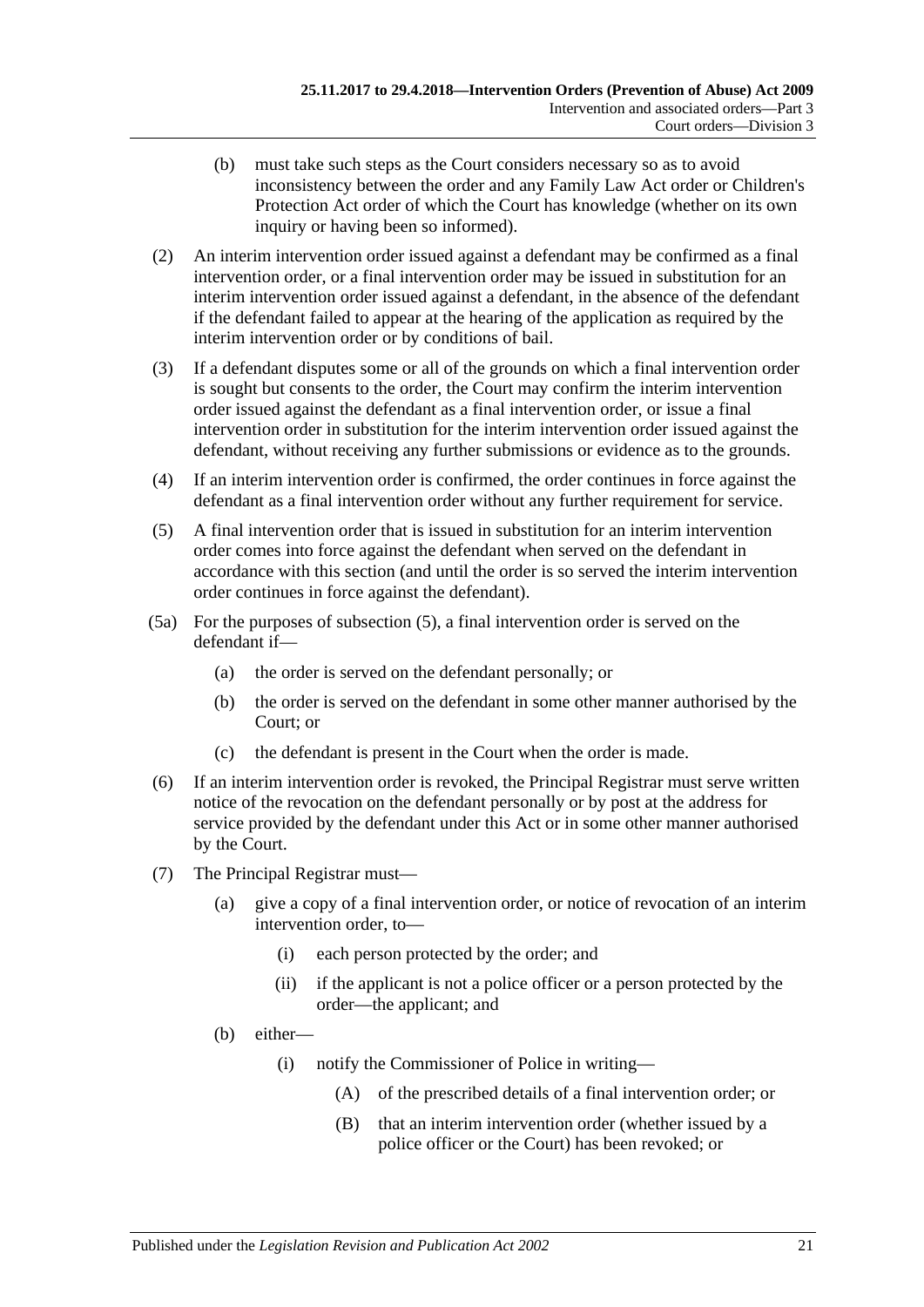(b) must take such steps as the Court considers necessary so as to avoid inconsistency between the order and any Family Law Act order or Children's Protection Act order of which the Court has knowledge (whether on its own inquiry or having been so informed).

(2) An interim intervention order issued against a defendant may be confirmed as a final intervention order, or a final intervention order may be issued in substitution for an interim intervention order issued against a defendant, in the absence of the defendant if the defendant failed to appear at the hearing of the application as required by the interim intervention order or by conditions of bail.

(3) If a defendant disputes some or all of the grounds on which a final intervention order is sought but consents to the order, the Court may confirm the interim intervention order issued against the defendant as a final intervention order, or issue a final intervention order in substitution for the interim intervention order issued against the defendant, without receiving any further submissions or evidence as to the grounds.

(4) If an interim intervention order is confirmed, the order continues in force against the defendant as a final intervention order without any further requirement for service.

(5) A final intervention order that is issued in substitution for an interim intervention order comes into force against the defendant when served on the defendant in accordance with this section (and until the order is so served the interim intervention order continues in force against the defendant).

(5a) For the purposes of subsection (5), a final intervention order is served on the defendant if—

(a) the order is served on the defendant personally; or

(b) the order is served on the defendant in some other manner authorised by the Court; or

(c) the defendant is present in the Court when the order is made.

(6) If an interim intervention order is revoked, the Principal Registrar must serve written notice of the revocation on the defendant personally or by post at the address for service provided by the defendant under this Act or in some other manner authorised by the Court.

(7) The Principal Registrar must—

(a) give a copy of a final intervention order, or notice of revocation of an interim intervention order, to—

(i) each person protected by the order; and

(ii) if the applicant is not a police officer or a person protected by the order—the applicant; and

(b) either—

(i) notify the Commissioner of Police in writing—

(A) of the prescribed details of a final intervention order; or

(B) that an interim intervention order (whether issued by a police officer or the Court) has been revoked; or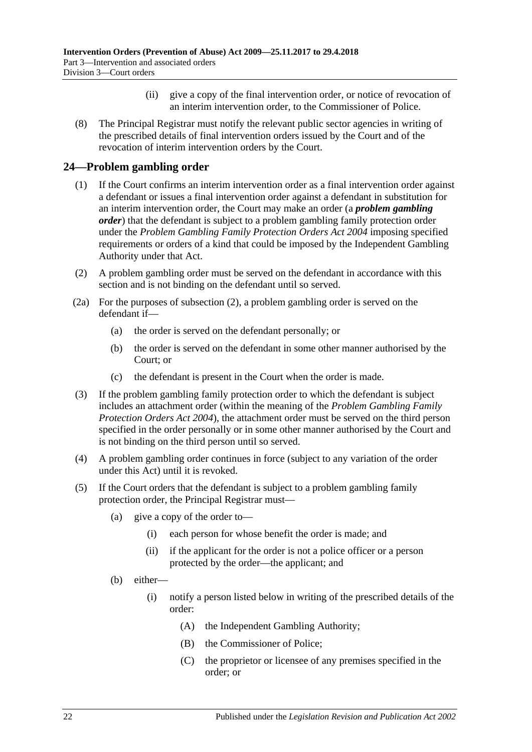(ii) give a copy of the final intervention order, or notice of revocation of an interim intervention order, to the Commissioner of Police.

(8) The Principal Registrar must notify the relevant public sector agencies in writing of the prescribed details of final intervention orders issued by the Court and of the revocation of interim intervention orders by the Court.

## 24—Problem gambling order

(1) If the Court confirms an interim intervention order as a final intervention order against a defendant or issues a final intervention order against a defendant in substitution for an interim intervention order, the Court may make an order (a ***problem gambling order***) that the defendant is subject to a problem gambling family protection order under the *Problem Gambling Family Protection Orders Act 2004* imposing specified requirements or orders of a kind that could be imposed by the Independent Gambling Authority under that Act.

(2) A problem gambling order must be served on the defendant in accordance with this section and is not binding on the defendant until so served.

(2a) For the purposes of subsection (2), a problem gambling order is served on the defendant if—

- (a) the order is served on the defendant personally; or
- (b) the order is served on the defendant in some other manner authorised by the Court; or
- (c) the defendant is present in the Court when the order is made.

(3) If the problem gambling family protection order to which the defendant is subject includes an attachment order (within the meaning of the *Problem Gambling Family Protection Orders Act 2004*), the attachment order must be served on the third person specified in the order personally or in some other manner authorised by the Court and is not binding on the third person until so served.

(4) A problem gambling order continues in force (subject to any variation of the order under this Act) until it is revoked.

(5) If the Court orders that the defendant is subject to a problem gambling family protection order, the Principal Registrar must—

- (a) give a copy of the order to—
  - (i) each person for whose benefit the order is made; and
  - (ii) if the applicant for the order is not a police officer or a person protected by the order—the applicant; and
- (b) either—
  - (i) notify a person listed below in writing of the prescribed details of the order:
    - (A) the Independent Gambling Authority;
    - (B) the Commissioner of Police;
    - (C) the proprietor or licensee of any premises specified in the order; or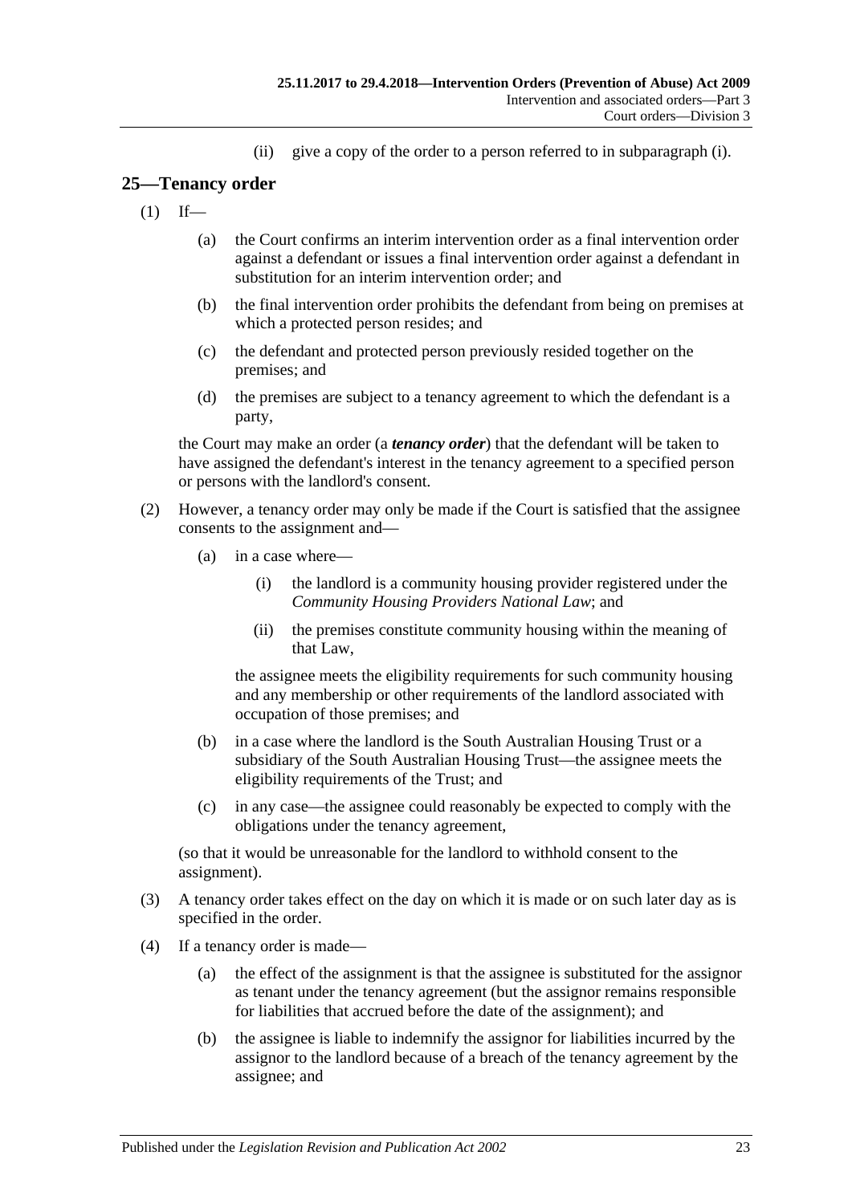(ii) give a copy of the order to a person referred to in subparagraph (i).

## 25—Tenancy order

(1) If—

(a) the Court confirms an interim intervention order as a final intervention order against a defendant or issues a final intervention order against a defendant in substitution for an interim intervention order; and

(b) the final intervention order prohibits the defendant from being on premises at which a protected person resides; and

(c) the defendant and protected person previously resided together on the premises; and

(d) the premises are subject to a tenancy agreement to which the defendant is a party,

the Court may make an order (a ***tenancy order***) that the defendant will be taken to have assigned the defendant's interest in the tenancy agreement to a specified person or persons with the landlord's consent.

(2) However, a tenancy order may only be made if the Court is satisfied that the assignee consents to the assignment and—

(a) in a case where—

(i) the landlord is a community housing provider registered under the *Community Housing Providers National Law*; and

(ii) the premises constitute community housing within the meaning of that Law,

the assignee meets the eligibility requirements for such community housing and any membership or other requirements of the landlord associated with occupation of those premises; and

(b) in a case where the landlord is the South Australian Housing Trust or a subsidiary of the South Australian Housing Trust—the assignee meets the eligibility requirements of the Trust; and

(c) in any case—the assignee could reasonably be expected to comply with the obligations under the tenancy agreement,

(so that it would be unreasonable for the landlord to withhold consent to the assignment).

(3) A tenancy order takes effect on the day on which it is made or on such later day as is specified in the order.

(4) If a tenancy order is made—

(a) the effect of the assignment is that the assignee is substituted for the assignor as tenant under the tenancy agreement (but the assignor remains responsible for liabilities that accrued before the date of the assignment); and

(b) the assignee is liable to indemnify the assignor for liabilities incurred by the assignor to the landlord because of a breach of the tenancy agreement by the assignee; and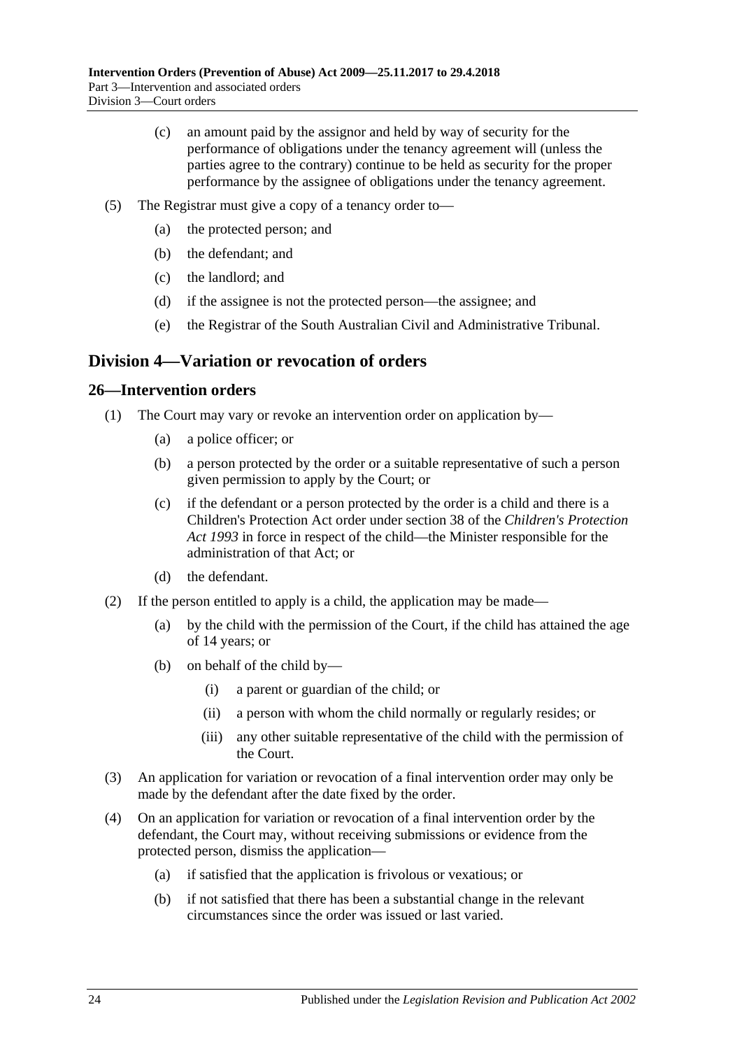(c) an amount paid by the assignor and held by way of security for the performance of obligations under the tenancy agreement will (unless the parties agree to the contrary) continue to be held as security for the proper performance by the assignee of obligations under the tenancy agreement.

(5) The Registrar must give a copy of a tenancy order to—

(a) the protected person; and

(b) the defendant; and

(c) the landlord; and

(d) if the assignee is not the protected person—the assignee; and

(e) the Registrar of the South Australian Civil and Administrative Tribunal.

## Division 4—Variation or revocation of orders

### 26—Intervention orders

(1) The Court may vary or revoke an intervention order on application by—

(a) a police officer; or

(b) a person protected by the order or a suitable representative of such a person given permission to apply by the Court; or

(c) if the defendant or a person protected by the order is a child and there is a Children's Protection Act order under section 38 of the *Children's Protection Act 1993* in force in respect of the child—the Minister responsible for the administration of that Act; or

(d) the defendant.

(2) If the person entitled to apply is a child, the application may be made—

(a) by the child with the permission of the Court, if the child has attained the age of 14 years; or

(b) on behalf of the child by—

(i) a parent or guardian of the child; or

(ii) a person with whom the child normally or regularly resides; or

(iii) any other suitable representative of the child with the permission of the Court.

(3) An application for variation or revocation of a final intervention order may only be made by the defendant after the date fixed by the order.

(4) On an application for variation or revocation of a final intervention order by the defendant, the Court may, without receiving submissions or evidence from the protected person, dismiss the application—

(a) if satisfied that the application is frivolous or vexatious; or

(b) if not satisfied that there has been a substantial change in the relevant circumstances since the order was issued or last varied.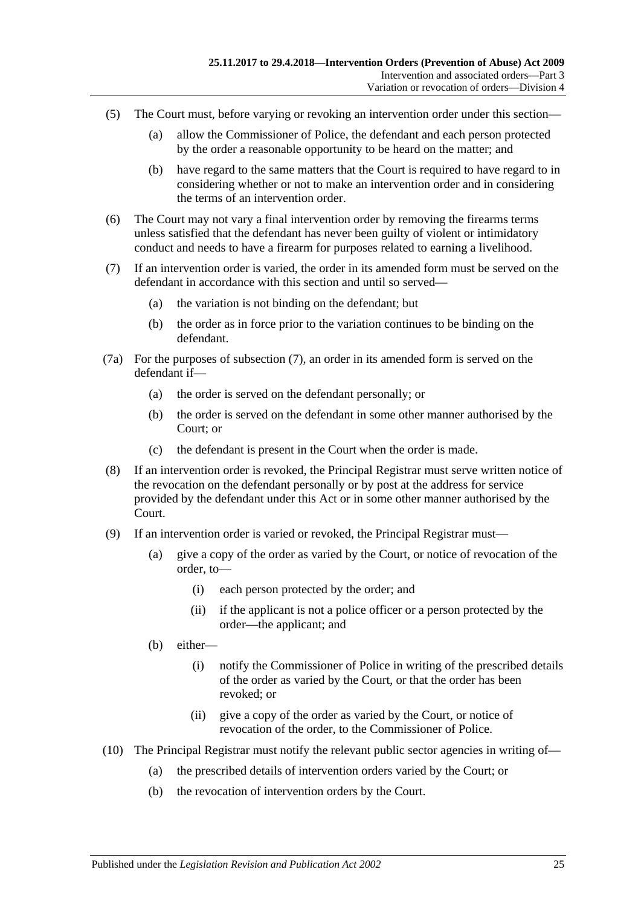(5) The Court must, before varying or revoking an intervention order under this section—

(a) allow the Commissioner of Police, the defendant and each person protected by the order a reasonable opportunity to be heard on the matter; and

(b) have regard to the same matters that the Court is required to have regard to in considering whether or not to make an intervention order and in considering the terms of an intervention order.

(6) The Court may not vary a final intervention order by removing the firearms terms unless satisfied that the defendant has never been guilty of violent or intimidatory conduct and needs to have a firearm for purposes related to earning a livelihood.

(7) If an intervention order is varied, the order in its amended form must be served on the defendant in accordance with this section and until so served—

(a) the variation is not binding on the defendant; but

(b) the order as in force prior to the variation continues to be binding on the defendant.

(7a) For the purposes of subsection (7), an order in its amended form is served on the defendant if—

(a) the order is served on the defendant personally; or

(b) the order is served on the defendant in some other manner authorised by the Court; or

(c) the defendant is present in the Court when the order is made.

(8) If an intervention order is revoked, the Principal Registrar must serve written notice of the revocation on the defendant personally or by post at the address for service provided by the defendant under this Act or in some other manner authorised by the Court.

(9) If an intervention order is varied or revoked, the Principal Registrar must—

(a) give a copy of the order as varied by the Court, or notice of revocation of the order, to—

(i) each person protected by the order; and

(ii) if the applicant is not a police officer or a person protected by the order—the applicant; and

(b) either—

(i) notify the Commissioner of Police in writing of the prescribed details of the order as varied by the Court, or that the order has been revoked; or

(ii) give a copy of the order as varied by the Court, or notice of revocation of the order, to the Commissioner of Police.

(10) The Principal Registrar must notify the relevant public sector agencies in writing of—

(a) the prescribed details of intervention orders varied by the Court; or

(b) the revocation of intervention orders by the Court.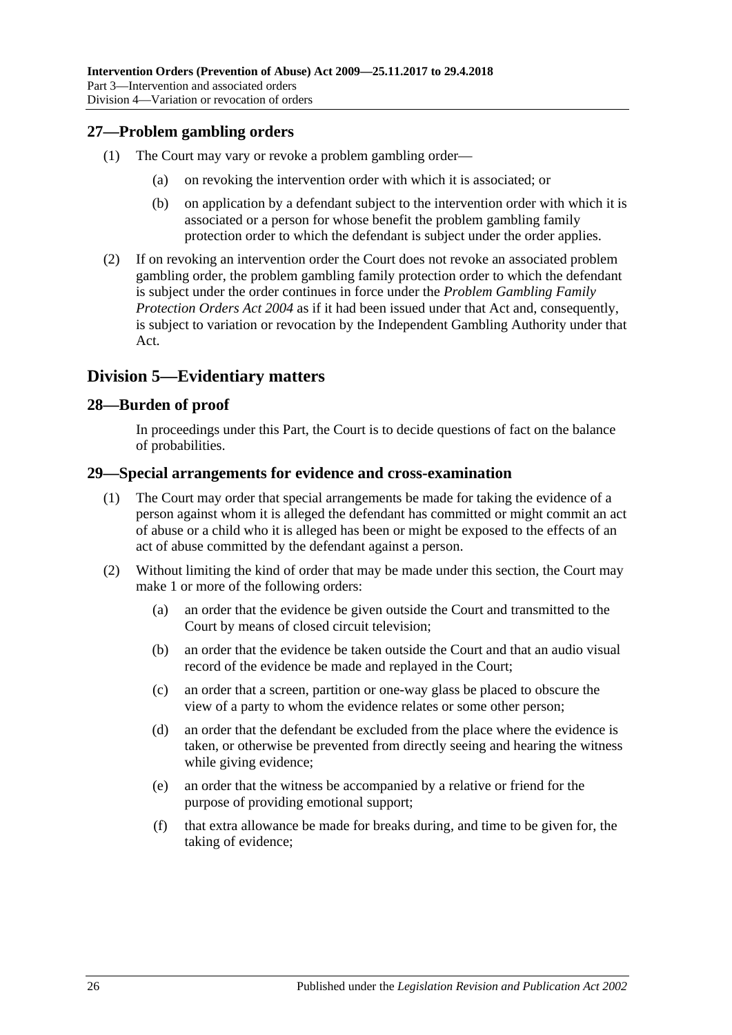## 27—Problem gambling orders

(1) The Court may vary or revoke a problem gambling order—

- (a) on revoking the intervention order with which it is associated; or
- (b) on application by a defendant subject to the intervention order with which it is associated or a person for whose benefit the problem gambling family protection order to which the defendant is subject under the order applies.

(2) If on revoking an intervention order the Court does not revoke an associated problem gambling order, the problem gambling family protection order to which the defendant is subject under the order continues in force under the *Problem Gambling Family Protection Orders Act 2004* as if it had been issued under that Act and, consequently, is subject to variation or revocation by the Independent Gambling Authority under that Act.

# Division 5—Evidentiary matters

## 28—Burden of proof

In proceedings under this Part, the Court is to decide questions of fact on the balance of probabilities.

## 29—Special arrangements for evidence and cross-examination

(1) The Court may order that special arrangements be made for taking the evidence of a person against whom it is alleged the defendant has committed or might commit an act of abuse or a child who it is alleged has been or might be exposed to the effects of an act of abuse committed by the defendant against a person.

(2) Without limiting the kind of order that may be made under this section, the Court may make 1 or more of the following orders:

- (a) an order that the evidence be given outside the Court and transmitted to the Court by means of closed circuit television;
- (b) an order that the evidence be taken outside the Court and that an audio visual record of the evidence be made and replayed in the Court;
- (c) an order that a screen, partition or one-way glass be placed to obscure the view of a party to whom the evidence relates or some other person;
- (d) an order that the defendant be excluded from the place where the evidence is taken, or otherwise be prevented from directly seeing and hearing the witness while giving evidence;
- (e) an order that the witness be accompanied by a relative or friend for the purpose of providing emotional support;
- (f) that extra allowance be made for breaks during, and time to be given for, the taking of evidence;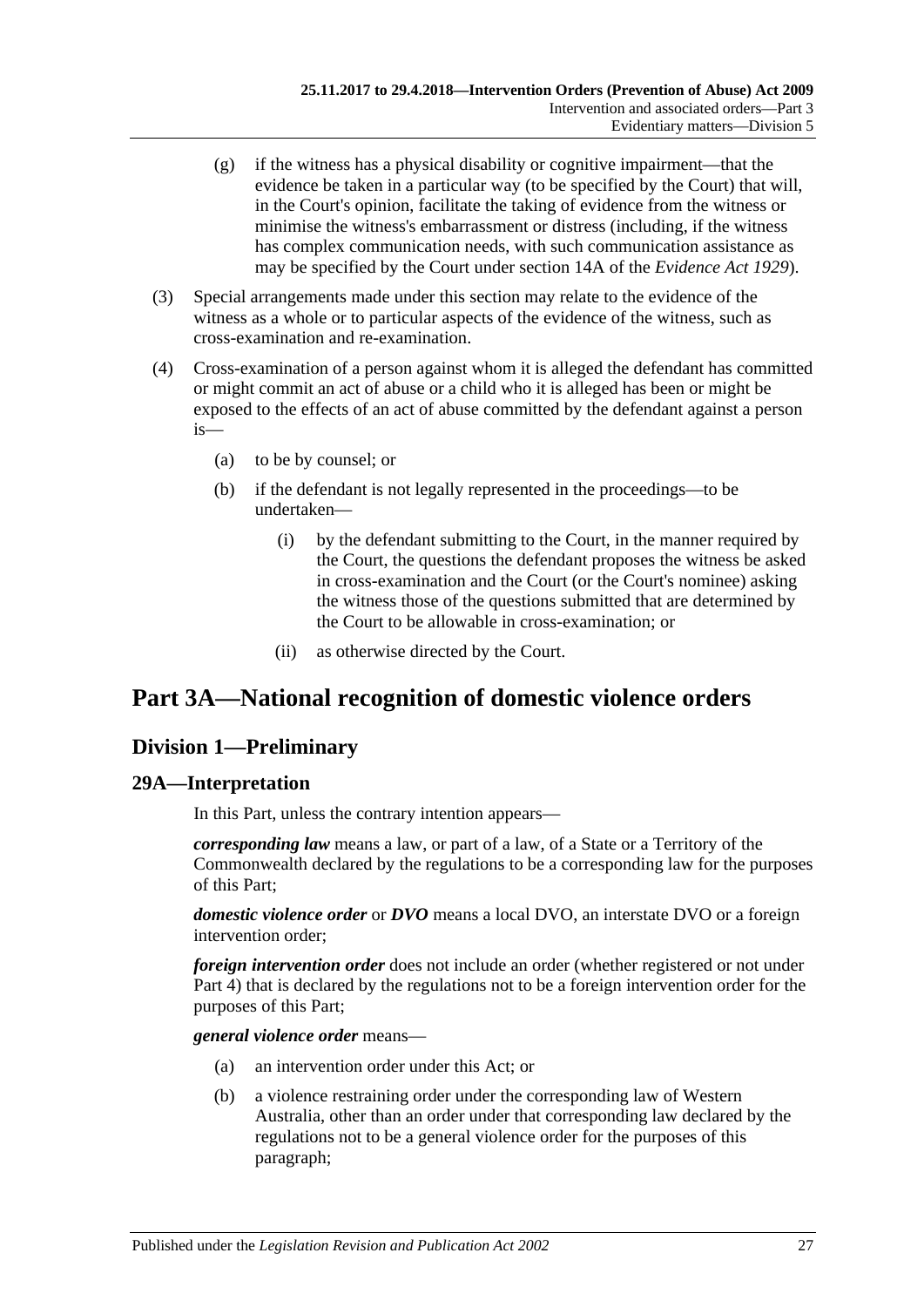(g) if the witness has a physical disability or cognitive impairment—that the evidence be taken in a particular way (to be specified by the Court) that will, in the Court's opinion, facilitate the taking of evidence from the witness or minimise the witness's embarrassment or distress (including, if the witness has complex communication needs, with such communication assistance as may be specified by the Court under section 14A of the *Evidence Act 1929*).

(3) Special arrangements made under this section may relate to the evidence of the witness as a whole or to particular aspects of the evidence of the witness, such as cross-examination and re-examination.

(4) Cross-examination of a person against whom it is alleged the defendant has committed or might commit an act of abuse or a child who it is alleged has been or might be exposed to the effects of an act of abuse committed by the defendant against a person is—

(a) to be by counsel; or

(b) if the defendant is not legally represented in the proceedings—to be undertaken—

(i) by the defendant submitting to the Court, in the manner required by the Court, the questions the defendant proposes the witness be asked in cross-examination and the Court (or the Court's nominee) asking the witness those of the questions submitted that are determined by the Court to be allowable in cross-examination; or

(ii) as otherwise directed by the Court.

# Part 3A—National recognition of domestic violence orders

## Division 1—Preliminary

### 29A—Interpretation

In this Part, unless the contrary intention appears—

***corresponding law*** means a law, or part of a law, of a State or a Territory of the Commonwealth declared by the regulations to be a corresponding law for the purposes of this Part;

***domestic violence order*** or ***DVO*** means a local DVO, an interstate DVO or a foreign intervention order;

***foreign intervention order*** does not include an order (whether registered or not under Part 4) that is declared by the regulations not to be a foreign intervention order for the purposes of this Part;

***general violence order*** means—

(a) an intervention order under this Act; or

(b) a violence restraining order under the corresponding law of Western Australia, other than an order under that corresponding law declared by the regulations not to be a general violence order for the purposes of this paragraph;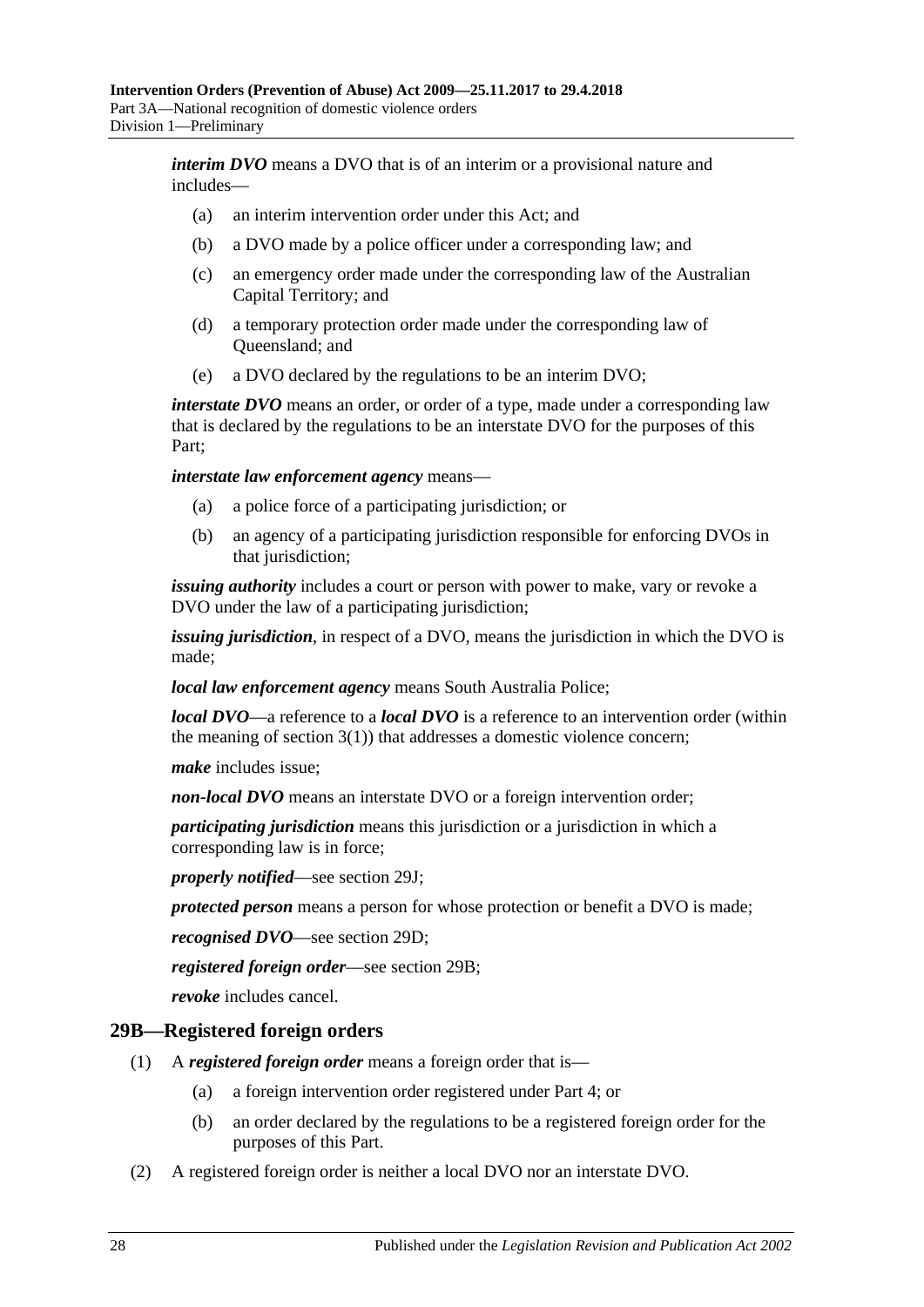***interim DVO*** means a DVO that is of an interim or a provisional nature and includes—

- (a) an interim intervention order under this Act; and
- (b) a DVO made by a police officer under a corresponding law; and
- (c) an emergency order made under the corresponding law of the Australian Capital Territory; and
- (d) a temporary protection order made under the corresponding law of Queensland; and
- (e) a DVO declared by the regulations to be an interim DVO;

***interstate DVO*** means an order, or order of a type, made under a corresponding law that is declared by the regulations to be an interstate DVO for the purposes of this Part;

***interstate law enforcement agency*** means—

- (a) a police force of a participating jurisdiction; or
- (b) an agency of a participating jurisdiction responsible for enforcing DVOs in that jurisdiction;

***issuing authority*** includes a court or person with power to make, vary or revoke a DVO under the law of a participating jurisdiction;

***issuing jurisdiction***, in respect of a DVO, means the jurisdiction in which the DVO is made;

***local law enforcement agency*** means South Australia Police;

***local DVO***—a reference to a ***local DVO*** is a reference to an intervention order (within the meaning of section 3(1)) that addresses a domestic violence concern;

***make*** includes issue;

***non-local DVO*** means an interstate DVO or a foreign intervention order;

***participating jurisdiction*** means this jurisdiction or a jurisdiction in which a corresponding law is in force;

***properly notified***—see section 29J;

***protected person*** means a person for whose protection or benefit a DVO is made;

***recognised DVO***—see section 29D;

***registered foreign order***—see section 29B;

***revoke*** includes cancel.

## 29B—Registered foreign orders

(1) A ***registered foreign order*** means a foreign order that is—

- (a) a foreign intervention order registered under Part 4; or
- (b) an order declared by the regulations to be a registered foreign order for the purposes of this Part.

(2) A registered foreign order is neither a local DVO nor an interstate DVO.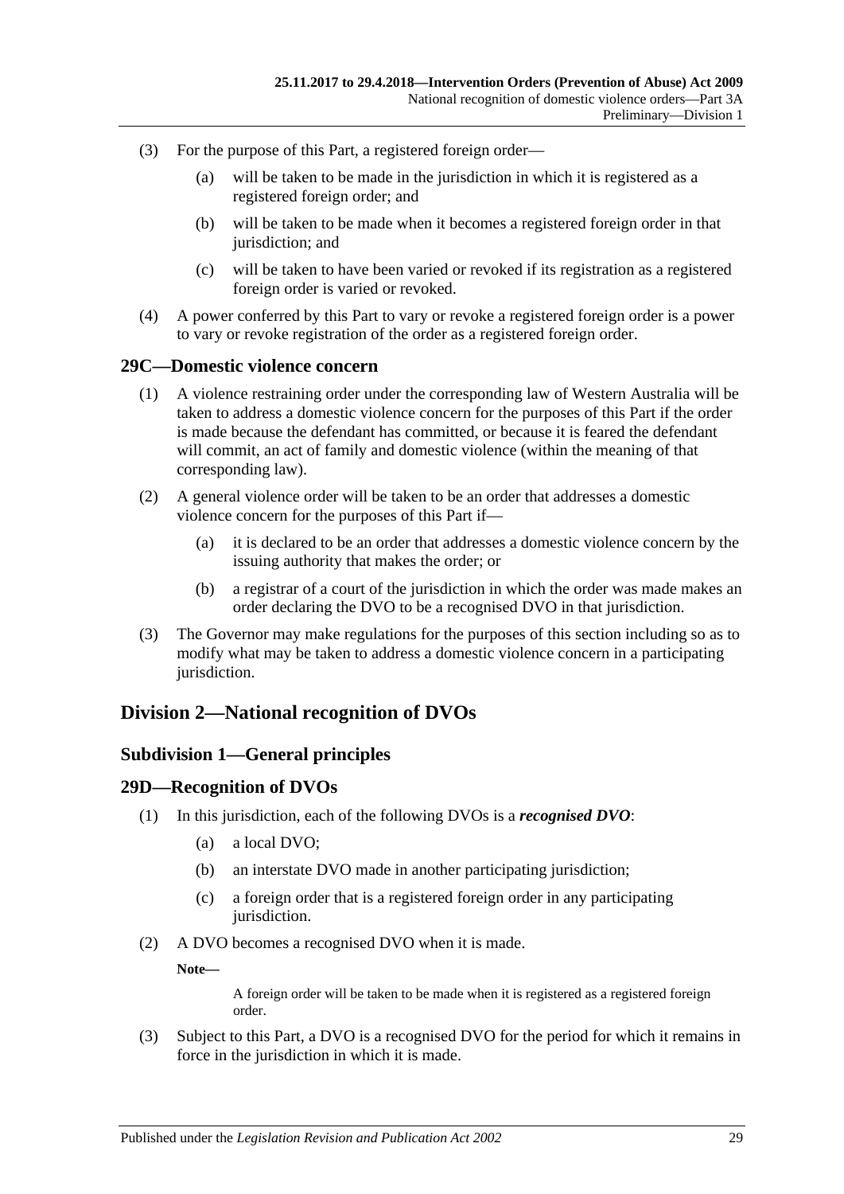(3) For the purpose of this Part, a registered foreign order—

(a) will be taken to be made in the jurisdiction in which it is registered as a registered foreign order; and

(b) will be taken to be made when it becomes a registered foreign order in that jurisdiction; and

(c) will be taken to have been varied or revoked if its registration as a registered foreign order is varied or revoked.

(4) A power conferred by this Part to vary or revoke a registered foreign order is a power to vary or revoke registration of the order as a registered foreign order.

## 29C—Domestic violence concern

(1) A violence restraining order under the corresponding law of Western Australia will be taken to address a domestic violence concern for the purposes of this Part if the order is made because the defendant has committed, or because it is feared the defendant will commit, an act of family and domestic violence (within the meaning of that corresponding law).

(2) A general violence order will be taken to be an order that addresses a domestic violence concern for the purposes of this Part if—

(a) it is declared to be an order that addresses a domestic violence concern by the issuing authority that makes the order; or

(b) a registrar of a court of the jurisdiction in which the order was made makes an order declaring the DVO to be a recognised DVO in that jurisdiction.

(3) The Governor may make regulations for the purposes of this section including so as to modify what may be taken to address a domestic violence concern in a participating jurisdiction.

# Division 2—National recognition of DVOs

## Subdivision 1—General principles

## 29D—Recognition of DVOs

(1) In this jurisdiction, each of the following DVOs is a ***recognised DVO***:

(a) a local DVO;

(b) an interstate DVO made in another participating jurisdiction;

(c) a foreign order that is a registered foreign order in any participating jurisdiction.

(2) A DVO becomes a recognised DVO when it is made.

**Note—**

A foreign order will be taken to be made when it is registered as a registered foreign order.

(3) Subject to this Part, a DVO is a recognised DVO for the period for which it remains in force in the jurisdiction in which it is made.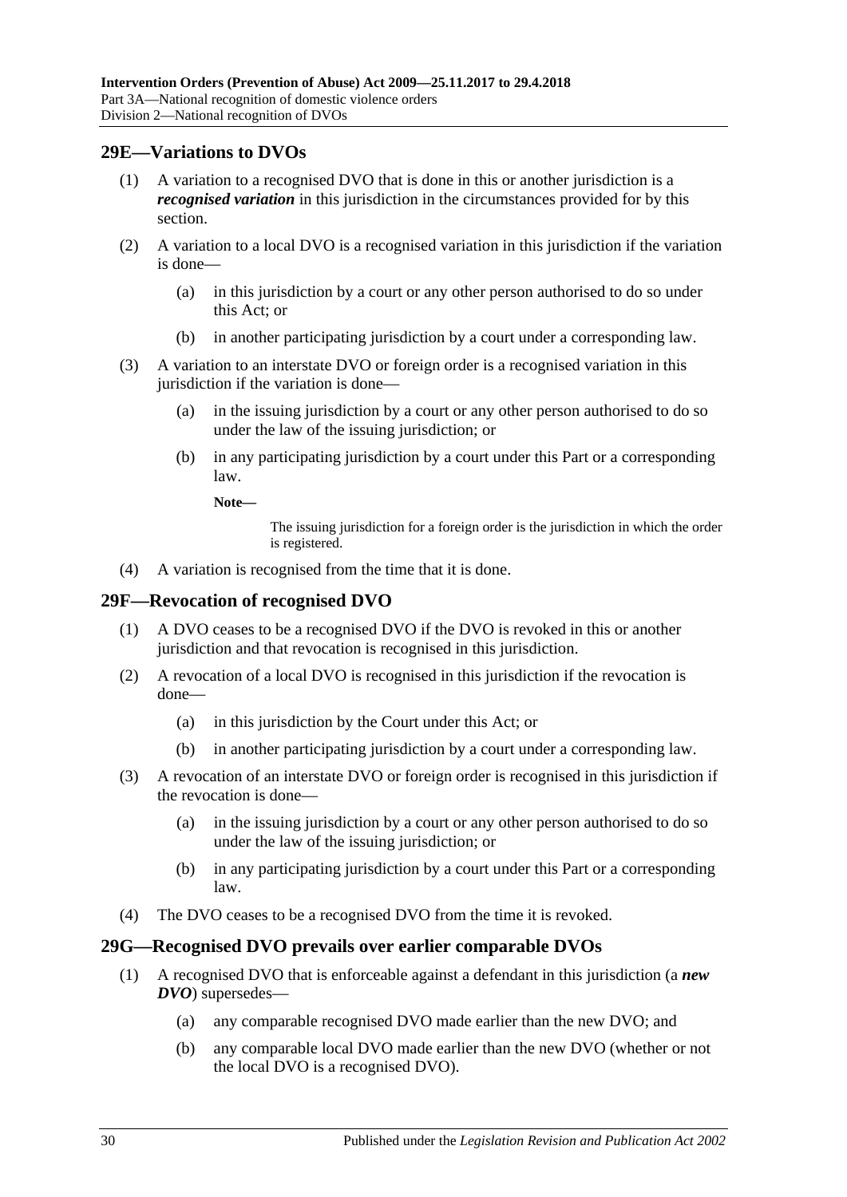## 29E—Variations to DVOs

(1) A variation to a recognised DVO that is done in this or another jurisdiction is a ***recognised variation*** in this jurisdiction in the circumstances provided for by this section.

(2) A variation to a local DVO is a recognised variation in this jurisdiction if the variation is done—

(a) in this jurisdiction by a court or any other person authorised to do so under this Act; or

(b) in another participating jurisdiction by a court under a corresponding law.

(3) A variation to an interstate DVO or foreign order is a recognised variation in this jurisdiction if the variation is done—

(a) in the issuing jurisdiction by a court or any other person authorised to do so under the law of the issuing jurisdiction; or

(b) in any participating jurisdiction by a court under this Part or a corresponding law.

**Note—**

The issuing jurisdiction for a foreign order is the jurisdiction in which the order is registered.

(4) A variation is recognised from the time that it is done.

## 29F—Revocation of recognised DVO

(1) A DVO ceases to be a recognised DVO if the DVO is revoked in this or another jurisdiction and that revocation is recognised in this jurisdiction.

(2) A revocation of a local DVO is recognised in this jurisdiction if the revocation is done—

(a) in this jurisdiction by the Court under this Act; or

(b) in another participating jurisdiction by a court under a corresponding law.

(3) A revocation of an interstate DVO or foreign order is recognised in this jurisdiction if the revocation is done—

(a) in the issuing jurisdiction by a court or any other person authorised to do so under the law of the issuing jurisdiction; or

(b) in any participating jurisdiction by a court under this Part or a corresponding law.

(4) The DVO ceases to be a recognised DVO from the time it is revoked.

## 29G—Recognised DVO prevails over earlier comparable DVOs

(1) A recognised DVO that is enforceable against a defendant in this jurisdiction (a ***new DVO***) supersedes—

(a) any comparable recognised DVO made earlier than the new DVO; and

(b) any comparable local DVO made earlier than the new DVO (whether or not the local DVO is a recognised DVO).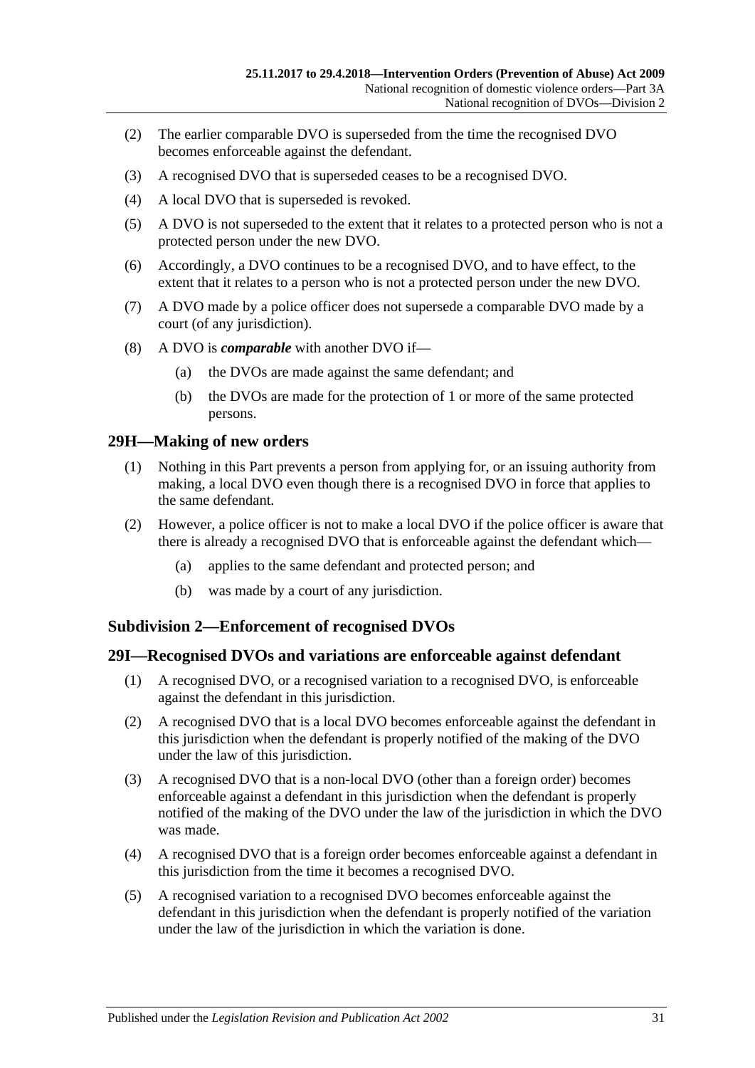(2) The earlier comparable DVO is superseded from the time the recognised DVO becomes enforceable against the defendant.

(3) A recognised DVO that is superseded ceases to be a recognised DVO.

(4) A local DVO that is superseded is revoked.

(5) A DVO is not superseded to the extent that it relates to a protected person who is not a protected person under the new DVO.

(6) Accordingly, a DVO continues to be a recognised DVO, and to have effect, to the extent that it relates to a person who is not a protected person under the new DVO.

(7) A DVO made by a police officer does not supersede a comparable DVO made by a court (of any jurisdiction).

(8) A DVO is ***comparable*** with another DVO if—

(a) the DVOs are made against the same defendant; and

(b) the DVOs are made for the protection of 1 or more of the same protected persons.

## 29H—Making of new orders

(1) Nothing in this Part prevents a person from applying for, or an issuing authority from making, a local DVO even though there is a recognised DVO in force that applies to the same defendant.

(2) However, a police officer is not to make a local DVO if the police officer is aware that there is already a recognised DVO that is enforceable against the defendant which—

(a) applies to the same defendant and protected person; and

(b) was made by a court of any jurisdiction.

### Subdivision 2—Enforcement of recognised DVOs

## 29I—Recognised DVOs and variations are enforceable against defendant

(1) A recognised DVO, or a recognised variation to a recognised DVO, is enforceable against the defendant in this jurisdiction.

(2) A recognised DVO that is a local DVO becomes enforceable against the defendant in this jurisdiction when the defendant is properly notified of the making of the DVO under the law of this jurisdiction.

(3) A recognised DVO that is a non-local DVO (other than a foreign order) becomes enforceable against a defendant in this jurisdiction when the defendant is properly notified of the making of the DVO under the law of the jurisdiction in which the DVO was made.

(4) A recognised DVO that is a foreign order becomes enforceable against a defendant in this jurisdiction from the time it becomes a recognised DVO.

(5) A recognised variation to a recognised DVO becomes enforceable against the defendant in this jurisdiction when the defendant is properly notified of the variation under the law of the jurisdiction in which the variation is done.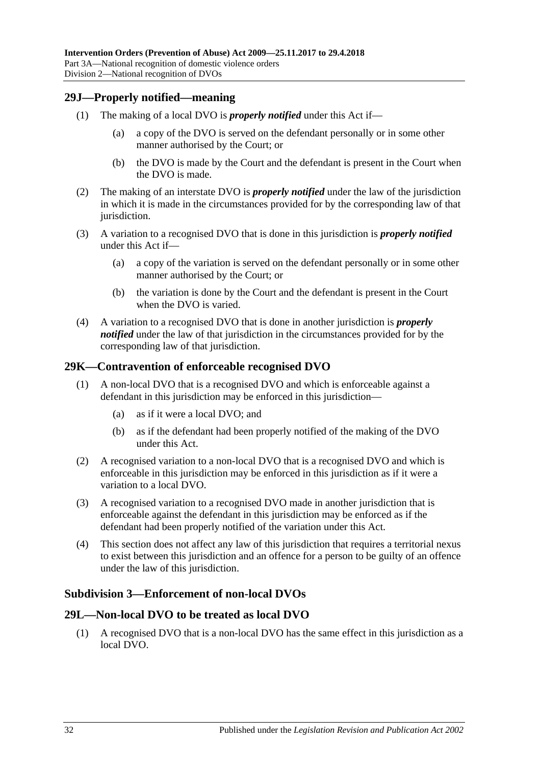## 29J—Properly notified—meaning

(1) The making of a local DVO is ***properly notified*** under this Act if—

(a) a copy of the DVO is served on the defendant personally or in some other manner authorised by the Court; or

(b) the DVO is made by the Court and the defendant is present in the Court when the DVO is made.

(2) The making of an interstate DVO is ***properly notified*** under the law of the jurisdiction in which it is made in the circumstances provided for by the corresponding law of that jurisdiction.

(3) A variation to a recognised DVO that is done in this jurisdiction is ***properly notified*** under this Act if—

(a) a copy of the variation is served on the defendant personally or in some other manner authorised by the Court; or

(b) the variation is done by the Court and the defendant is present in the Court when the DVO is varied.

(4) A variation to a recognised DVO that is done in another jurisdiction is ***properly notified*** under the law of that jurisdiction in the circumstances provided for by the corresponding law of that jurisdiction.

## 29K—Contravention of enforceable recognised DVO

(1) A non-local DVO that is a recognised DVO and which is enforceable against a defendant in this jurisdiction may be enforced in this jurisdiction—

(a) as if it were a local DVO; and

(b) as if the defendant had been properly notified of the making of the DVO under this Act.

(2) A recognised variation to a non-local DVO that is a recognised DVO and which is enforceable in this jurisdiction may be enforced in this jurisdiction as if it were a variation to a local DVO.

(3) A recognised variation to a recognised DVO made in another jurisdiction that is enforceable against the defendant in this jurisdiction may be enforced as if the defendant had been properly notified of the variation under this Act.

(4) This section does not affect any law of this jurisdiction that requires a territorial nexus to exist between this jurisdiction and an offence for a person to be guilty of an offence under the law of this jurisdiction.

### Subdivision 3—Enforcement of non-local DVOs

## 29L—Non-local DVO to be treated as local DVO

(1) A recognised DVO that is a non-local DVO has the same effect in this jurisdiction as a local DVO.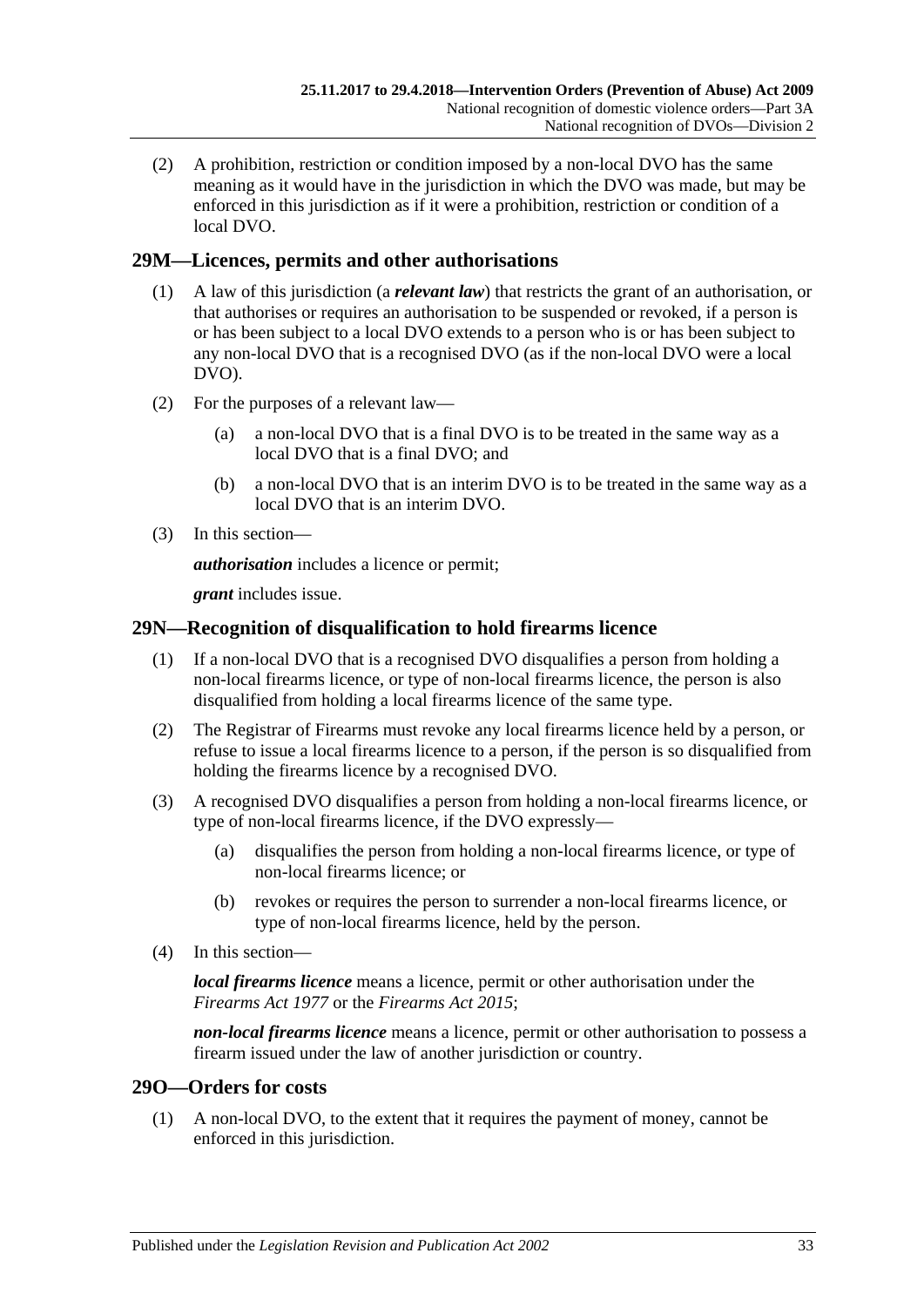(2) A prohibition, restriction or condition imposed by a non-local DVO has the same meaning as it would have in the jurisdiction in which the DVO was made, but may be enforced in this jurisdiction as if it were a prohibition, restriction or condition of a local DVO.

## 29M—Licences, permits and other authorisations

(1) A law of this jurisdiction (a ***relevant law***) that restricts the grant of an authorisation, or that authorises or requires an authorisation to be suspended or revoked, if a person is or has been subject to a local DVO extends to a person who is or has been subject to any non-local DVO that is a recognised DVO (as if the non-local DVO were a local DVO).

(2) For the purposes of a relevant law—

(a) a non-local DVO that is a final DVO is to be treated in the same way as a local DVO that is a final DVO; and

(b) a non-local DVO that is an interim DVO is to be treated in the same way as a local DVO that is an interim DVO.

(3) In this section—

***authorisation*** includes a licence or permit;

***grant*** includes issue.

## 29N—Recognition of disqualification to hold firearms licence

(1) If a non-local DVO that is a recognised DVO disqualifies a person from holding a non-local firearms licence, or type of non-local firearms licence, the person is also disqualified from holding a local firearms licence of the same type.

(2) The Registrar of Firearms must revoke any local firearms licence held by a person, or refuse to issue a local firearms licence to a person, if the person is so disqualified from holding the firearms licence by a recognised DVO.

(3) A recognised DVO disqualifies a person from holding a non-local firearms licence, or type of non-local firearms licence, if the DVO expressly—

(a) disqualifies the person from holding a non-local firearms licence, or type of non-local firearms licence; or

(b) revokes or requires the person to surrender a non-local firearms licence, or type of non-local firearms licence, held by the person.

(4) In this section—

***local firearms licence*** means a licence, permit or other authorisation under the *Firearms Act 1977* or the *Firearms Act 2015*;

***non-local firearms licence*** means a licence, permit or other authorisation to possess a firearm issued under the law of another jurisdiction or country.

## 29O—Orders for costs

(1) A non-local DVO, to the extent that it requires the payment of money, cannot be enforced in this jurisdiction.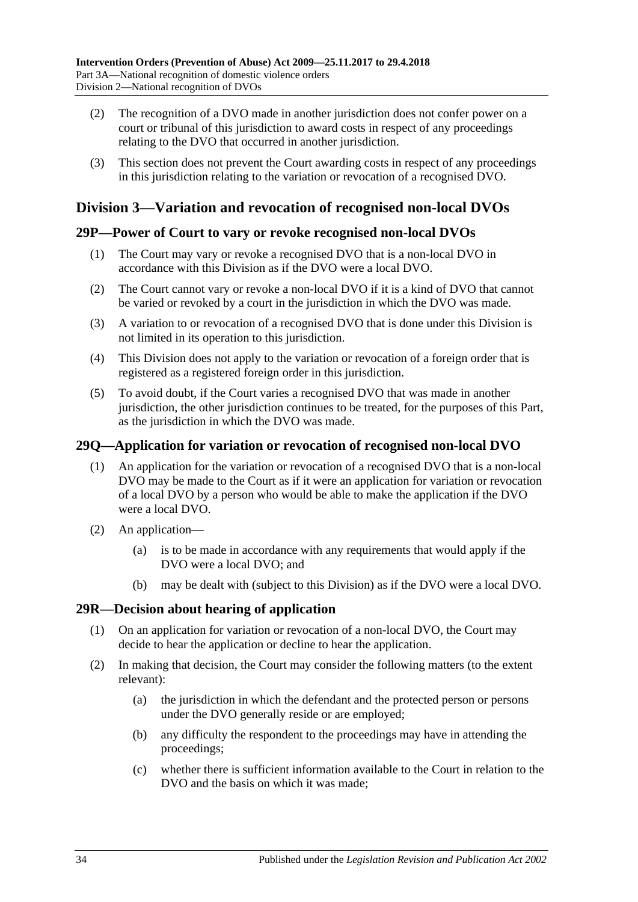(2) The recognition of a DVO made in another jurisdiction does not confer power on a court or tribunal of this jurisdiction to award costs in respect of any proceedings relating to the DVO that occurred in another jurisdiction.

(3) This section does not prevent the Court awarding costs in respect of any proceedings in this jurisdiction relating to the variation or revocation of a recognised DVO.

## Division 3—Variation and revocation of recognised non-local DVOs

### 29P—Power of Court to vary or revoke recognised non-local DVOs

(1) The Court may vary or revoke a recognised DVO that is a non-local DVO in accordance with this Division as if the DVO were a local DVO.

(2) The Court cannot vary or revoke a non-local DVO if it is a kind of DVO that cannot be varied or revoked by a court in the jurisdiction in which the DVO was made.

(3) A variation to or revocation of a recognised DVO that is done under this Division is not limited in its operation to this jurisdiction.

(4) This Division does not apply to the variation or revocation of a foreign order that is registered as a registered foreign order in this jurisdiction.

(5) To avoid doubt, if the Court varies a recognised DVO that was made in another jurisdiction, the other jurisdiction continues to be treated, for the purposes of this Part, as the jurisdiction in which the DVO was made.

### 29Q—Application for variation or revocation of recognised non-local DVO

(1) An application for the variation or revocation of a recognised DVO that is a non-local DVO may be made to the Court as if it were an application for variation or revocation of a local DVO by a person who would be able to make the application if the DVO were a local DVO.

(2) An application—

(a) is to be made in accordance with any requirements that would apply if the DVO were a local DVO; and

(b) may be dealt with (subject to this Division) as if the DVO were a local DVO.

### 29R—Decision about hearing of application

(1) On an application for variation or revocation of a non-local DVO, the Court may decide to hear the application or decline to hear the application.

(2) In making that decision, the Court may consider the following matters (to the extent relevant):

(a) the jurisdiction in which the defendant and the protected person or persons under the DVO generally reside or are employed;

(b) any difficulty the respondent to the proceedings may have in attending the proceedings;

(c) whether there is sufficient information available to the Court in relation to the DVO and the basis on which it was made;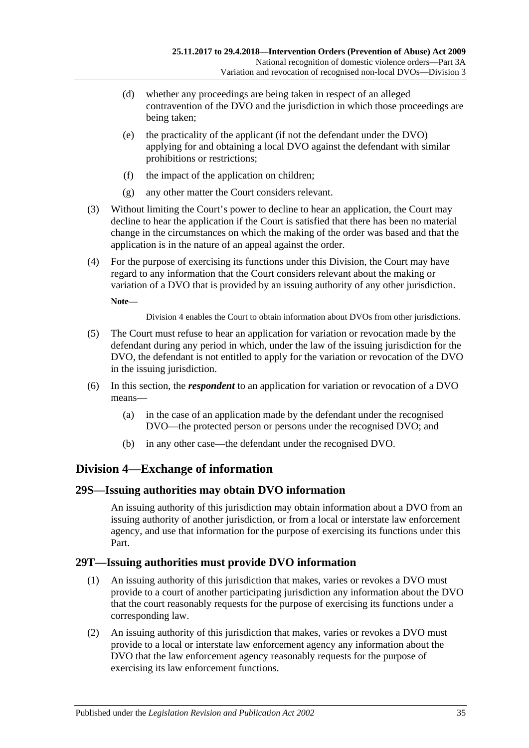(d) whether any proceedings are being taken in respect of an alleged contravention of the DVO and the jurisdiction in which those proceedings are being taken;

(e) the practicality of the applicant (if not the defendant under the DVO) applying for and obtaining a local DVO against the defendant with similar prohibitions or restrictions;

(f) the impact of the application on children;

(g) any other matter the Court considers relevant.

(3) Without limiting the Court's power to decline to hear an application, the Court may decline to hear the application if the Court is satisfied that there has been no material change in the circumstances on which the making of the order was based and that the application is in the nature of an appeal against the order.

(4) For the purpose of exercising its functions under this Division, the Court may have regard to any information that the Court considers relevant about the making or variation of a DVO that is provided by an issuing authority of any other jurisdiction.

**Note—**

Division 4 enables the Court to obtain information about DVOs from other jurisdictions.

(5) The Court must refuse to hear an application for variation or revocation made by the defendant during any period in which, under the law of the issuing jurisdiction for the DVO, the defendant is not entitled to apply for the variation or revocation of the DVO in the issuing jurisdiction.

(6) In this section, the ***respondent*** to an application for variation or revocation of a DVO means—

(a) in the case of an application made by the defendant under the recognised DVO—the protected person or persons under the recognised DVO; and

(b) in any other case—the defendant under the recognised DVO.

## Division 4—Exchange of information

### 29S—Issuing authorities may obtain DVO information

An issuing authority of this jurisdiction may obtain information about a DVO from an issuing authority of another jurisdiction, or from a local or interstate law enforcement agency, and use that information for the purpose of exercising its functions under this Part.

### 29T—Issuing authorities must provide DVO information

(1) An issuing authority of this jurisdiction that makes, varies or revokes a DVO must provide to a court of another participating jurisdiction any information about the DVO that the court reasonably requests for the purpose of exercising its functions under a corresponding law.

(2) An issuing authority of this jurisdiction that makes, varies or revokes a DVO must provide to a local or interstate law enforcement agency any information about the DVO that the law enforcement agency reasonably requests for the purpose of exercising its law enforcement functions.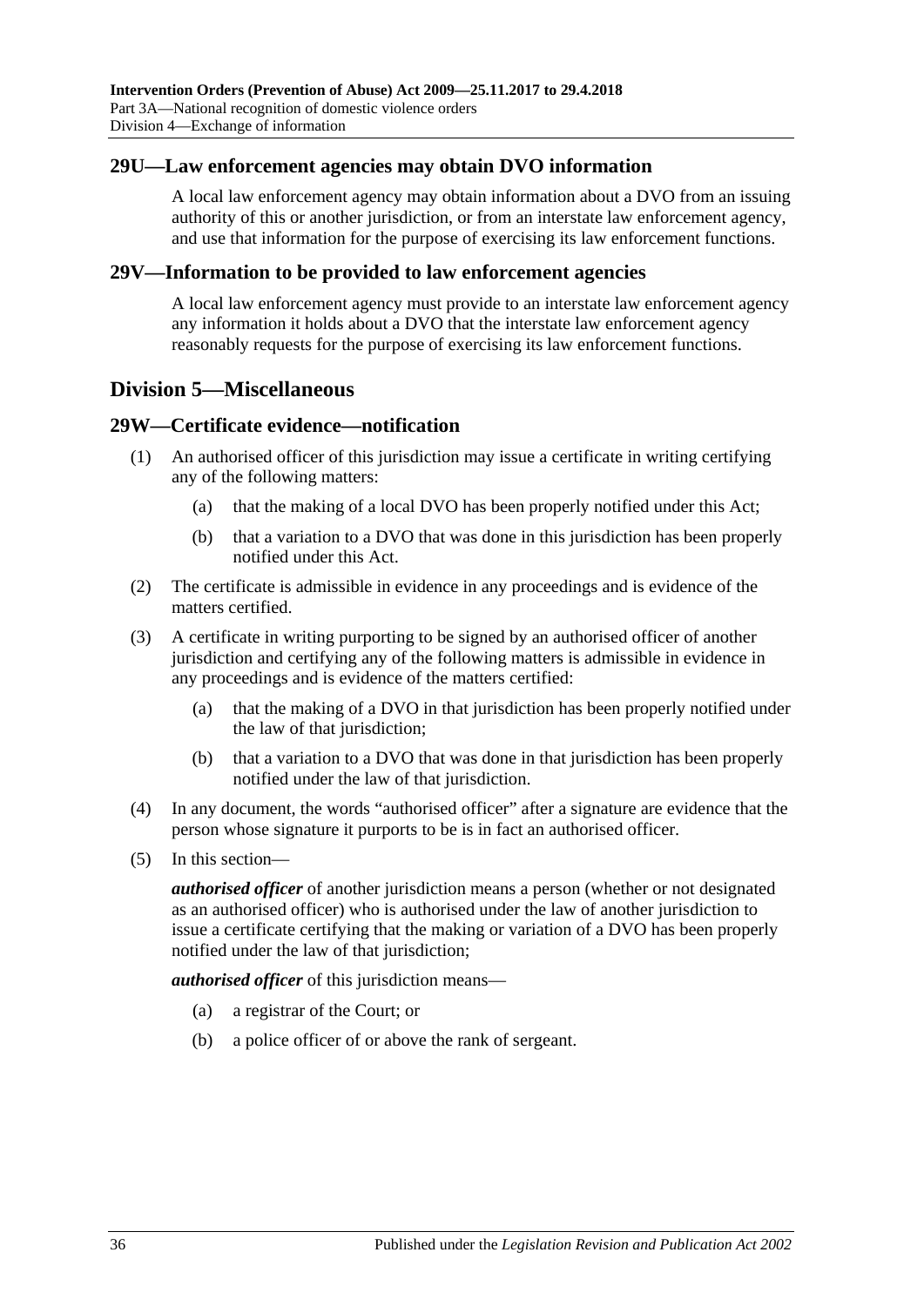## 29U—Law enforcement agencies may obtain DVO information

A local law enforcement agency may obtain information about a DVO from an issuing authority of this or another jurisdiction, or from an interstate law enforcement agency, and use that information for the purpose of exercising its law enforcement functions.

## 29V—Information to be provided to law enforcement agencies

A local law enforcement agency must provide to an interstate law enforcement agency any information it holds about a DVO that the interstate law enforcement agency reasonably requests for the purpose of exercising its law enforcement functions.

# Division 5—Miscellaneous

## 29W—Certificate evidence—notification

(1) An authorised officer of this jurisdiction may issue a certificate in writing certifying any of the following matters:

 (a) that the making of a local DVO has been properly notified under this Act;

 (b) that a variation to a DVO that was done in this jurisdiction has been properly notified under this Act.

(2) The certificate is admissible in evidence in any proceedings and is evidence of the matters certified.

(3) A certificate in writing purporting to be signed by an authorised officer of another jurisdiction and certifying any of the following matters is admissible in evidence in any proceedings and is evidence of the matters certified:

 (a) that the making of a DVO in that jurisdiction has been properly notified under the law of that jurisdiction;

 (b) that a variation to a DVO that was done in that jurisdiction has been properly notified under the law of that jurisdiction.

(4) In any document, the words "authorised officer" after a signature are evidence that the person whose signature it purports to be is in fact an authorised officer.

(5) In this section—

***authorised officer*** of another jurisdiction means a person (whether or not designated as an authorised officer) who is authorised under the law of another jurisdiction to issue a certificate certifying that the making or variation of a DVO has been properly notified under the law of that jurisdiction;

***authorised officer*** of this jurisdiction means—

 (a) a registrar of the Court; or

 (b) a police officer of or above the rank of sergeant.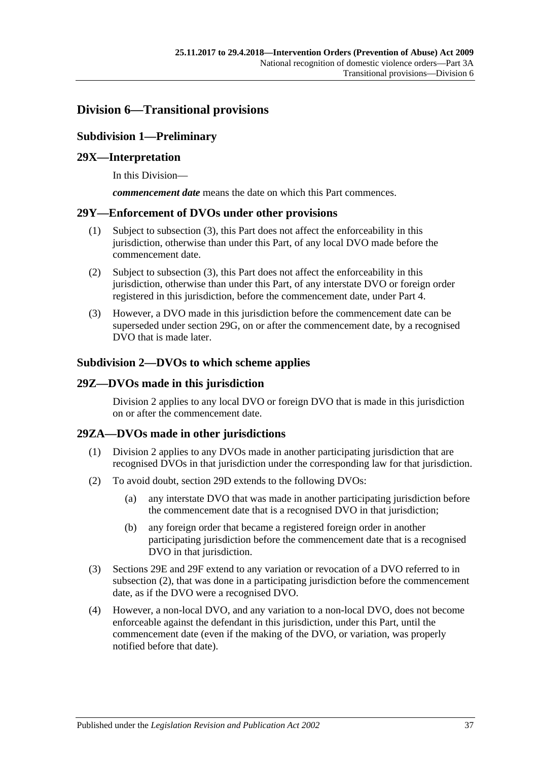## Division 6—Transitional provisions

### Subdivision 1—Preliminary

### 29X—Interpretation

In this Division—

***commencement date*** means the date on which this Part commences.

### 29Y—Enforcement of DVOs under other provisions

(1) Subject to subsection (3), this Part does not affect the enforceability in this jurisdiction, otherwise than under this Part, of any local DVO made before the commencement date.

(2) Subject to subsection (3), this Part does not affect the enforceability in this jurisdiction, otherwise than under this Part, of any interstate DVO or foreign order registered in this jurisdiction, before the commencement date, under Part 4.

(3) However, a DVO made in this jurisdiction before the commencement date can be superseded under section 29G, on or after the commencement date, by a recognised DVO that is made later.

### Subdivision 2—DVOs to which scheme applies

### 29Z—DVOs made in this jurisdiction

Division 2 applies to any local DVO or foreign DVO that is made in this jurisdiction on or after the commencement date.

### 29ZA—DVOs made in other jurisdictions

(1) Division 2 applies to any DVOs made in another participating jurisdiction that are recognised DVOs in that jurisdiction under the corresponding law for that jurisdiction.

(2) To avoid doubt, section 29D extends to the following DVOs:

(a) any interstate DVO that was made in another participating jurisdiction before the commencement date that is a recognised DVO in that jurisdiction;

(b) any foreign order that became a registered foreign order in another participating jurisdiction before the commencement date that is a recognised DVO in that jurisdiction.

(3) Sections 29E and 29F extend to any variation or revocation of a DVO referred to in subsection (2), that was done in a participating jurisdiction before the commencement date, as if the DVO were a recognised DVO.

(4) However, a non-local DVO, and any variation to a non-local DVO, does not become enforceable against the defendant in this jurisdiction, under this Part, until the commencement date (even if the making of the DVO, or variation, was properly notified before that date).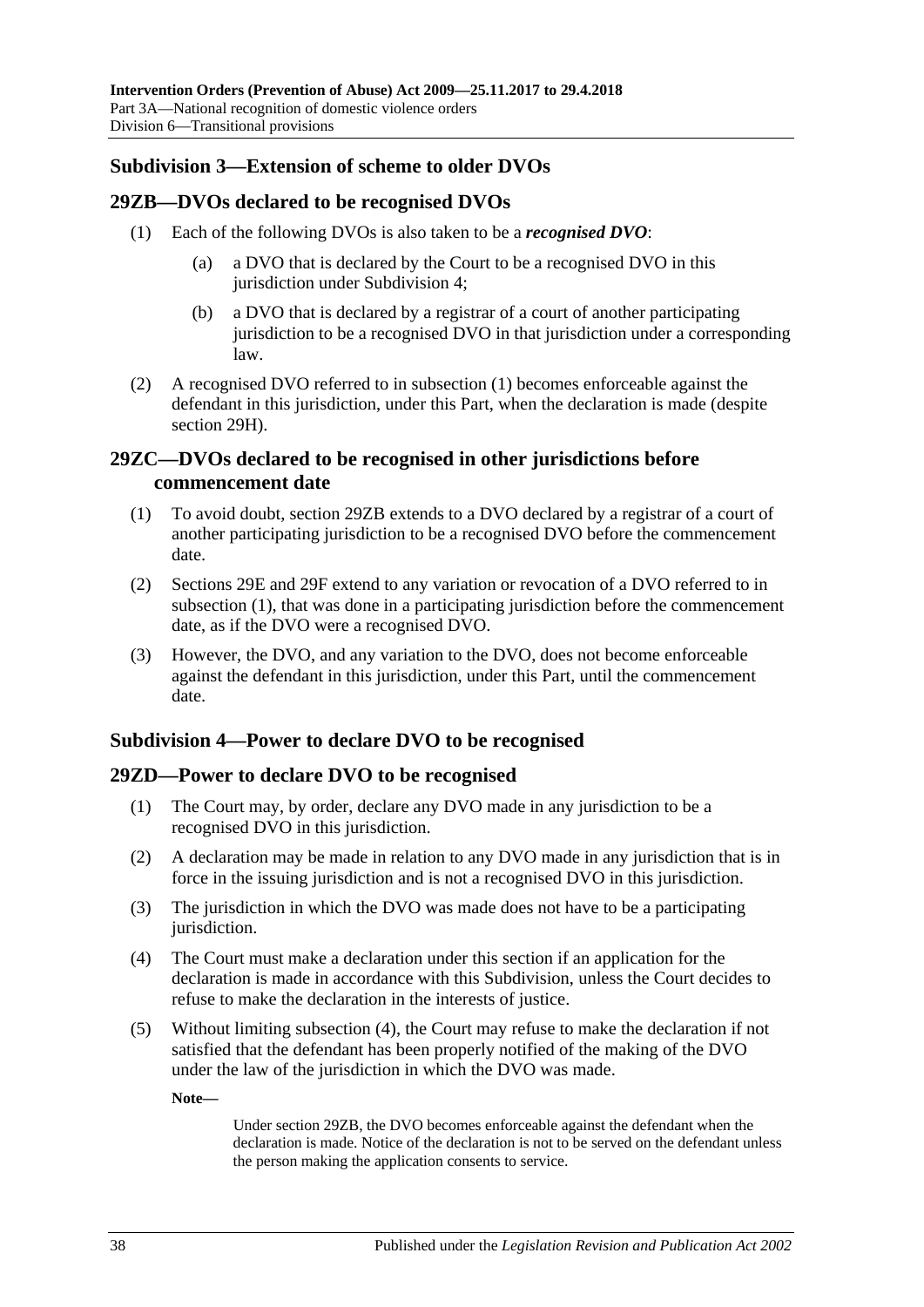## Subdivision 3—Extension of scheme to older DVOs

### 29ZB—DVOs declared to be recognised DVOs

(1) Each of the following DVOs is also taken to be a ***recognised DVO***:

(a) a DVO that is declared by the Court to be a recognised DVO in this jurisdiction under Subdivision 4;

(b) a DVO that is declared by a registrar of a court of another participating jurisdiction to be a recognised DVO in that jurisdiction under a corresponding law.

(2) A recognised DVO referred to in subsection (1) becomes enforceable against the defendant in this jurisdiction, under this Part, when the declaration is made (despite section 29H).

### 29ZC—DVOs declared to be recognised in other jurisdictions before commencement date

(1) To avoid doubt, section 29ZB extends to a DVO declared by a registrar of a court of another participating jurisdiction to be a recognised DVO before the commencement date.

(2) Sections 29E and 29F extend to any variation or revocation of a DVO referred to in subsection (1), that was done in a participating jurisdiction before the commencement date, as if the DVO were a recognised DVO.

(3) However, the DVO, and any variation to the DVO, does not become enforceable against the defendant in this jurisdiction, under this Part, until the commencement date.

## Subdivision 4—Power to declare DVO to be recognised

### 29ZD—Power to declare DVO to be recognised

(1) The Court may, by order, declare any DVO made in any jurisdiction to be a recognised DVO in this jurisdiction.

(2) A declaration may be made in relation to any DVO made in any jurisdiction that is in force in the issuing jurisdiction and is not a recognised DVO in this jurisdiction.

(3) The jurisdiction in which the DVO was made does not have to be a participating jurisdiction.

(4) The Court must make a declaration under this section if an application for the declaration is made in accordance with this Subdivision, unless the Court decides to refuse to make the declaration in the interests of justice.

(5) Without limiting subsection (4), the Court may refuse to make the declaration if not satisfied that the defendant has been properly notified of the making of the DVO under the law of the jurisdiction in which the DVO was made.

**Note—**

Under section 29ZB, the DVO becomes enforceable against the defendant when the declaration is made. Notice of the declaration is not to be served on the defendant unless the person making the application consents to service.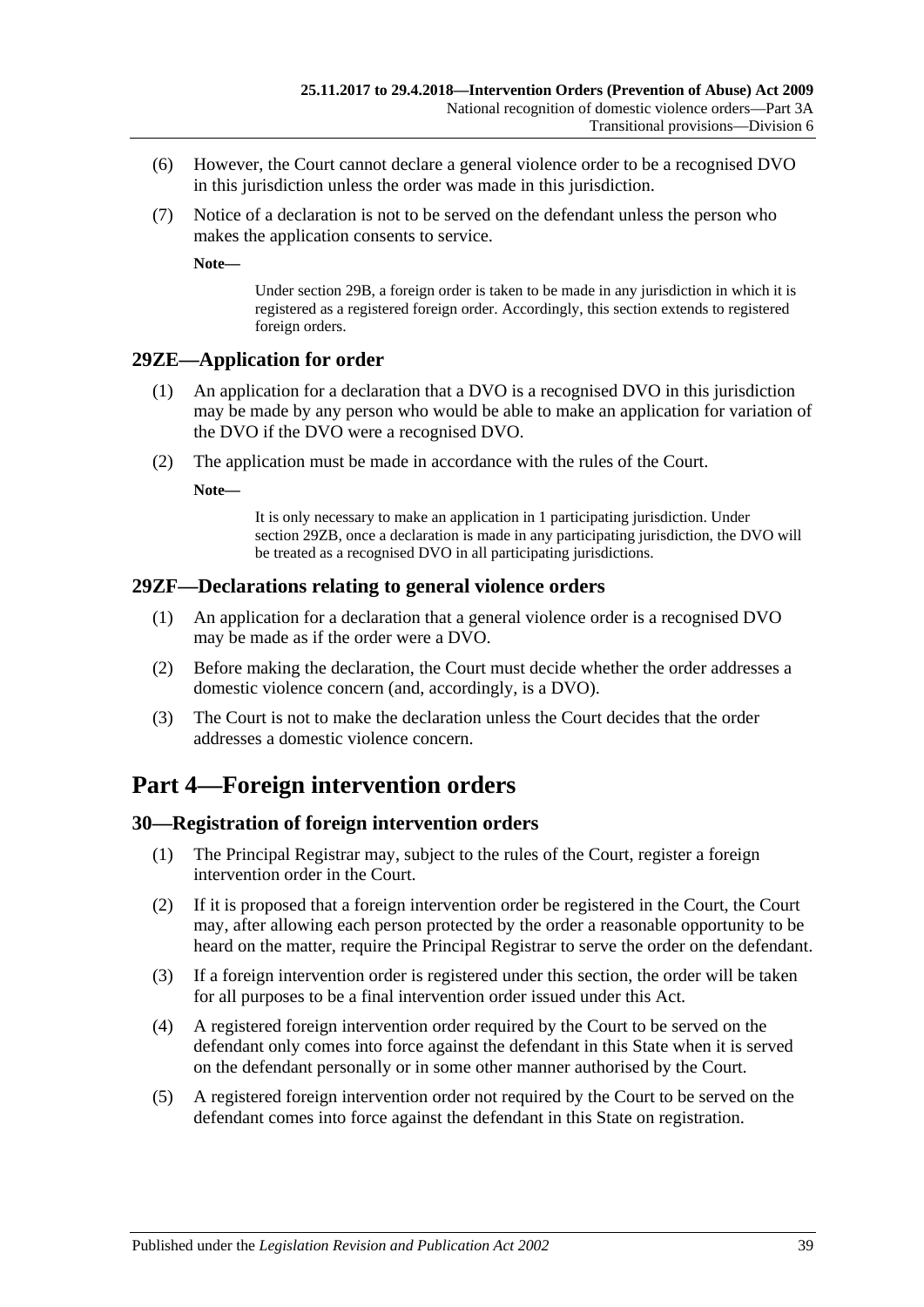(6) However, the Court cannot declare a general violence order to be a recognised DVO in this jurisdiction unless the order was made in this jurisdiction.

(7) Notice of a declaration is not to be served on the defendant unless the person who makes the application consents to service.

**Note—**

Under section 29B, a foreign order is taken to be made in any jurisdiction in which it is registered as a registered foreign order. Accordingly, this section extends to registered foreign orders.

### 29ZE—Application for order

(1) An application for a declaration that a DVO is a recognised DVO in this jurisdiction may be made by any person who would be able to make an application for variation of the DVO if the DVO were a recognised DVO.

(2) The application must be made in accordance with the rules of the Court.

**Note—**

It is only necessary to make an application in 1 participating jurisdiction. Under section 29ZB, once a declaration is made in any participating jurisdiction, the DVO will be treated as a recognised DVO in all participating jurisdictions.

### 29ZF—Declarations relating to general violence orders

(1) An application for a declaration that a general violence order is a recognised DVO may be made as if the order were a DVO.

(2) Before making the declaration, the Court must decide whether the order addresses a domestic violence concern (and, accordingly, is a DVO).

(3) The Court is not to make the declaration unless the Court decides that the order addresses a domestic violence concern.

## Part 4—Foreign intervention orders

### 30—Registration of foreign intervention orders

(1) The Principal Registrar may, subject to the rules of the Court, register a foreign intervention order in the Court.

(2) If it is proposed that a foreign intervention order be registered in the Court, the Court may, after allowing each person protected by the order a reasonable opportunity to be heard on the matter, require the Principal Registrar to serve the order on the defendant.

(3) If a foreign intervention order is registered under this section, the order will be taken for all purposes to be a final intervention order issued under this Act.

(4) A registered foreign intervention order required by the Court to be served on the defendant only comes into force against the defendant in this State when it is served on the defendant personally or in some other manner authorised by the Court.

(5) A registered foreign intervention order not required by the Court to be served on the defendant comes into force against the defendant in this State on registration.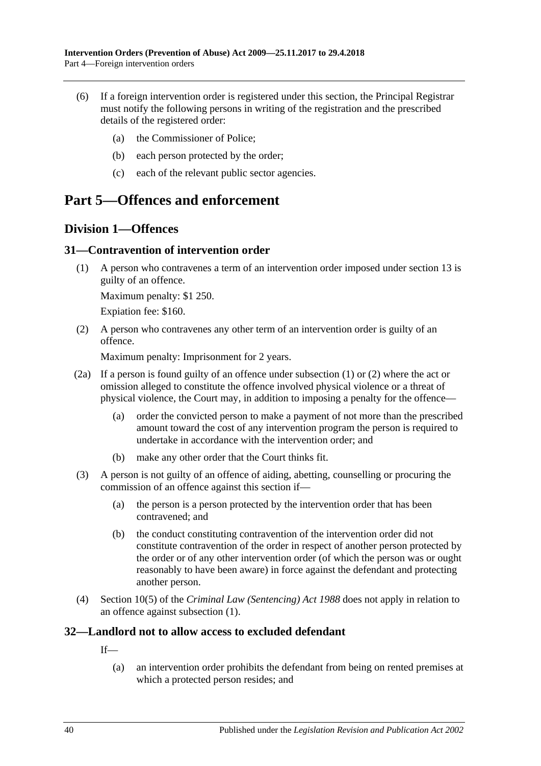(6) If a foreign intervention order is registered under this section, the Principal Registrar must notify the following persons in writing of the registration and the prescribed details of the registered order:

(a) the Commissioner of Police;

(b) each person protected by the order;

(c) each of the relevant public sector agencies.

# Part 5—Offences and enforcement

## Division 1—Offences

### 31—Contravention of intervention order

(1) A person who contravenes a term of an intervention order imposed under section 13 is guilty of an offence.

Maximum penalty: $1 250.

Expiation fee: $160.

(2) A person who contravenes any other term of an intervention order is guilty of an offence.

Maximum penalty: Imprisonment for 2 years.

(2a) If a person is found guilty of an offence under subsection (1) or (2) where the act or omission alleged to constitute the offence involved physical violence or a threat of physical violence, the Court may, in addition to imposing a penalty for the offence—

(a) order the convicted person to make a payment of not more than the prescribed amount toward the cost of any intervention program the person is required to undertake in accordance with the intervention order; and

(b) make any other order that the Court thinks fit.

(3) A person is not guilty of an offence of aiding, abetting, counselling or procuring the commission of an offence against this section if—

(a) the person is a person protected by the intervention order that has been contravened; and

(b) the conduct constituting contravention of the intervention order did not constitute contravention of the order in respect of another person protected by the order or of any other intervention order (of which the person was or ought reasonably to have been aware) in force against the defendant and protecting another person.

(4) Section 10(5) of the *Criminal Law (Sentencing) Act 1988* does not apply in relation to an offence against subsection (1).

### 32—Landlord not to allow access to excluded defendant

If—

(a) an intervention order prohibits the defendant from being on rented premises at which a protected person resides; and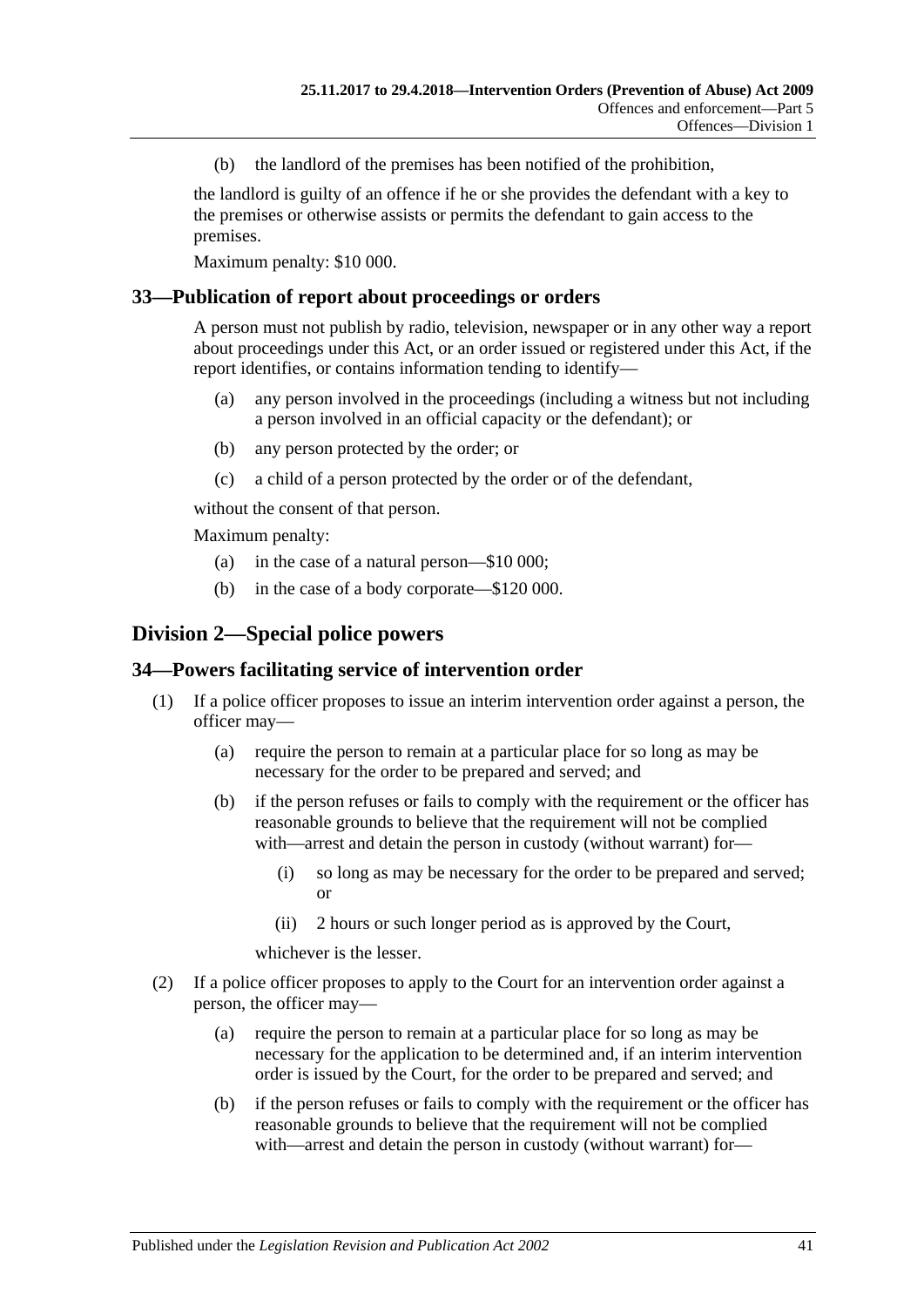(b) the landlord of the premises has been notified of the prohibition,

the landlord is guilty of an offence if he or she provides the defendant with a key to the premises or otherwise assists or permits the defendant to gain access to the premises.

Maximum penalty: $10 000.

## 33—Publication of report about proceedings or orders

A person must not publish by radio, television, newspaper or in any other way a report about proceedings under this Act, or an order issued or registered under this Act, if the report identifies, or contains information tending to identify—

(a) any person involved in the proceedings (including a witness but not including a person involved in an official capacity or the defendant); or

(b) any person protected by the order; or

(c) a child of a person protected by the order or of the defendant,

without the consent of that person.

Maximum penalty:

(a) in the case of a natural person—$10 000;

(b) in the case of a body corporate—$120 000.

# Division 2—Special police powers

## 34—Powers facilitating service of intervention order

(1) If a police officer proposes to issue an interim intervention order against a person, the officer may—

(a) require the person to remain at a particular place for so long as may be necessary for the order to be prepared and served; and

(b) if the person refuses or fails to comply with the requirement or the officer has reasonable grounds to believe that the requirement will not be complied with—arrest and detain the person in custody (without warrant) for—

(i) so long as may be necessary for the order to be prepared and served; or

(ii) 2 hours or such longer period as is approved by the Court,

whichever is the lesser.

(2) If a police officer proposes to apply to the Court for an intervention order against a person, the officer may—

(a) require the person to remain at a particular place for so long as may be necessary for the application to be determined and, if an interim intervention order is issued by the Court, for the order to be prepared and served; and

(b) if the person refuses or fails to comply with the requirement or the officer has reasonable grounds to believe that the requirement will not be complied with—arrest and detain the person in custody (without warrant) for—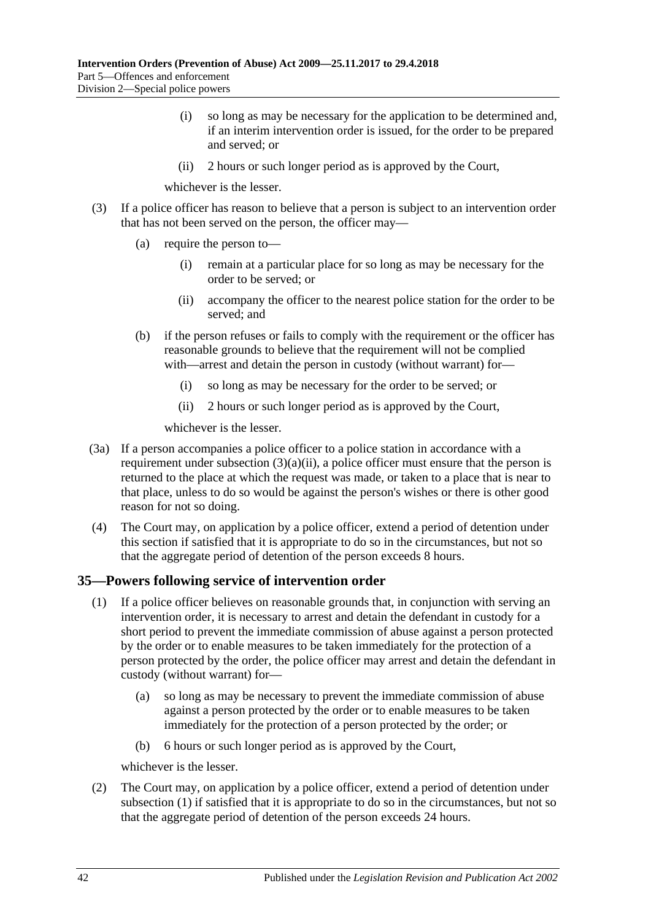(i) so long as may be necessary for the application to be determined and, if an interim intervention order is issued, for the order to be prepared and served; or

(ii) 2 hours or such longer period as is approved by the Court,

whichever is the lesser.

(3) If a police officer has reason to believe that a person is subject to an intervention order that has not been served on the person, the officer may—

(a) require the person to—

(i) remain at a particular place for so long as may be necessary for the order to be served; or

(ii) accompany the officer to the nearest police station for the order to be served; and

(b) if the person refuses or fails to comply with the requirement or the officer has reasonable grounds to believe that the requirement will not be complied with—arrest and detain the person in custody (without warrant) for—

(i) so long as may be necessary for the order to be served; or

(ii) 2 hours or such longer period as is approved by the Court,

whichever is the lesser.

(3a) If a person accompanies a police officer to a police station in accordance with a requirement under subsection (3)(a)(ii), a police officer must ensure that the person is returned to the place at which the request was made, or taken to a place that is near to that place, unless to do so would be against the person's wishes or there is other good reason for not so doing.

(4) The Court may, on application by a police officer, extend a period of detention under this section if satisfied that it is appropriate to do so in the circumstances, but not so that the aggregate period of detention of the person exceeds 8 hours.

## 35—Powers following service of intervention order

(1) If a police officer believes on reasonable grounds that, in conjunction with serving an intervention order, it is necessary to arrest and detain the defendant in custody for a short period to prevent the immediate commission of abuse against a person protected by the order or to enable measures to be taken immediately for the protection of a person protected by the order, the police officer may arrest and detain the defendant in custody (without warrant) for—

(a) so long as may be necessary to prevent the immediate commission of abuse against a person protected by the order or to enable measures to be taken immediately for the protection of a person protected by the order; or

(b) 6 hours or such longer period as is approved by the Court,

whichever is the lesser.

(2) The Court may, on application by a police officer, extend a period of detention under subsection (1) if satisfied that it is appropriate to do so in the circumstances, but not so that the aggregate period of detention of the person exceeds 24 hours.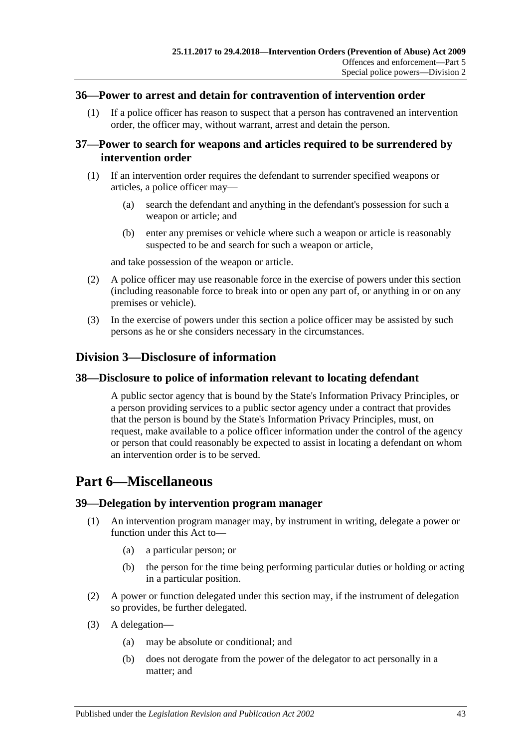### 36—Power to arrest and detain for contravention of intervention order

(1) If a police officer has reason to suspect that a person has contravened an intervention order, the officer may, without warrant, arrest and detain the person.

### 37—Power to search for weapons and articles required to be surrendered by intervention order

(1) If an intervention order requires the defendant to surrender specified weapons or articles, a police officer may—

   (a) search the defendant and anything in the defendant's possession for such a weapon or article; and

   (b) enter any premises or vehicle where such a weapon or article is reasonably suspected to be and search for such a weapon or article,

and take possession of the weapon or article.

(2) A police officer may use reasonable force in the exercise of powers under this section (including reasonable force to break into or open any part of, or anything in or on any premises or vehicle).

(3) In the exercise of powers under this section a police officer may be assisted by such persons as he or she considers necessary in the circumstances.

## Division 3—Disclosure of information

### 38—Disclosure to police of information relevant to locating defendant

A public sector agency that is bound by the State's Information Privacy Principles, or a person providing services to a public sector agency under a contract that provides that the person is bound by the State's Information Privacy Principles, must, on request, make available to a police officer information under the control of the agency or person that could reasonably be expected to assist in locating a defendant on whom an intervention order is to be served.

# Part 6—Miscellaneous

### 39—Delegation by intervention program manager

(1) An intervention program manager may, by instrument in writing, delegate a power or function under this Act to—

   (a) a particular person; or

   (b) the person for the time being performing particular duties or holding or acting in a particular position.

(2) A power or function delegated under this section may, if the instrument of delegation so provides, be further delegated.

(3) A delegation—

   (a) may be absolute or conditional; and

   (b) does not derogate from the power of the delegator to act personally in a matter; and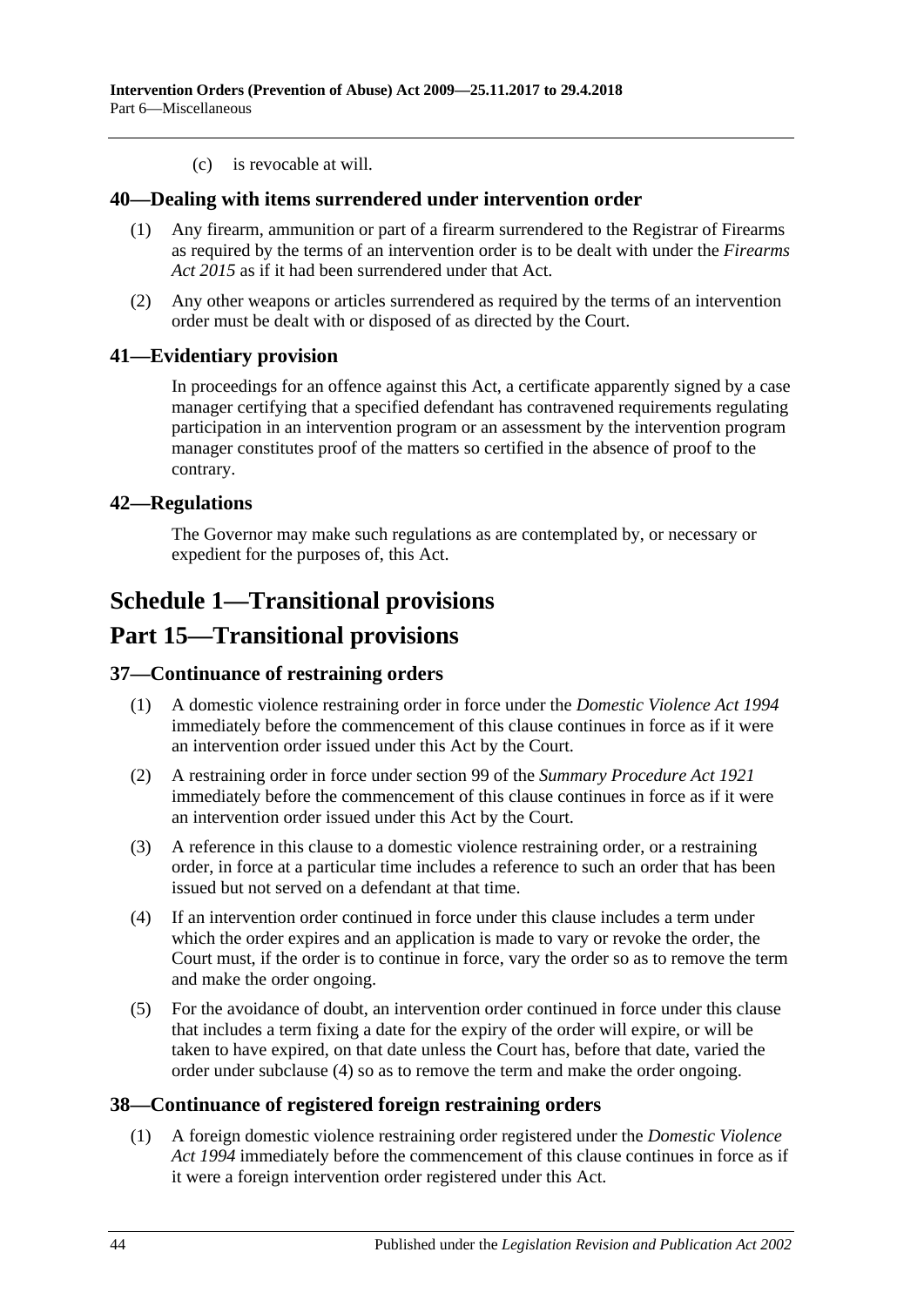(c) is revocable at will.

## 40—Dealing with items surrendered under intervention order

(1) Any firearm, ammunition or part of a firearm surrendered to the Registrar of Firearms as required by the terms of an intervention order is to be dealt with under the *Firearms Act 2015* as if it had been surrendered under that Act.

(2) Any other weapons or articles surrendered as required by the terms of an intervention order must be dealt with or disposed of as directed by the Court.

## 41—Evidentiary provision

In proceedings for an offence against this Act, a certificate apparently signed by a case manager certifying that a specified defendant has contravened requirements regulating participation in an intervention program or an assessment by the intervention program manager constitutes proof of the matters so certified in the absence of proof to the contrary.

## 42—Regulations

The Governor may make such regulations as are contemplated by, or necessary or expedient for the purposes of, this Act.

# Schedule 1—Transitional provisions

# Part 15—Transitional provisions

## 37—Continuance of restraining orders

(1) A domestic violence restraining order in force under the *Domestic Violence Act 1994* immediately before the commencement of this clause continues in force as if it were an intervention order issued under this Act by the Court.

(2) A restraining order in force under section 99 of the *Summary Procedure Act 1921* immediately before the commencement of this clause continues in force as if it were an intervention order issued under this Act by the Court.

(3) A reference in this clause to a domestic violence restraining order, or a restraining order, in force at a particular time includes a reference to such an order that has been issued but not served on a defendant at that time.

(4) If an intervention order continued in force under this clause includes a term under which the order expires and an application is made to vary or revoke the order, the Court must, if the order is to continue in force, vary the order so as to remove the term and make the order ongoing.

(5) For the avoidance of doubt, an intervention order continued in force under this clause that includes a term fixing a date for the expiry of the order will expire, or will be taken to have expired, on that date unless the Court has, before that date, varied the order under subclause (4) so as to remove the term and make the order ongoing.

## 38—Continuance of registered foreign restraining orders

(1) A foreign domestic violence restraining order registered under the *Domestic Violence Act 1994* immediately before the commencement of this clause continues in force as if it were a foreign intervention order registered under this Act.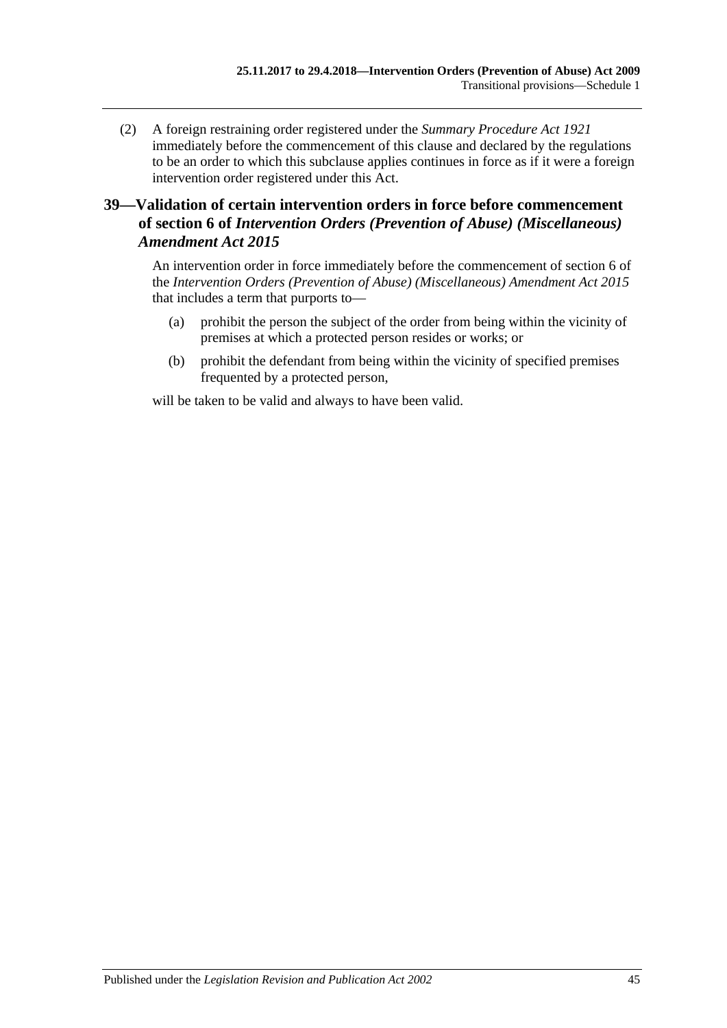(2) A foreign restraining order registered under the *Summary Procedure Act 1921* immediately before the commencement of this clause and declared by the regulations to be an order to which this subclause applies continues in force as if it were a foreign intervention order registered under this Act.

## 39—Validation of certain intervention orders in force before commencement of section 6 of *Intervention Orders (Prevention of Abuse) (Miscellaneous) Amendment Act 2015*

An intervention order in force immediately before the commencement of section 6 of the *Intervention Orders (Prevention of Abuse) (Miscellaneous) Amendment Act 2015* that includes a term that purports to—

(a) prohibit the person the subject of the order from being within the vicinity of premises at which a protected person resides or works; or

(b) prohibit the defendant from being within the vicinity of specified premises frequented by a protected person,

will be taken to be valid and always to have been valid.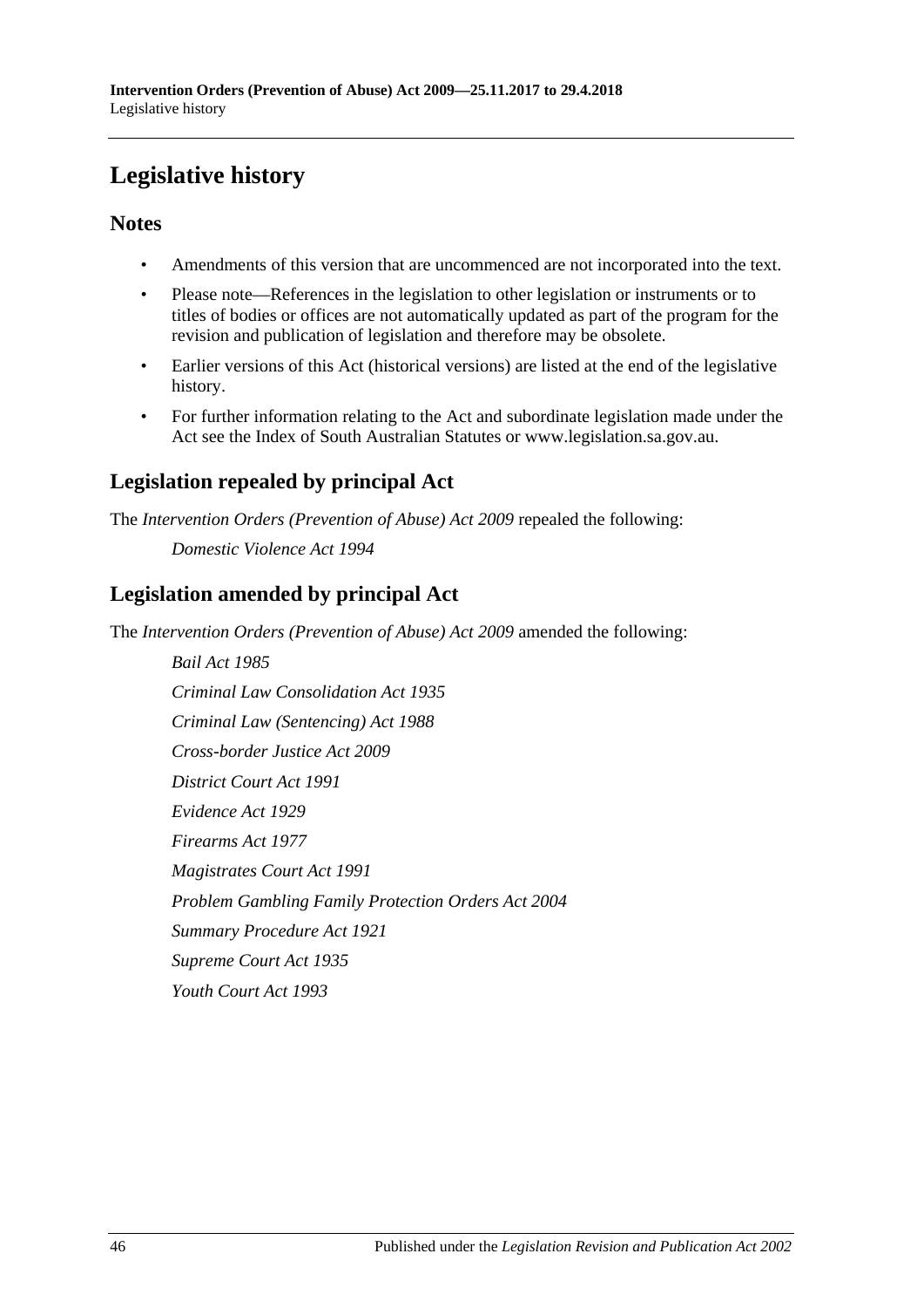# Legislative history

## Notes

- Amendments of this version that are uncommenced are not incorporated into the text.
- Please note—References in the legislation to other legislation or instruments or to titles of bodies or offices are not automatically updated as part of the program for the revision and publication of legislation and therefore may be obsolete.
- Earlier versions of this Act (historical versions) are listed at the end of the legislative history.
- For further information relating to the Act and subordinate legislation made under the Act see the Index of South Australian Statutes or www.legislation.sa.gov.au.

## Legislation repealed by principal Act

The *Intervention Orders (Prevention of Abuse) Act 2009* repealed the following:

*Domestic Violence Act 1994*

## Legislation amended by principal Act

The *Intervention Orders (Prevention of Abuse) Act 2009* amended the following:

*Bail Act 1985*

*Criminal Law Consolidation Act 1935*

*Criminal Law (Sentencing) Act 1988*

*Cross-border Justice Act 2009*

*District Court Act 1991*

*Evidence Act 1929*

*Firearms Act 1977*

*Magistrates Court Act 1991*

*Problem Gambling Family Protection Orders Act 2004*

*Summary Procedure Act 1921*

*Supreme Court Act 1935*

*Youth Court Act 1993*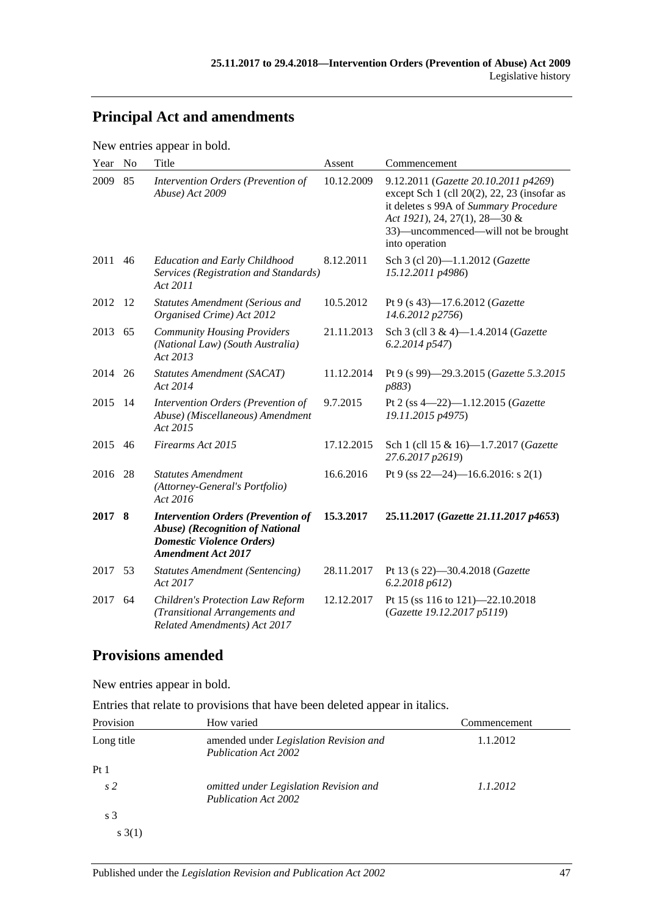## Principal Act and amendments

New entries appear in bold.

| Year | No | Title | Assent | Commencement |
|---|---|---|---|---|
| 2009 | 85 | *Intervention Orders (Prevention of Abuse) Act 2009* | 10.12.2009 | 9.12.2011 (*Gazette 20.10.2011 p4269*) except Sch 1 (cll 20(2), 22, 23 (insofar as it deletes s 99A of *Summary Procedure Act 1921*), 24, 27(1), 28—30 & 33)—uncommenced—will not be brought into operation |
| 2011 | 46 | *Education and Early Childhood Services (Registration and Standards) Act 2011* | 8.12.2011 | Sch 3 (cl 20)—1.1.2012 (*Gazette 15.12.2011 p4986*) |
| 2012 | 12 | *Statutes Amendment (Serious and Organised Crime) Act 2012* | 10.5.2012 | Pt 9 (s 43)—17.6.2012 (*Gazette 14.6.2012 p2756*) |
| 2013 | 65 | *Community Housing Providers (National Law) (South Australia) Act 2013* | 21.11.2013 | Sch 3 (cll 3 & 4)—1.4.2014 (*Gazette 6.2.2014 p547*) |
| 2014 | 26 | *Statutes Amendment (SACAT) Act 2014* | 11.12.2014 | Pt 9 (s 99)—29.3.2015 (*Gazette 5.3.2015 p883*) |
| 2015 | 14 | *Intervention Orders (Prevention of Abuse) (Miscellaneous) Amendment Act 2015* | 9.7.2015 | Pt 2 (ss 4—22)—1.12.2015 (*Gazette 19.11.2015 p4975*) |
| 2015 | 46 | *Firearms Act 2015* | 17.12.2015 | Sch 1 (cll 15 & 16)—1.7.2017 (*Gazette 27.6.2017 p2619*) |
| 2016 | 28 | *Statutes Amendment (Attorney-General's Portfolio) Act 2016* | 16.6.2016 | Pt 9 (ss 22—24)—16.6.2016: s 2(1) |
| **2017** | **8** | ***Intervention Orders (Prevention of Abuse) (Recognition of National Domestic Violence Orders) Amendment Act 2017*** | **15.3.2017** | **25.11.2017 (*Gazette 21.11.2017 p4653*)** |
| 2017 | 53 | *Statutes Amendment (Sentencing) Act 2017* | 28.11.2017 | Pt 13 (s 22)—30.4.2018 (*Gazette 6.2.2018 p612*) |
| 2017 | 64 | *Children's Protection Law Reform (Transitional Arrangements and Related Amendments) Act 2017* | 12.12.2017 | Pt 15 (ss 116 to 121)—22.10.2018 (*Gazette 19.12.2017 p5119*) |

## Provisions amended

New entries appear in bold.

Entries that relate to provisions that have been deleted appear in italics.

| Provision | How varied | Commencement |
|---|---|---|
| Long title | amended under *Legislation Revision and Publication Act 2002* | 1.1.2012 |
| Pt 1 | | |
| *s 2* | *omitted under Legislation Revision and Publication Act 2002* | *1.1.2012* |
| s 3 | | |
| s 3(1) | | |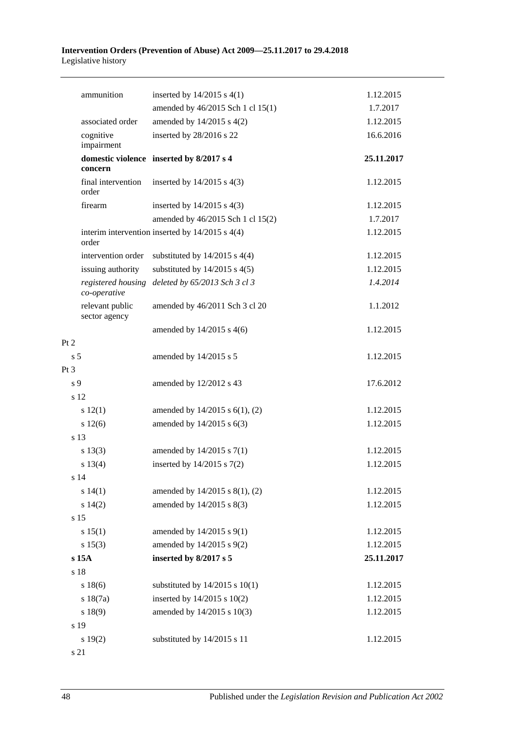| | | |
|---|---|---|
| ammunition | inserted by 14/2015 s 4(1) | 1.12.2015 |
| | amended by 46/2015 Sch 1 cl 15(1) | 1.7.2017 |
| associated order | amended by 14/2015 s 4(2) | 1.12.2015 |
| cognitive impairment | inserted by 28/2016 s 22 | 16.6.2016 |
| **domestic violence concern** | **inserted by 8/2017 s 4** | **25.11.2017** |
| final intervention order | inserted by 14/2015 s 4(3) | 1.12.2015 |
| firearm | inserted by 14/2015 s 4(3) | 1.12.2015 |
| | amended by 46/2015 Sch 1 cl 15(2) | 1.7.2017 |
| interim intervention order | inserted by 14/2015 s 4(4) | 1.12.2015 |
| intervention order | substituted by 14/2015 s 4(4) | 1.12.2015 |
| issuing authority | substituted by 14/2015 s 4(5) | 1.12.2015 |
| *registered housing co-operative* | *deleted by 65/2013 Sch 3 cl 3* | *1.4.2014* |
| relevant public sector agency | amended by 46/2011 Sch 3 cl 20 | 1.1.2012 |
| | amended by 14/2015 s 4(6) | 1.12.2015 |
| Pt 2 | | |
| s 5 | amended by 14/2015 s 5 | 1.12.2015 |
| Pt 3 | | |
| s 9 | amended by 12/2012 s 43 | 17.6.2012 |
| s 12 | | |
| s 12(1) | amended by 14/2015 s 6(1), (2) | 1.12.2015 |
| s 12(6) | amended by 14/2015 s 6(3) | 1.12.2015 |
| s 13 | | |
| s 13(3) | amended by 14/2015 s 7(1) | 1.12.2015 |
| s 13(4) | inserted by 14/2015 s 7(2) | 1.12.2015 |
| s 14 | | |
| s 14(1) | amended by 14/2015 s 8(1), (2) | 1.12.2015 |
| s 14(2) | amended by 14/2015 s 8(3) | 1.12.2015 |
| s 15 | | |
| s 15(1) | amended by 14/2015 s 9(1) | 1.12.2015 |
| s 15(3) | amended by 14/2015 s 9(2) | 1.12.2015 |
| **s 15A** | **inserted by 8/2017 s 5** | **25.11.2017** |
| s 18 | | |
| s 18(6) | substituted by 14/2015 s 10(1) | 1.12.2015 |
| s 18(7a) | inserted by 14/2015 s 10(2) | 1.12.2015 |
| s 18(9) | amended by 14/2015 s 10(3) | 1.12.2015 |
| s 19 | | |
| s 19(2) | substituted by 14/2015 s 11 | 1.12.2015 |
| s 21 | | |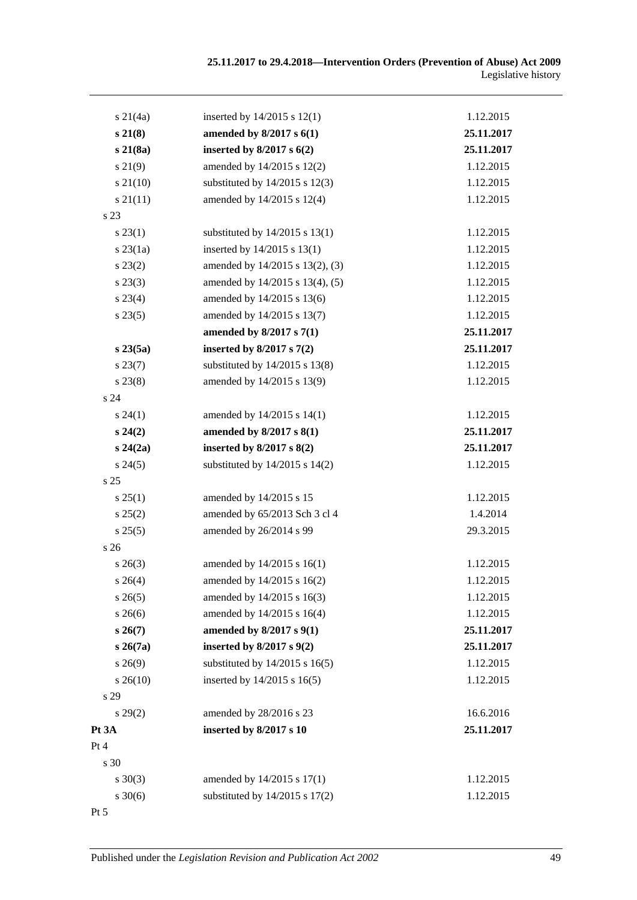| | | |
|---|---|---|
| s 21(4a) | inserted by 14/2015 s 12(1) | 1.12.2015 |
| **s 21(8)** | **amended by 8/2017 s 6(1)** | **25.11.2017** |
| **s 21(8a)** | **inserted by 8/2017 s 6(2)** | **25.11.2017** |
| s 21(9) | amended by 14/2015 s 12(2) | 1.12.2015 |
| s 21(10) | substituted by 14/2015 s 12(3) | 1.12.2015 |
| s 21(11) | amended by 14/2015 s 12(4) | 1.12.2015 |
| s 23 | | |
| s 23(1) | substituted by 14/2015 s 13(1) | 1.12.2015 |
| s 23(1a) | inserted by 14/2015 s 13(1) | 1.12.2015 |
| s 23(2) | amended by 14/2015 s 13(2), (3) | 1.12.2015 |
| s 23(3) | amended by 14/2015 s 13(4), (5) | 1.12.2015 |
| s 23(4) | amended by 14/2015 s 13(6) | 1.12.2015 |
| s 23(5) | amended by 14/2015 s 13(7) | 1.12.2015 |
| | **amended by 8/2017 s 7(1)** | **25.11.2017** |
| **s 23(5a)** | **inserted by 8/2017 s 7(2)** | **25.11.2017** |
| s 23(7) | substituted by 14/2015 s 13(8) | 1.12.2015 |
| s 23(8) | amended by 14/2015 s 13(9) | 1.12.2015 |
| s 24 | | |
| s 24(1) | amended by 14/2015 s 14(1) | 1.12.2015 |
| **s 24(2)** | **amended by 8/2017 s 8(1)** | **25.11.2017** |
| **s 24(2a)** | **inserted by 8/2017 s 8(2)** | **25.11.2017** |
| s 24(5) | substituted by 14/2015 s 14(2) | 1.12.2015 |
| s 25 | | |
| s 25(1) | amended by 14/2015 s 15 | 1.12.2015 |
| s 25(2) | amended by 65/2013 Sch 3 cl 4 | 1.4.2014 |
| s 25(5) | amended by 26/2014 s 99 | 29.3.2015 |
| s 26 | | |
| s 26(3) | amended by 14/2015 s 16(1) | 1.12.2015 |
| s 26(4) | amended by 14/2015 s 16(2) | 1.12.2015 |
| s 26(5) | amended by 14/2015 s 16(3) | 1.12.2015 |
| s 26(6) | amended by 14/2015 s 16(4) | 1.12.2015 |
| **s 26(7)** | **amended by 8/2017 s 9(1)** | **25.11.2017** |
| **s 26(7a)** | **inserted by 8/2017 s 9(2)** | **25.11.2017** |
| s 26(9) | substituted by 14/2015 s 16(5) | 1.12.2015 |
| s 26(10) | inserted by 14/2015 s 16(5) | 1.12.2015 |
| s 29 | | |
| s 29(2) | amended by 28/2016 s 23 | 16.6.2016 |
| **Pt 3A** | **inserted by 8/2017 s 10** | **25.11.2017** |
| Pt 4 | | |
| s 30 | | |
| s 30(3) | amended by 14/2015 s 17(1) | 1.12.2015 |
| s 30(6) | substituted by 14/2015 s 17(2) | 1.12.2015 |
| Pt 5 | | |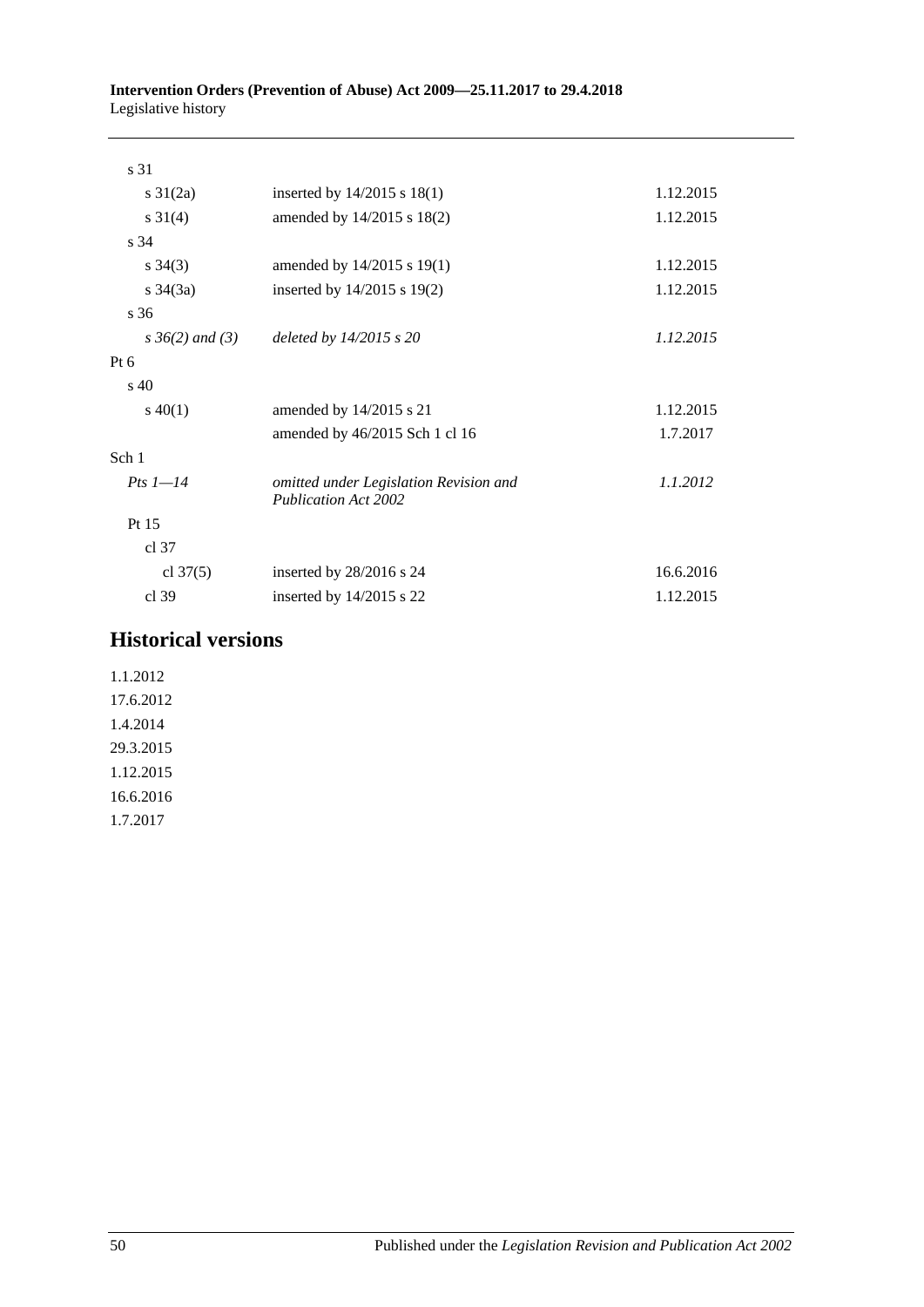| | | |
|---|---|---|
| s 31 | | |
| s 31(2a) | inserted by 14/2015 s 18(1) | 1.12.2015 |
| s 31(4) | amended by 14/2015 s 18(2) | 1.12.2015 |
| s 34 | | |
| s 34(3) | amended by 14/2015 s 19(1) | 1.12.2015 |
| s 34(3a) | inserted by 14/2015 s 19(2) | 1.12.2015 |
| s 36 | | |
| *s 36(2) and (3)* | *deleted by 14/2015 s 20* | *1.12.2015* |
| Pt 6 | | |
| s 40 | | |
| s 40(1) | amended by 14/2015 s 21 | 1.12.2015 |
| | amended by 46/2015 Sch 1 cl 16 | 1.7.2017 |
| Sch 1 | | |
| *Pts 1—14* | *omitted under Legislation Revision and Publication Act 2002* | *1.1.2012* |
| Pt 15 | | |
| cl 37 | | |
| cl 37(5) | inserted by 28/2016 s 24 | 16.6.2016 |
| cl 39 | inserted by 14/2015 s 22 | 1.12.2015 |

## Historical versions

1.1.2012
17.6.2012
1.4.2014
29.3.2015
1.12.2015
16.6.2016
1.7.2017